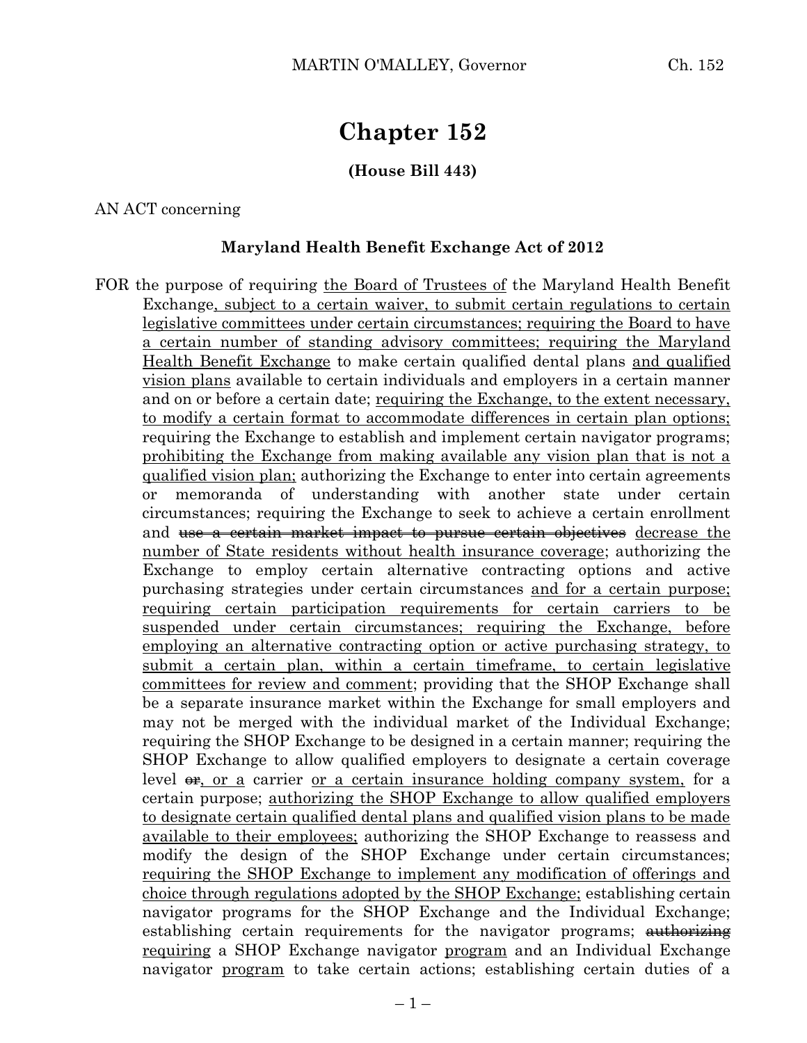# Chapter 152

**(House Bill 443)**

AN ACT concerning

**Maryland Health Benefit Exchange Act of 2012**

FOR the purpose of requiring the Board of Trustees of the Maryland Health Benefit Exchange, subject to a certain waiver, to submit certain regulations to certain legislative committees under certain circumstances; requiring the Board to have a certain number of standing advisory committees; requiring the Maryland Health Benefit Exchange to make certain qualified dental plans and qualified vision plans available to certain individuals and employers in a certain manner and on or before a certain date; requiring the Exchange, to the extent necessary, to modify a certain format to accommodate differences in certain plan options; requiring the Exchange to establish and implement certain navigator programs; prohibiting the Exchange from making available any vision plan that is not a qualified vision plan; authorizing the Exchange to enter into certain agreements or memoranda of understanding with another state under certain circumstances; requiring the Exchange to seek to achieve a certain enrollment and ~~use a certain market impact to pursue certain objectives~~ decrease the number of State residents without health insurance coverage; authorizing the Exchange to employ certain alternative contracting options and active purchasing strategies under certain circumstances and for a certain purpose; requiring certain participation requirements for certain carriers to be suspended under certain circumstances; requiring the Exchange, before employing an alternative contracting option or active purchasing strategy, to submit a certain plan, within a certain timeframe, to certain legislative committees for review and comment; providing that the SHOP Exchange shall be a separate insurance market within the Exchange for small employers and may not be merged with the individual market of the Individual Exchange; requiring the SHOP Exchange to be designed in a certain manner; requiring the SHOP Exchange to allow qualified employers to designate a certain coverage level ~~or~~, or a carrier or a certain insurance holding company system, for a certain purpose; authorizing the SHOP Exchange to allow qualified employers to designate certain qualified dental plans and qualified vision plans to be made available to their employees; authorizing the SHOP Exchange to reassess and modify the design of the SHOP Exchange under certain circumstances; requiring the SHOP Exchange to implement any modification of offerings and choice through regulations adopted by the SHOP Exchange; establishing certain navigator programs for the SHOP Exchange and the Individual Exchange; establishing certain requirements for the navigator programs; ~~authorizing~~ requiring a SHOP Exchange navigator program and an Individual Exchange navigator program to take certain actions; establishing certain duties of a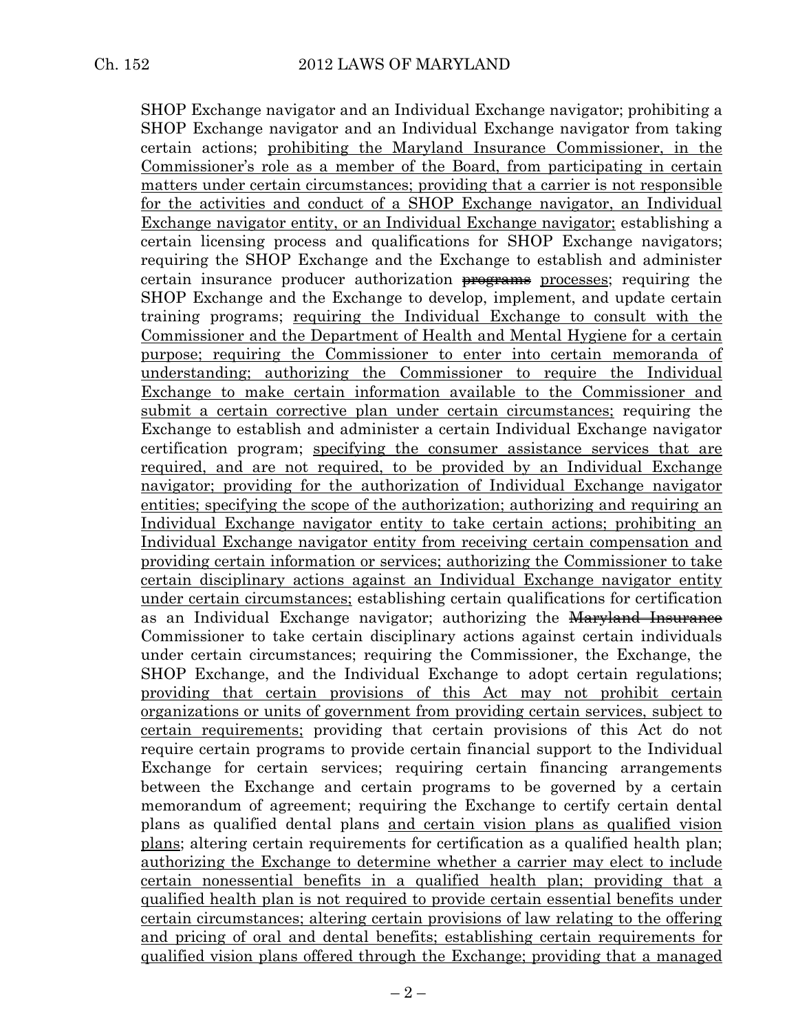SHOP Exchange navigator and an Individual Exchange navigator; prohibiting a SHOP Exchange navigator and an Individual Exchange navigator from taking certain actions; <u>prohibiting the Maryland Insurance Commissioner, in the Commissioner's role as a member of the Board, from participating in certain matters under certain circumstances; providing that a carrier is not responsible for the activities and conduct of a SHOP Exchange navigator, an Individual Exchange navigator entity, or an Individual Exchange navigator;</u> establishing a certain licensing process and qualifications for SHOP Exchange navigators; requiring the SHOP Exchange and the Exchange to establish and administer certain insurance producer authorization ~~programs~~ <u>processes</u>; requiring the SHOP Exchange and the Exchange to develop, implement, and update certain training programs; <u>requiring the Individual Exchange to consult with the Commissioner and the Department of Health and Mental Hygiene for a certain purpose; requiring the Commissioner to enter into certain memoranda of understanding; authorizing the Commissioner to require the Individual Exchange to make certain information available to the Commissioner and submit a certain corrective plan under certain circumstances;</u> requiring the Exchange to establish and administer a certain Individual Exchange navigator certification program; <u>specifying the consumer assistance services that are required, and are not required, to be provided by an Individual Exchange navigator; providing for the authorization of Individual Exchange navigator entities; specifying the scope of the authorization; authorizing and requiring an Individual Exchange navigator entity to take certain actions; prohibiting an Individual Exchange navigator entity from receiving certain compensation and providing certain information or services; authorizing the Commissioner to take certain disciplinary actions against an Individual Exchange navigator entity under certain circumstances;</u> establishing certain qualifications for certification as an Individual Exchange navigator; authorizing the ~~Maryland Insurance~~ Commissioner to take certain disciplinary actions against certain individuals under certain circumstances; requiring the Commissioner, the Exchange, the SHOP Exchange, and the Individual Exchange to adopt certain regulations; <u>providing that certain provisions of this Act may not prohibit certain organizations or units of government from providing certain services, subject to certain requirements;</u> providing that certain provisions of this Act do not require certain programs to provide certain financial support to the Individual Exchange for certain services; requiring certain financing arrangements between the Exchange and certain programs to be governed by a certain memorandum of agreement; requiring the Exchange to certify certain dental plans as qualified dental plans <u>and certain vision plans as qualified vision plans</u>; altering certain requirements for certification as a qualified health plan; <u>authorizing the Exchange to determine whether a carrier may elect to include certain nonessential benefits in a qualified health plan; providing that a qualified health plan is not required to provide certain essential benefits under certain circumstances; altering certain provisions of law relating to the offering and pricing of oral and dental benefits; establishing certain requirements for qualified vision plans offered through the Exchange; providing that a managed</u>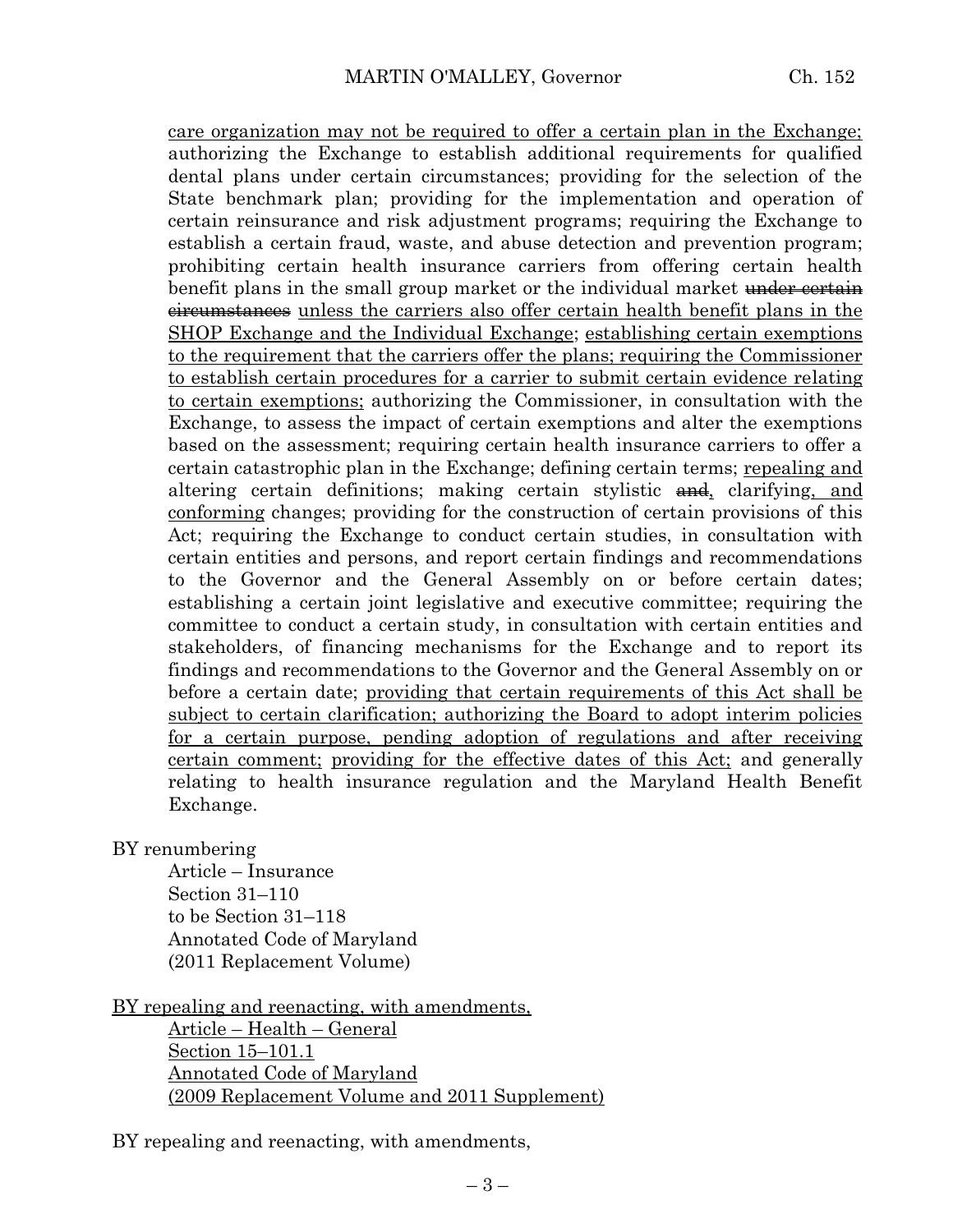care organization may not be required to offer a certain plan in the Exchange; authorizing the Exchange to establish additional requirements for qualified dental plans under certain circumstances; providing for the selection of the State benchmark plan; providing for the implementation and operation of certain reinsurance and risk adjustment programs; requiring the Exchange to establish a certain fraud, waste, and abuse detection and prevention program; prohibiting certain health insurance carriers from offering certain health benefit plans in the small group market or the individual market ~~under certain circumstances~~ unless the carriers also offer certain health benefit plans in the SHOP Exchange and the Individual Exchange; establishing certain exemptions to the requirement that the carriers offer the plans; requiring the Commissioner to establish certain procedures for a carrier to submit certain evidence relating to certain exemptions; authorizing the Commissioner, in consultation with the Exchange, to assess the impact of certain exemptions and alter the exemptions based on the assessment; requiring certain health insurance carriers to offer a certain catastrophic plan in the Exchange; defining certain terms; repealing and altering certain definitions; making certain stylistic ~~and~~, clarifying, and conforming changes; providing for the construction of certain provisions of this Act; requiring the Exchange to conduct certain studies, in consultation with certain entities and persons, and report certain findings and recommendations to the Governor and the General Assembly on or before certain dates; establishing a certain joint legislative and executive committee; requiring the committee to conduct a certain study, in consultation with certain entities and stakeholders, of financing mechanisms for the Exchange and to report its findings and recommendations to the Governor and the General Assembly on or before a certain date; providing that certain requirements of this Act shall be subject to certain clarification; authorizing the Board to adopt interim policies for a certain purpose, pending adoption of regulations and after receiving certain comment; providing for the effective dates of this Act; and generally relating to health insurance regulation and the Maryland Health Benefit Exchange.

BY renumbering
Article – Insurance
Section 31–110
to be Section 31–118
Annotated Code of Maryland
(2011 Replacement Volume)

BY repealing and reenacting, with amendments,
Article – Health – General
Section 15–101.1
Annotated Code of Maryland
(2009 Replacement Volume and 2011 Supplement)

BY repealing and reenacting, with amendments,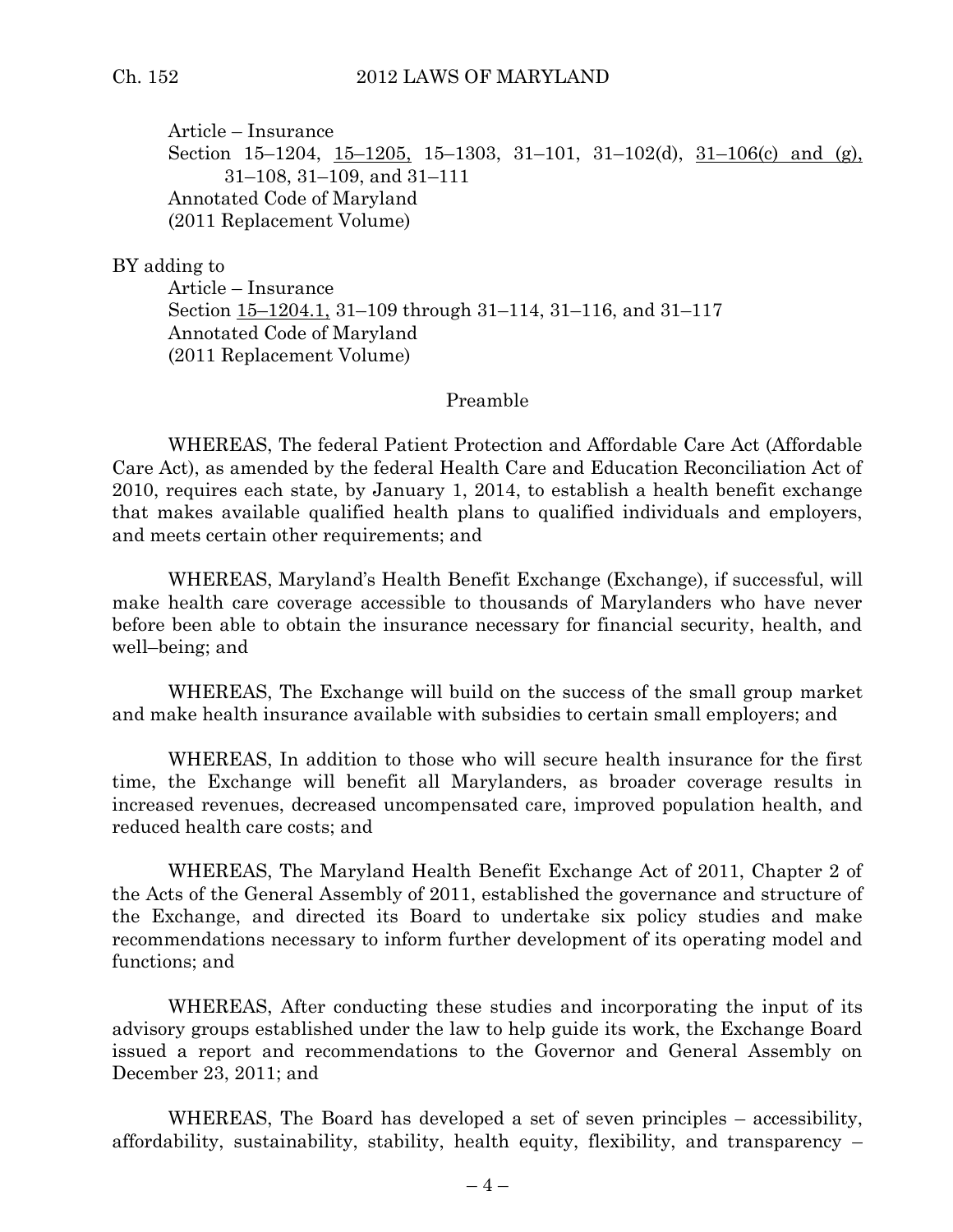Article – Insurance
Section 15–1204, 15–1205, 15–1303, 31–101, 31–102(d), 31–106(c) and (g), 31–108, 31–109, and 31–111
Annotated Code of Maryland
(2011 Replacement Volume)

BY adding to

Article – Insurance
Section 15–1204.1, 31–109 through 31–114, 31–116, and 31–117
Annotated Code of Maryland
(2011 Replacement Volume)

Preamble

WHEREAS, The federal Patient Protection and Affordable Care Act (Affordable Care Act), as amended by the federal Health Care and Education Reconciliation Act of 2010, requires each state, by January 1, 2014, to establish a health benefit exchange that makes available qualified health plans to qualified individuals and employers, and meets certain other requirements; and

WHEREAS, Maryland's Health Benefit Exchange (Exchange), if successful, will make health care coverage accessible to thousands of Marylanders who have never before been able to obtain the insurance necessary for financial security, health, and well–being; and

WHEREAS, The Exchange will build on the success of the small group market and make health insurance available with subsidies to certain small employers; and

WHEREAS, In addition to those who will secure health insurance for the first time, the Exchange will benefit all Marylanders, as broader coverage results in increased revenues, decreased uncompensated care, improved population health, and reduced health care costs; and

WHEREAS, The Maryland Health Benefit Exchange Act of 2011, Chapter 2 of the Acts of the General Assembly of 2011, established the governance and structure of the Exchange, and directed its Board to undertake six policy studies and make recommendations necessary to inform further development of its operating model and functions; and

WHEREAS, After conducting these studies and incorporating the input of its advisory groups established under the law to help guide its work, the Exchange Board issued a report and recommendations to the Governor and General Assembly on December 23, 2011; and

WHEREAS, The Board has developed a set of seven principles – accessibility, affordability, sustainability, stability, health equity, flexibility, and transparency –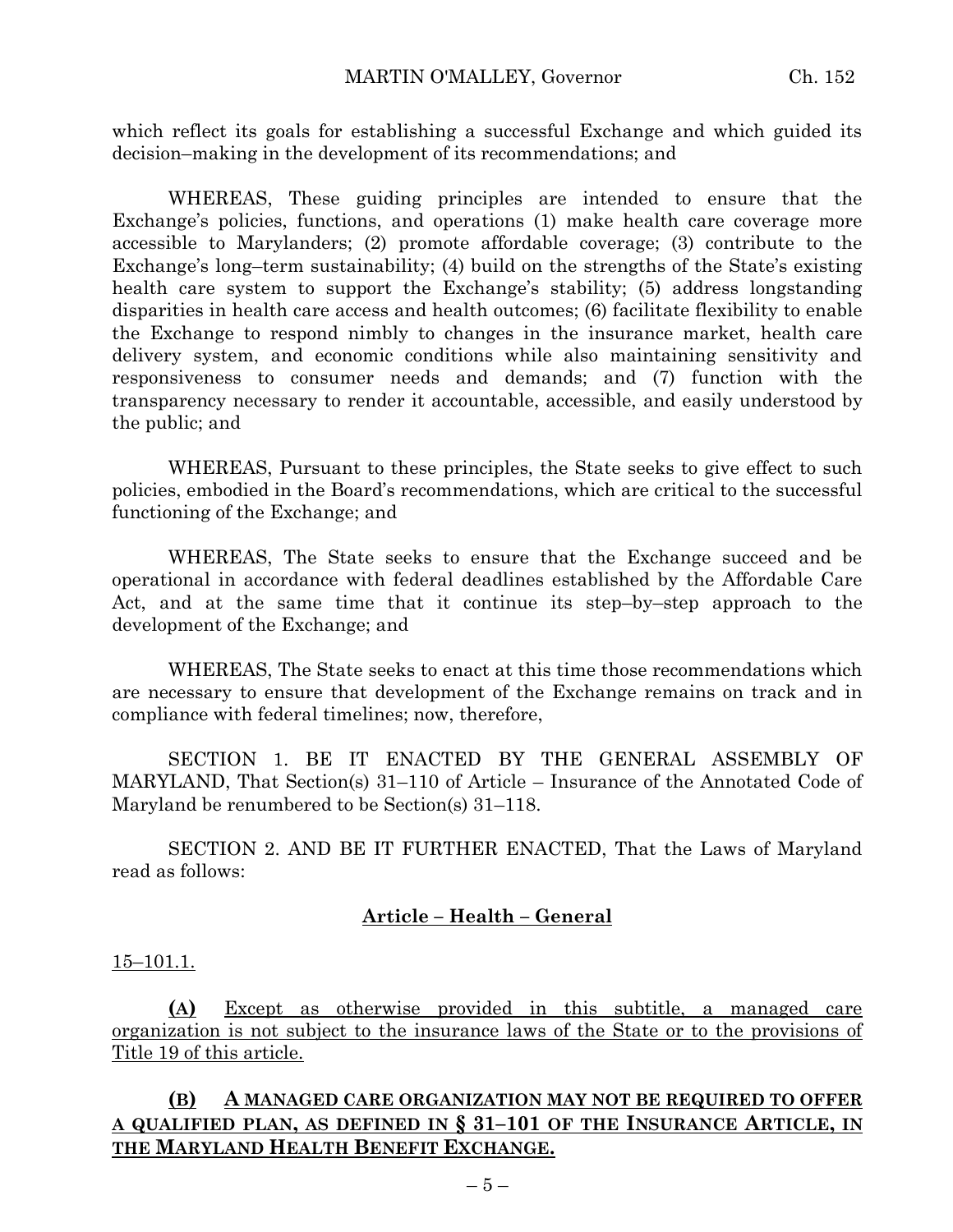which reflect its goals for establishing a successful Exchange and which guided its decision–making in the development of its recommendations; and

WHEREAS, These guiding principles are intended to ensure that the Exchange's policies, functions, and operations (1) make health care coverage more accessible to Marylanders; (2) promote affordable coverage; (3) contribute to the Exchange's long–term sustainability; (4) build on the strengths of the State's existing health care system to support the Exchange's stability; (5) address longstanding disparities in health care access and health outcomes; (6) facilitate flexibility to enable the Exchange to respond nimbly to changes in the insurance market, health care delivery system, and economic conditions while also maintaining sensitivity and responsiveness to consumer needs and demands; and (7) function with the transparency necessary to render it accountable, accessible, and easily understood by the public; and

WHEREAS, Pursuant to these principles, the State seeks to give effect to such policies, embodied in the Board's recommendations, which are critical to the successful functioning of the Exchange; and

WHEREAS, The State seeks to ensure that the Exchange succeed and be operational in accordance with federal deadlines established by the Affordable Care Act, and at the same time that it continue its step–by–step approach to the development of the Exchange; and

WHEREAS, The State seeks to enact at this time those recommendations which are necessary to ensure that development of the Exchange remains on track and in compliance with federal timelines; now, therefore,

SECTION 1. BE IT ENACTED BY THE GENERAL ASSEMBLY OF MARYLAND, That Section(s) 31–110 of Article – Insurance of the Annotated Code of Maryland be renumbered to be Section(s) 31–118.

SECTION 2. AND BE IT FURTHER ENACTED, That the Laws of Maryland read as follows:

**Article – Health – General**

15–101.1.

**(A)** Except as otherwise provided in this subtitle, a managed care organization is not subject to the insurance laws of the State or to the provisions of Title 19 of this article.

**(B) A MANAGED CARE ORGANIZATION MAY NOT BE REQUIRED TO OFFER A QUALIFIED PLAN, AS DEFINED IN § 31–101 OF THE INSURANCE ARTICLE, IN THE MARYLAND HEALTH BENEFIT EXCHANGE.**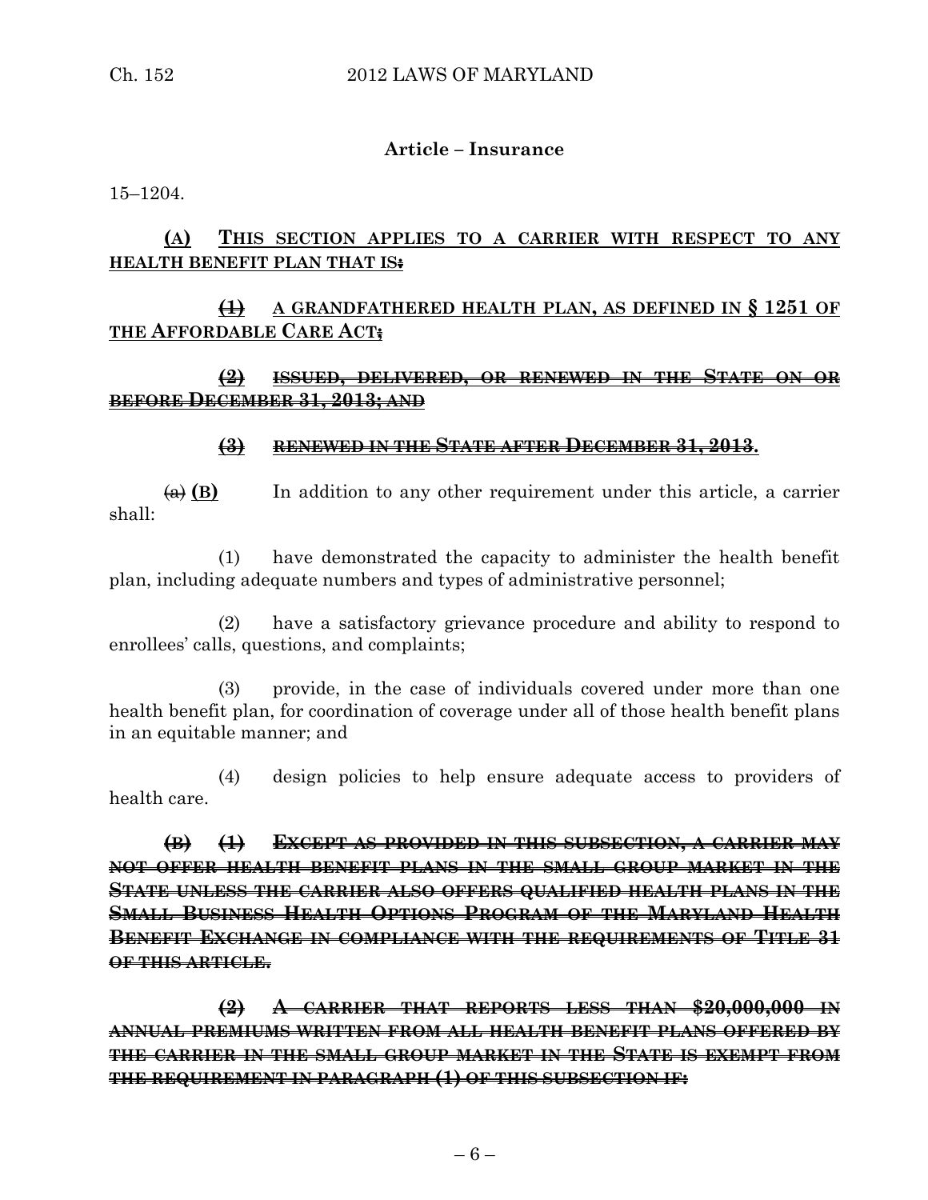**Article – Insurance**

15–1204.

**(A) THIS SECTION APPLIES TO A CARRIER WITH RESPECT TO ANY HEALTH BENEFIT PLAN THAT IS~~:~~**

**~~(1)~~ A GRANDFATHERED HEALTH PLAN, AS DEFINED IN § 1251 OF THE AFFORDABLE CARE ACT~~;~~**

~~**(2) ISSUED, DELIVERED, OR RENEWED IN THE STATE ON OR BEFORE DECEMBER 31, 2013; AND**~~

~~**(3) RENEWED IN THE STATE AFTER DECEMBER 31, 2013.**~~

~~(a)~~ **(B)** In addition to any other requirement under this article, a carrier shall:

(1) have demonstrated the capacity to administer the health benefit plan, including adequate numbers and types of administrative personnel;

(2) have a satisfactory grievance procedure and ability to respond to enrollees' calls, questions, and complaints;

(3) provide, in the case of individuals covered under more than one health benefit plan, for coordination of coverage under all of those health benefit plans in an equitable manner; and

(4) design policies to help ensure adequate access to providers of health care.

~~**(B) (1) EXCEPT AS PROVIDED IN THIS SUBSECTION, A CARRIER MAY NOT OFFER HEALTH BENEFIT PLANS IN THE SMALL GROUP MARKET IN THE STATE UNLESS THE CARRIER ALSO OFFERS QUALIFIED HEALTH PLANS IN THE SMALL BUSINESS HEALTH OPTIONS PROGRAM OF THE MARYLAND HEALTH BENEFIT EXCHANGE IN COMPLIANCE WITH THE REQUIREMENTS OF TITLE 31 OF THIS ARTICLE.**~~

~~**(2) A CARRIER THAT REPORTS LESS THAN $20,000,000 IN ANNUAL PREMIUMS WRITTEN FROM ALL HEALTH BENEFIT PLANS OFFERED BY THE CARRIER IN THE SMALL GROUP MARKET IN THE STATE IS EXEMPT FROM THE REQUIREMENT IN PARAGRAPH (1) OF THIS SUBSECTION IF:**~~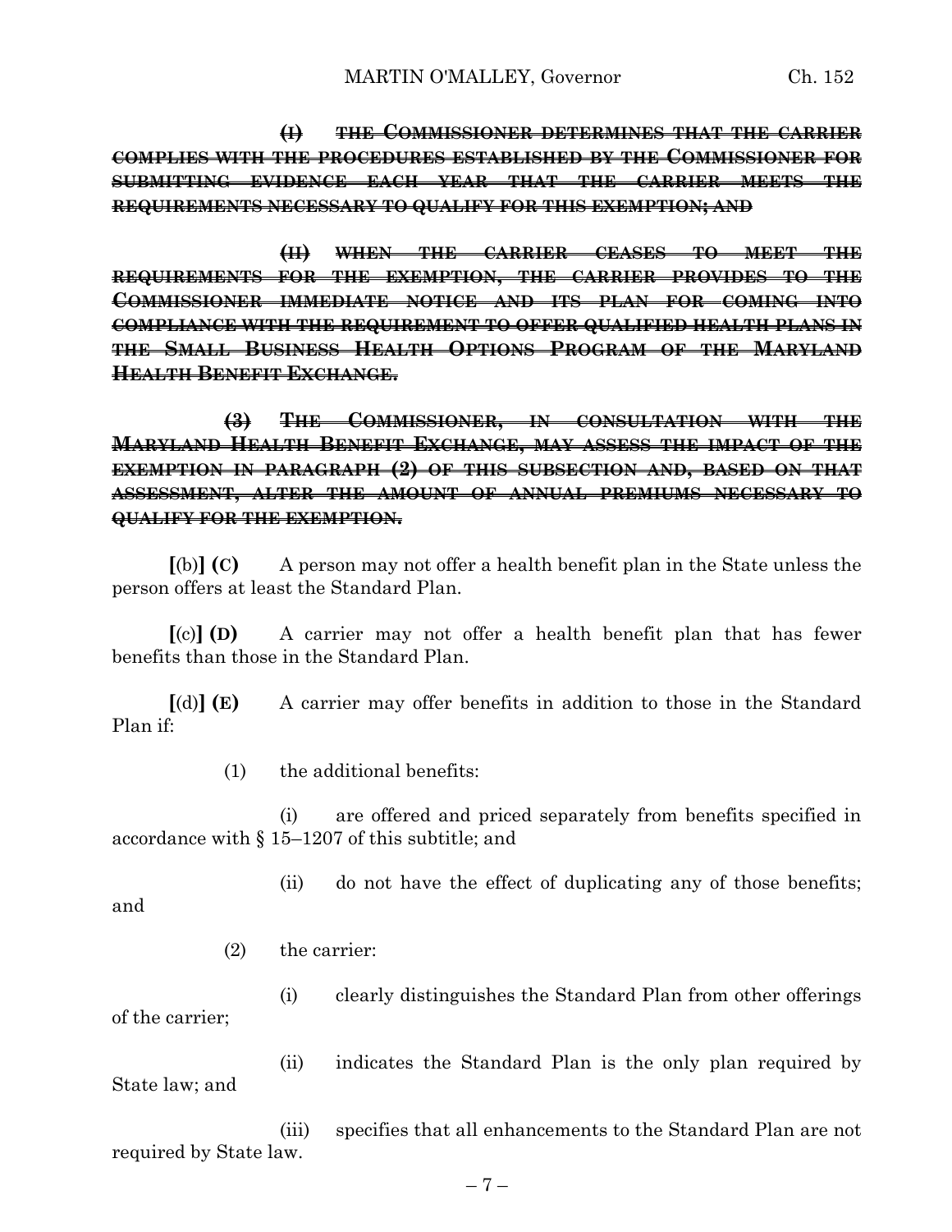~~**(I) THE COMMISSIONER DETERMINES THAT THE CARRIER COMPLIES WITH THE PROCEDURES ESTABLISHED BY THE COMMISSIONER FOR SUBMITTING EVIDENCE EACH YEAR THAT THE CARRIER MEETS THE REQUIREMENTS NECESSARY TO QUALIFY FOR THIS EXEMPTION; AND**~~

~~**(II) WHEN THE CARRIER CEASES TO MEET THE REQUIREMENTS FOR THE EXEMPTION, THE CARRIER PROVIDES TO THE COMMISSIONER IMMEDIATE NOTICE AND ITS PLAN FOR COMING INTO COMPLIANCE WITH THE REQUIREMENT TO OFFER QUALIFIED HEALTH PLANS IN THE SMALL BUSINESS HEALTH OPTIONS PROGRAM OF THE MARYLAND HEALTH BENEFIT EXCHANGE.**~~

~~**(3) THE COMMISSIONER, IN CONSULTATION WITH THE MARYLAND HEALTH BENEFIT EXCHANGE, MAY ASSESS THE IMPACT OF THE EXEMPTION IN PARAGRAPH (2) OF THIS SUBSECTION AND, BASED ON THAT ASSESSMENT, ALTER THE AMOUNT OF ANNUAL PREMIUMS NECESSARY TO QUALIFY FOR THE EXEMPTION.**~~

**[**(b)**] (C)** A person may not offer a health benefit plan in the State unless the person offers at least the Standard Plan.

**[**(c)**] (D)** A carrier may not offer a health benefit plan that has fewer benefits than those in the Standard Plan.

**[**(d)**] (E)** A carrier may offer benefits in addition to those in the Standard Plan if:

(1) the additional benefits:

(i) are offered and priced separately from benefits specified in accordance with § 15–1207 of this subtitle; and

(ii) do not have the effect of duplicating any of those benefits; and

(2) the carrier:

(i) clearly distinguishes the Standard Plan from other offerings of the carrier;

(ii) indicates the Standard Plan is the only plan required by State law; and

(iii) specifies that all enhancements to the Standard Plan are not required by State law.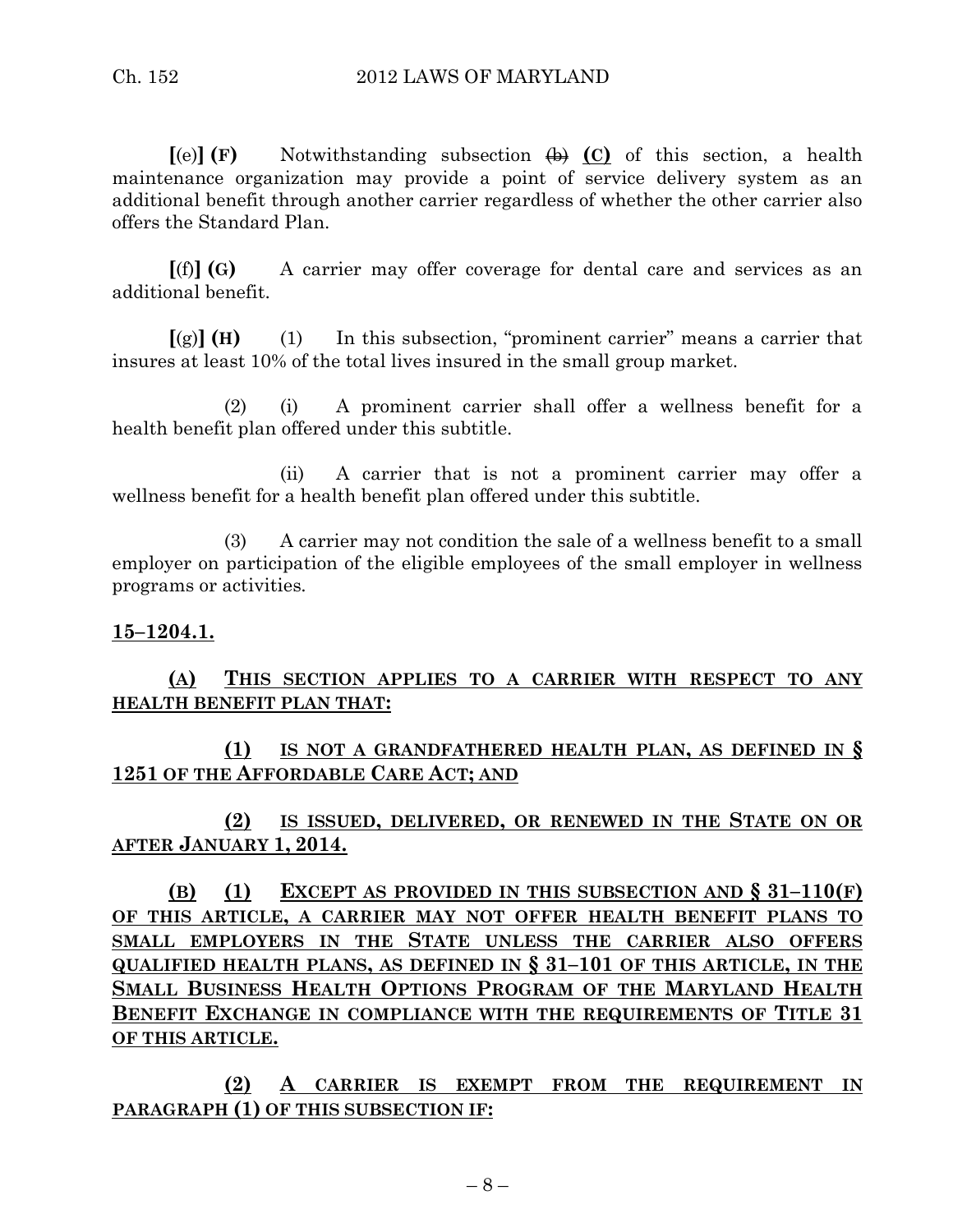**[**(e)**] (F)** Notwithstanding subsection ~~(b)~~ **(C)** of this section, a health maintenance organization may provide a point of service delivery system as an additional benefit through another carrier regardless of whether the other carrier also offers the Standard Plan.

**[**(f)**] (G)** A carrier may offer coverage for dental care and services as an additional benefit.

**[**(g)**] (H)** (1) In this subsection, "prominent carrier" means a carrier that insures at least 10% of the total lives insured in the small group market.

(2) (i) A prominent carrier shall offer a wellness benefit for a health benefit plan offered under this subtitle.

(ii) A carrier that is not a prominent carrier may offer a wellness benefit for a health benefit plan offered under this subtitle.

(3) A carrier may not condition the sale of a wellness benefit to a small employer on participation of the eligible employees of the small employer in wellness programs or activities.

**15–1204.1.**

**(A) THIS SECTION APPLIES TO A CARRIER WITH RESPECT TO ANY HEALTH BENEFIT PLAN THAT:**

**(1) IS NOT A GRANDFATHERED HEALTH PLAN, AS DEFINED IN § 1251 OF THE AFFORDABLE CARE ACT; AND**

**(2) IS ISSUED, DELIVERED, OR RENEWED IN THE STATE ON OR AFTER JANUARY 1, 2014.**

**(B) (1) EXCEPT AS PROVIDED IN THIS SUBSECTION AND § 31–110(F) OF THIS ARTICLE, A CARRIER MAY NOT OFFER HEALTH BENEFIT PLANS TO SMALL EMPLOYERS IN THE STATE UNLESS THE CARRIER ALSO OFFERS QUALIFIED HEALTH PLANS, AS DEFINED IN § 31–101 OF THIS ARTICLE, IN THE SMALL BUSINESS HEALTH OPTIONS PROGRAM OF THE MARYLAND HEALTH BENEFIT EXCHANGE IN COMPLIANCE WITH THE REQUIREMENTS OF TITLE 31 OF THIS ARTICLE.**

**(2) A CARRIER IS EXEMPT FROM THE REQUIREMENT IN PARAGRAPH (1) OF THIS SUBSECTION IF:**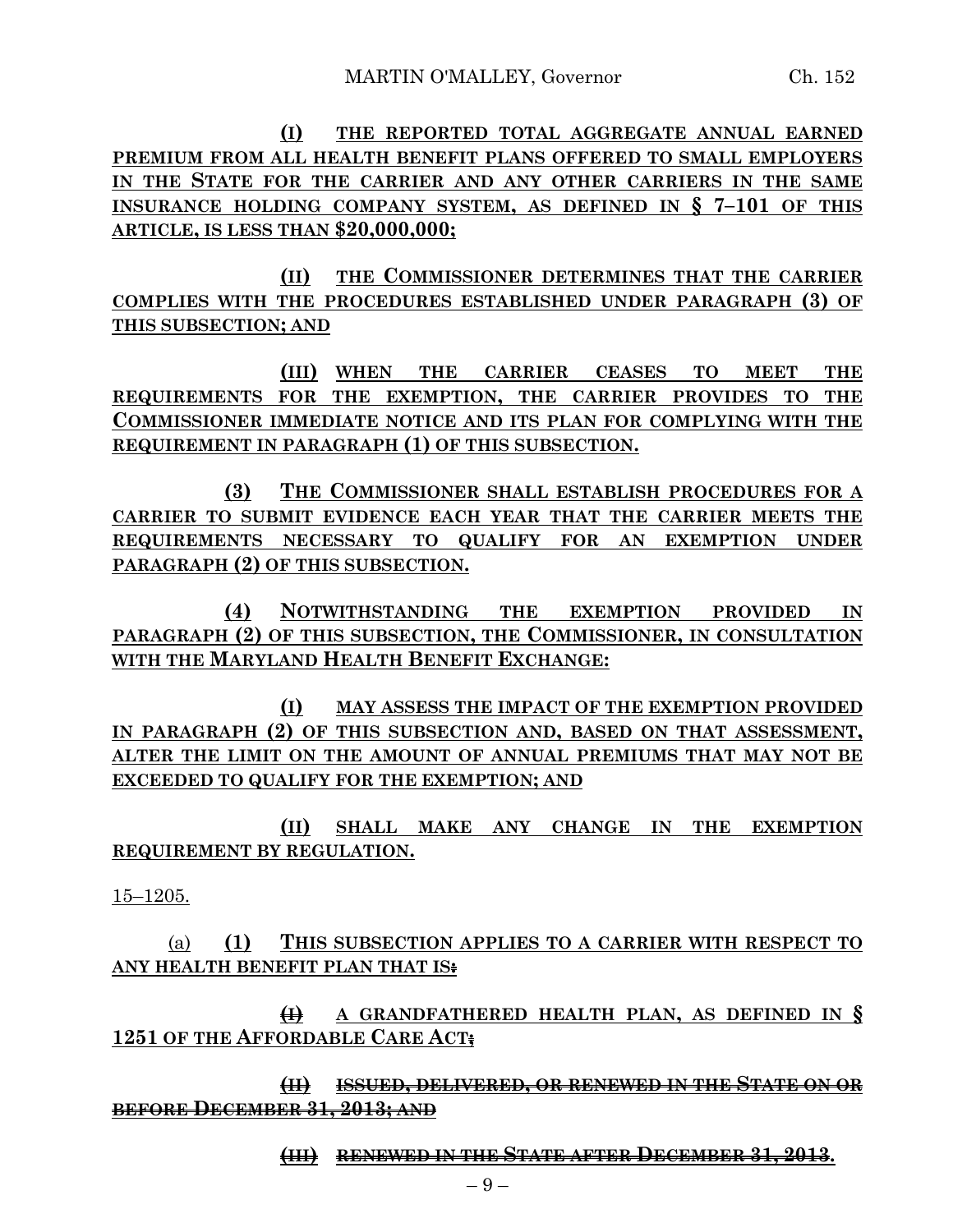(I) THE REPORTED TOTAL AGGREGATE ANNUAL EARNED PREMIUM FROM ALL HEALTH BENEFIT PLANS OFFERED TO SMALL EMPLOYERS IN THE STATE FOR THE CARRIER AND ANY OTHER CARRIERS IN THE SAME INSURANCE HOLDING COMPANY SYSTEM, AS DEFINED IN § 7–101 OF THIS ARTICLE, IS LESS THAN $20,000,000;

(II) THE COMMISSIONER DETERMINES THAT THE CARRIER COMPLIES WITH THE PROCEDURES ESTABLISHED UNDER PARAGRAPH (3) OF THIS SUBSECTION; AND

(III) WHEN THE CARRIER CEASES TO MEET THE REQUIREMENTS FOR THE EXEMPTION, THE CARRIER PROVIDES TO THE COMMISSIONER IMMEDIATE NOTICE AND ITS PLAN FOR COMPLYING WITH THE REQUIREMENT IN PARAGRAPH (1) OF THIS SUBSECTION.

(3) THE COMMISSIONER SHALL ESTABLISH PROCEDURES FOR A CARRIER TO SUBMIT EVIDENCE EACH YEAR THAT THE CARRIER MEETS THE REQUIREMENTS NECESSARY TO QUALIFY FOR AN EXEMPTION UNDER PARAGRAPH (2) OF THIS SUBSECTION.

(4) NOTWITHSTANDING THE EXEMPTION PROVIDED IN PARAGRAPH (2) OF THIS SUBSECTION, THE COMMISSIONER, IN CONSULTATION WITH THE MARYLAND HEALTH BENEFIT EXCHANGE:

(I) MAY ASSESS THE IMPACT OF THE EXEMPTION PROVIDED IN PARAGRAPH (2) OF THIS SUBSECTION AND, BASED ON THAT ASSESSMENT, ALTER THE LIMIT ON THE AMOUNT OF ANNUAL PREMIUMS THAT MAY NOT BE EXCEEDED TO QUALIFY FOR THE EXEMPTION; AND

(II) SHALL MAKE ANY CHANGE IN THE EXEMPTION REQUIREMENT BY REGULATION.

15–1205.

(a) (1) THIS SUBSECTION APPLIES TO A CARRIER WITH RESPECT TO ANY HEALTH BENEFIT PLAN THAT IS~~:~~

~~(I)~~ A GRANDFATHERED HEALTH PLAN, AS DEFINED IN § 1251 OF THE AFFORDABLE CARE ACT~~;~~

~~(II) ISSUED, DELIVERED, OR RENEWED IN THE STATE ON OR BEFORE DECEMBER 31, 2013; AND~~

~~(III) RENEWED IN THE STATE AFTER DECEMBER 31, 2013~~.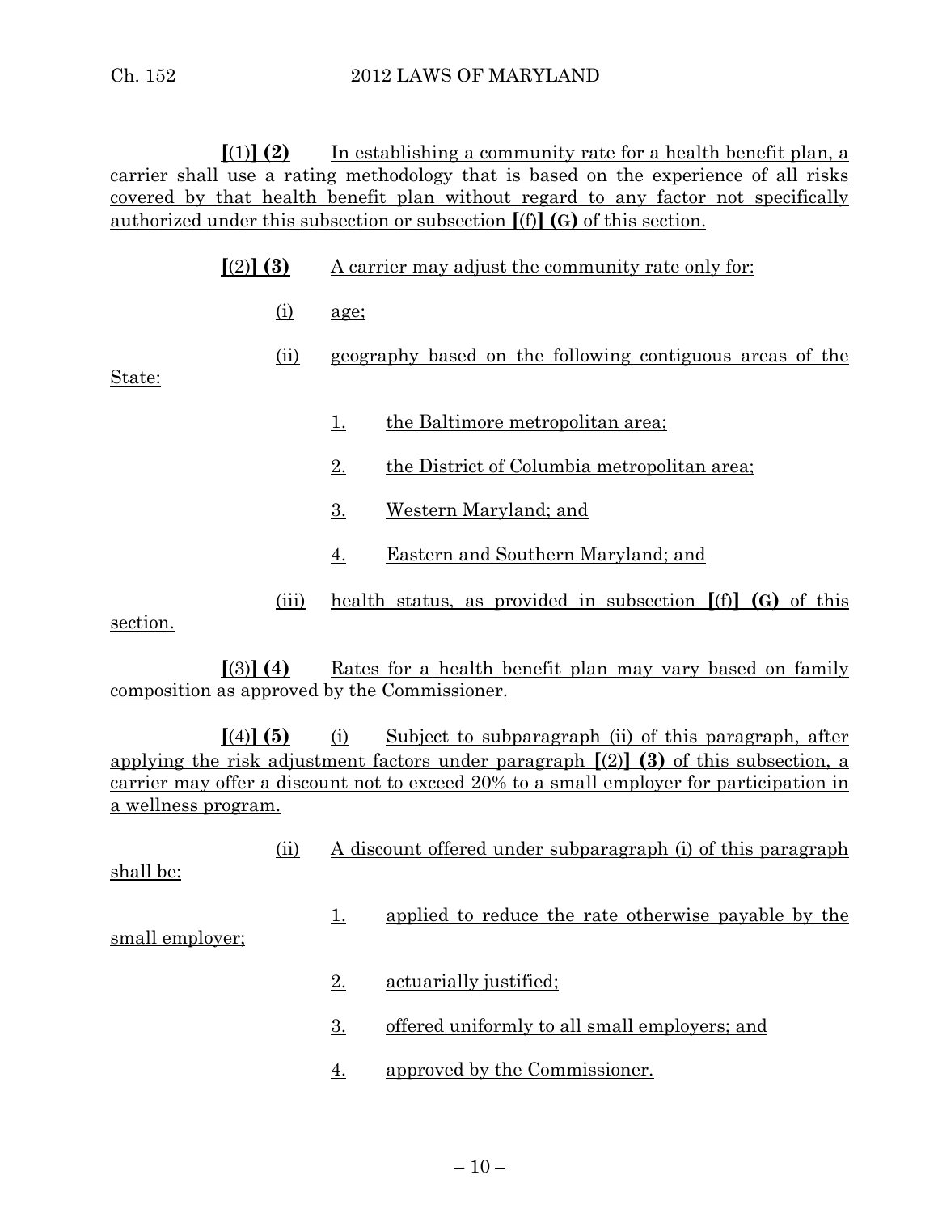[(1)] **(2)** In establishing a community rate for a health benefit plan, a carrier shall use a rating methodology that is based on the experience of all risks covered by that health benefit plan without regard to any factor not specifically authorized under this subsection or subsection [(f)] **(G)** of this section.

[(2)] **(3)** A carrier may adjust the community rate only for:

(i) age;

(ii) geography based on the following contiguous areas of the State:

1. the Baltimore metropolitan area;

2. the District of Columbia metropolitan area;

3. Western Maryland; and

4. Eastern and Southern Maryland; and

(iii) health status, as provided in subsection [(f)] **(G)** of this section.

[(3)] **(4)** Rates for a health benefit plan may vary based on family composition as approved by the Commissioner.

[(4)] **(5)** (i) Subject to subparagraph (ii) of this paragraph, after applying the risk adjustment factors under paragraph [(2)] **(3)** of this subsection, a carrier may offer a discount not to exceed 20% to a small employer for participation in a wellness program.

(ii) A discount offered under subparagraph (i) of this paragraph shall be:

1. applied to reduce the rate otherwise payable by the small employer;

2. actuarially justified;

3. offered uniformly to all small employers; and

4. approved by the Commissioner.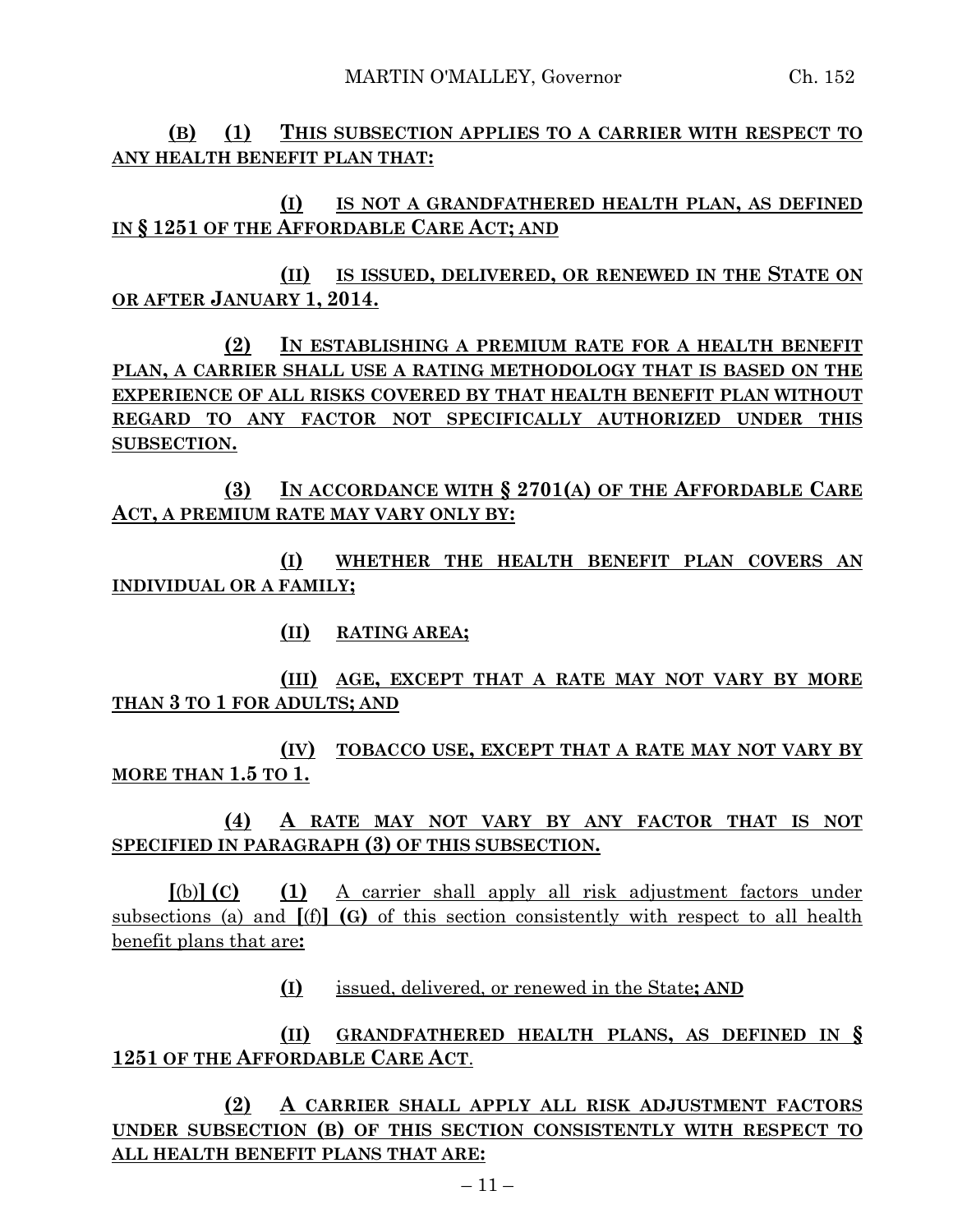**(B)** **(1)** **THIS SUBSECTION APPLIES TO A CARRIER WITH RESPECT TO ANY HEALTH BENEFIT PLAN THAT:**

**(I)** **IS NOT A GRANDFATHERED HEALTH PLAN, AS DEFINED IN § 1251 OF THE AFFORDABLE CARE ACT; AND**

**(II)** **IS ISSUED, DELIVERED, OR RENEWED IN THE STATE ON OR AFTER JANUARY 1, 2014.**

**(2)** **IN ESTABLISHING A PREMIUM RATE FOR A HEALTH BENEFIT PLAN, A CARRIER SHALL USE A RATING METHODOLOGY THAT IS BASED ON THE EXPERIENCE OF ALL RISKS COVERED BY THAT HEALTH BENEFIT PLAN WITHOUT REGARD TO ANY FACTOR NOT SPECIFICALLY AUTHORIZED UNDER THIS SUBSECTION.**

**(3)** **IN ACCORDANCE WITH § 2701(A) OF THE AFFORDABLE CARE ACT, A PREMIUM RATE MAY VARY ONLY BY:**

**(I)** **WHETHER THE HEALTH BENEFIT PLAN COVERS AN INDIVIDUAL OR A FAMILY;**

**(II)** **RATING AREA;**

**(III)** **AGE, EXCEPT THAT A RATE MAY NOT VARY BY MORE THAN 3 TO 1 FOR ADULTS; AND**

**(IV)** **TOBACCO USE, EXCEPT THAT A RATE MAY NOT VARY BY MORE THAN 1.5 TO 1.**

**(4)** **A RATE MAY NOT VARY BY ANY FACTOR THAT IS NOT SPECIFIED IN PARAGRAPH (3) OF THIS SUBSECTION.**

**[**(b)**] (C)** **(1)** A carrier shall apply all risk adjustment factors under subsections (a) and **[**(f)**] (G)** of this section consistently with respect to all health benefit plans that are**:**

**(I)** issued, delivered, or renewed in the State**; AND**

**(II)** **GRANDFATHERED HEALTH PLANS, AS DEFINED IN § 1251 OF THE AFFORDABLE CARE ACT**.

**(2)** **A CARRIER SHALL APPLY ALL RISK ADJUSTMENT FACTORS UNDER SUBSECTION (B) OF THIS SECTION CONSISTENTLY WITH RESPECT TO ALL HEALTH BENEFIT PLANS THAT ARE:**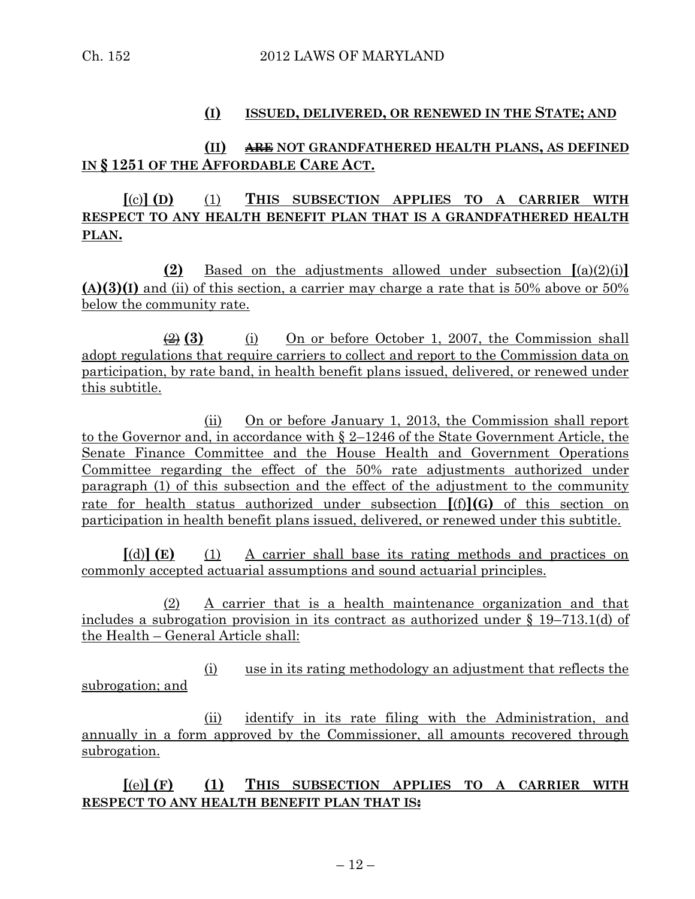**(I) ISSUED, DELIVERED, OR RENEWED IN THE STATE; AND**

**(II) ~~ARE~~ NOT GRANDFATHERED HEALTH PLANS, AS DEFINED IN § 1251 OF THE AFFORDABLE CARE ACT.**

**[**(c)**] (D)** (1) **THIS SUBSECTION APPLIES TO A CARRIER WITH RESPECT TO ANY HEALTH BENEFIT PLAN THAT IS A GRANDFATHERED HEALTH PLAN.**

**(2)** Based on the adjustments allowed under subsection **[**(a)(2)(i)**] (A)(3)(I)** and (ii) of this section, a carrier may charge a rate that is 50% above or 50% below the community rate.

~~(2)~~ **(3)** (i) On or before October 1, 2007, the Commission shall adopt regulations that require carriers to collect and report to the Commission data on participation, by rate band, in health benefit plans issued, delivered, or renewed under this subtitle.

(ii) On or before January 1, 2013, the Commission shall report to the Governor and, in accordance with § 2–1246 of the State Government Article, the Senate Finance Committee and the House Health and Government Operations Committee regarding the effect of the 50% rate adjustments authorized under paragraph (1) of this subsection and the effect of the adjustment to the community rate for health status authorized under subsection **[**(f)**](G)** of this section on participation in health benefit plans issued, delivered, or renewed under this subtitle.

**[**(d)**] (E)** (1) A carrier shall base its rating methods and practices on commonly accepted actuarial assumptions and sound actuarial principles.

(2) A carrier that is a health maintenance organization and that includes a subrogation provision in its contract as authorized under § 19–713.1(d) of the Health – General Article shall:

(i) use in its rating methodology an adjustment that reflects the subrogation; and

(ii) identify in its rate filing with the Administration, and annually in a form approved by the Commissioner, all amounts recovered through subrogation.

**[**(e)**] (F)** **(1) THIS SUBSECTION APPLIES TO A CARRIER WITH RESPECT TO ANY HEALTH BENEFIT PLAN THAT IS~~:~~**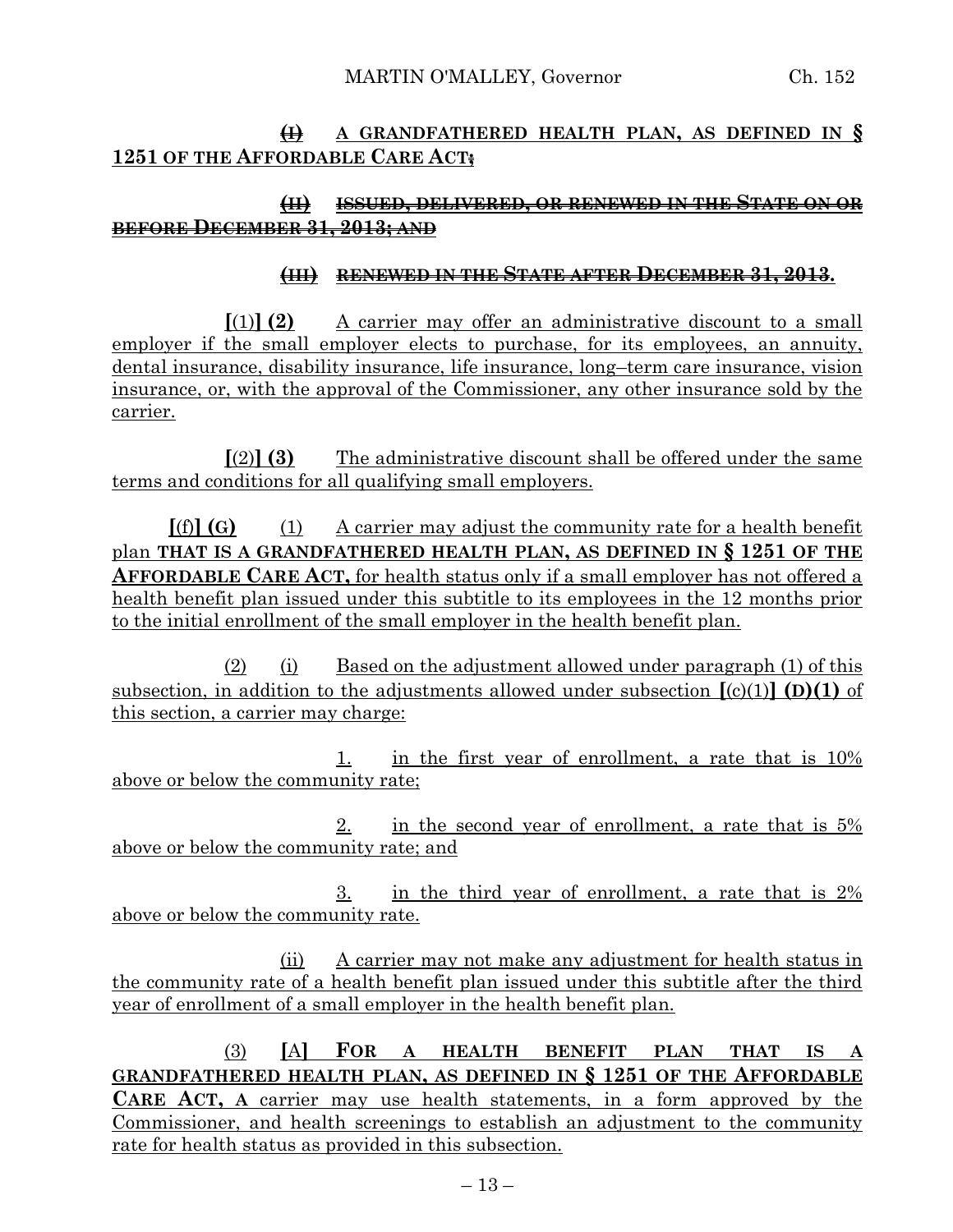~~(I)~~ A GRANDFATHERED HEALTH PLAN, AS DEFINED IN § 1251 OF THE AFFORDABLE CARE ACT~~;~~

~~(II) ISSUED, DELIVERED, OR RENEWED IN THE STATE ON OR BEFORE DECEMBER 31, 2013; AND~~

~~(III) RENEWED IN THE STATE AFTER DECEMBER 31, 2013.~~

**[**(1)**] (2)** A carrier may offer an administrative discount to a small employer if the small employer elects to purchase, for its employees, an annuity, dental insurance, disability insurance, life insurance, long–term care insurance, vision insurance, or, with the approval of the Commissioner, any other insurance sold by the carrier.

**[**(2)**] (3)** The administrative discount shall be offered under the same terms and conditions for all qualifying small employers.

**[**(f)**] (G)** (1) A carrier may adjust the community rate for a health benefit plan **THAT IS A GRANDFATHERED HEALTH PLAN, AS DEFINED IN § 1251 OF THE AFFORDABLE CARE ACT,** for health status only if a small employer has not offered a health benefit plan issued under this subtitle to its employees in the 12 months prior to the initial enrollment of the small employer in the health benefit plan.

(2) (i) Based on the adjustment allowed under paragraph (1) of this subsection, in addition to the adjustments allowed under subsection **[**(c)(1)**] (D)(1)** of this section, a carrier may charge:

1. in the first year of enrollment, a rate that is 10% above or below the community rate;

2. in the second year of enrollment, a rate that is 5% above or below the community rate; and

3. in the third year of enrollment, a rate that is 2% above or below the community rate.

(ii) A carrier may not make any adjustment for health status in the community rate of a health benefit plan issued under this subtitle after the third year of enrollment of a small employer in the health benefit plan.

(3) **[**A**] FOR A HEALTH BENEFIT PLAN THAT IS A GRANDFATHERED HEALTH PLAN, AS DEFINED IN § 1251 OF THE AFFORDABLE CARE ACT, A** carrier may use health statements, in a form approved by the Commissioner, and health screenings to establish an adjustment to the community rate for health status as provided in this subsection.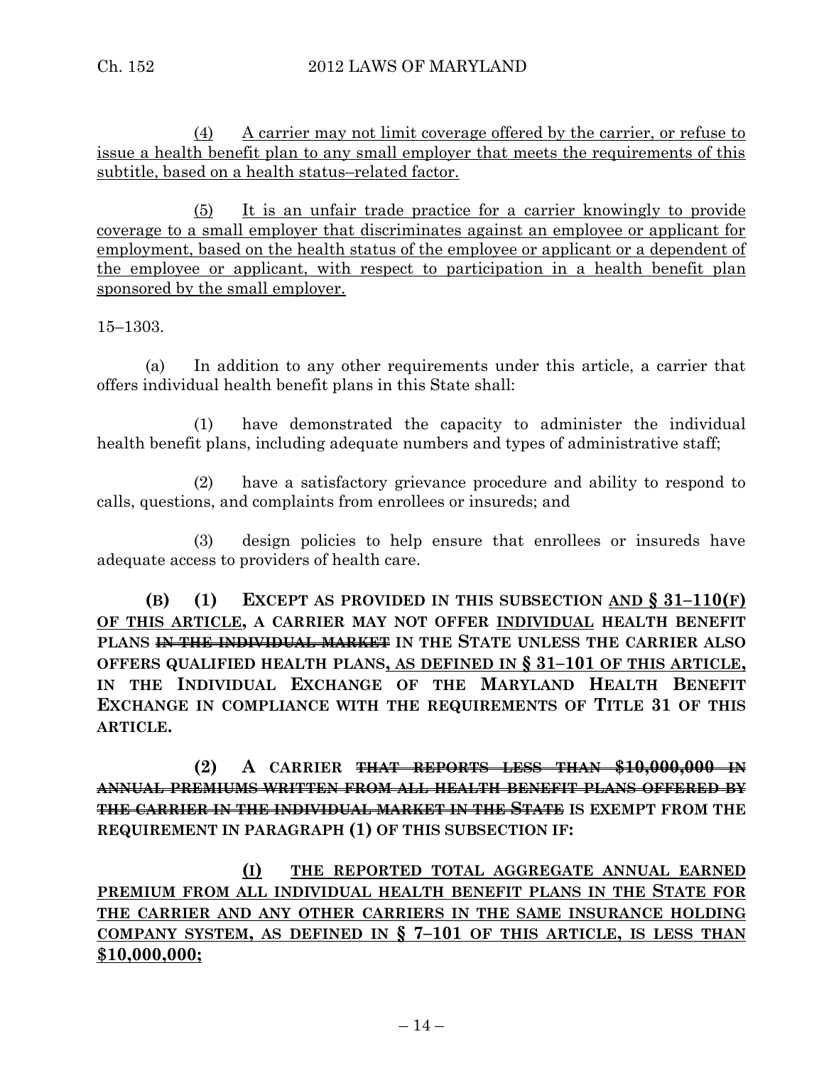(4) A carrier may not limit coverage offered by the carrier, or refuse to issue a health benefit plan to any small employer that meets the requirements of this subtitle, based on a health status–related factor.

(5) It is an unfair trade practice for a carrier knowingly to provide coverage to a small employer that discriminates against an employee or applicant for employment, based on the health status of the employee or applicant or a dependent of the employee or applicant, with respect to participation in a health benefit plan sponsored by the small employer.

15–1303.

(a) In addition to any other requirements under this article, a carrier that offers individual health benefit plans in this State shall:

(1) have demonstrated the capacity to administer the individual health benefit plans, including adequate numbers and types of administrative staff;

(2) have a satisfactory grievance procedure and ability to respond to calls, questions, and complaints from enrollees or insureds; and

(3) design policies to help ensure that enrollees or insureds have adequate access to providers of health care.

**(B) (1) EXCEPT AS PROVIDED IN THIS SUBSECTION AND § 31–110(F) OF THIS ARTICLE, A CARRIER MAY NOT OFFER INDIVIDUAL HEALTH BENEFIT PLANS ~~IN THE INDIVIDUAL MARKET~~ IN THE STATE UNLESS THE CARRIER ALSO OFFERS QUALIFIED HEALTH PLANS, AS DEFINED IN § 31–101 OF THIS ARTICLE, IN THE INDIVIDUAL EXCHANGE OF THE MARYLAND HEALTH BENEFIT EXCHANGE IN COMPLIANCE WITH THE REQUIREMENTS OF TITLE 31 OF THIS ARTICLE.**

**(2) A CARRIER ~~THAT REPORTS LESS THAN $10,000,000 IN ANNUAL PREMIUMS WRITTEN FROM ALL HEALTH BENEFIT PLANS OFFERED BY THE CARRIER IN THE INDIVIDUAL MARKET IN THE STATE~~ IS EXEMPT FROM THE REQUIREMENT IN PARAGRAPH (1) OF THIS SUBSECTION IF:**

**(I) THE REPORTED TOTAL AGGREGATE ANNUAL EARNED PREMIUM FROM ALL INDIVIDUAL HEALTH BENEFIT PLANS IN THE STATE FOR THE CARRIER AND ANY OTHER CARRIERS IN THE SAME INSURANCE HOLDING COMPANY SYSTEM, AS DEFINED IN § 7–101 OF THIS ARTICLE, IS LESS THAN $10,000,000;**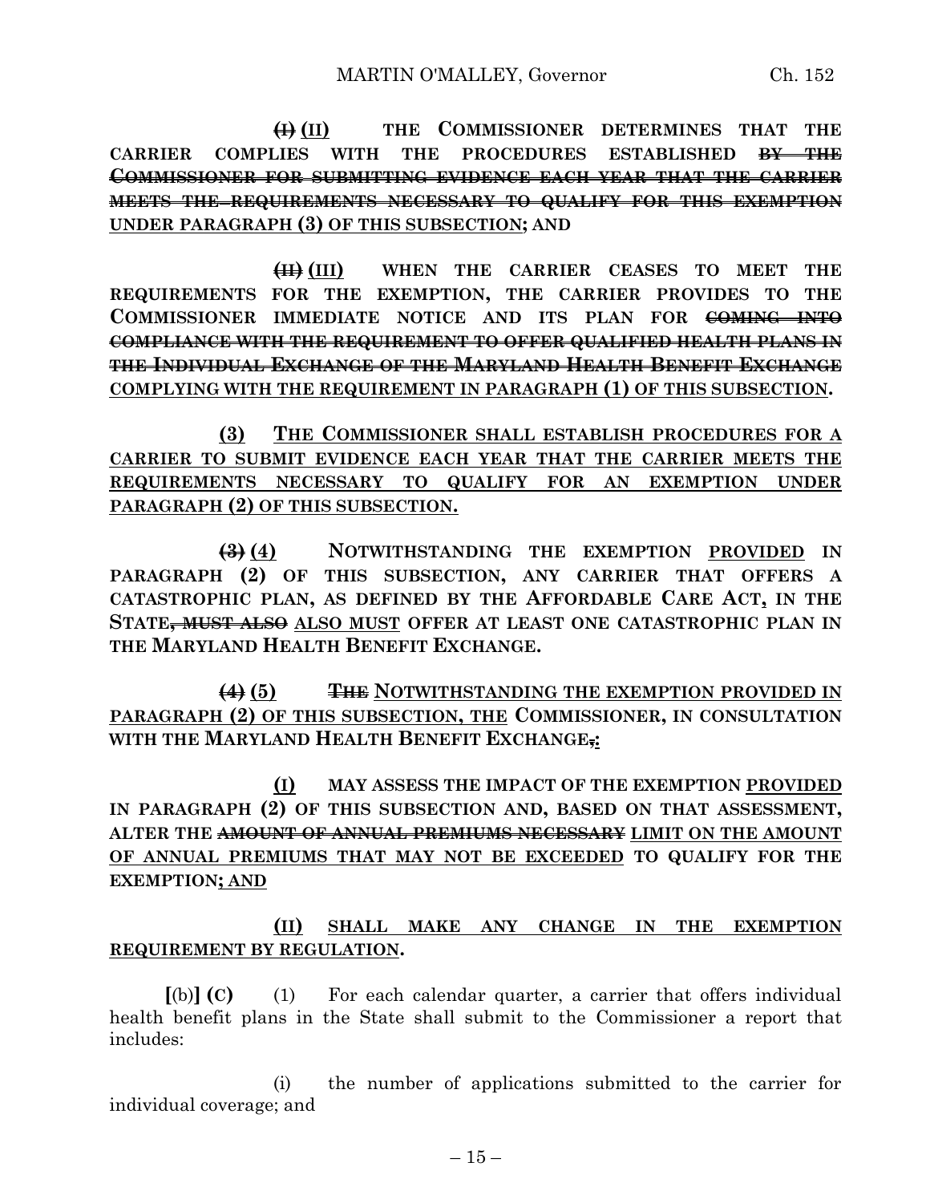~~(I)~~ <u>(II)</u> **THE COMMISSIONER DETERMINES THAT THE CARRIER COMPLIES WITH THE PROCEDURES ESTABLISHED** ~~**BY THE COMMISSIONER FOR SUBMITTING EVIDENCE EACH YEAR THAT THE CARRIER MEETS THE REQUIREMENTS NECESSARY TO QUALIFY FOR THIS EXEMPTION**~~ <u>**UNDER PARAGRAPH (3) OF THIS SUBSECTION**</u>**; AND**

~~(II)~~ <u>(III)</u> **WHEN THE CARRIER CEASES TO MEET THE REQUIREMENTS FOR THE EXEMPTION, THE CARRIER PROVIDES TO THE COMMISSIONER IMMEDIATE NOTICE AND ITS PLAN FOR** ~~**COMING INTO COMPLIANCE WITH THE REQUIREMENT TO OFFER QUALIFIED HEALTH PLANS IN THE INDIVIDUAL EXCHANGE OF THE MARYLAND HEALTH BENEFIT EXCHANGE**~~ <u>**COMPLYING WITH THE REQUIREMENT IN PARAGRAPH (1) OF THIS SUBSECTION**</u>**.**

<u>**(3) THE COMMISSIONER SHALL ESTABLISH PROCEDURES FOR A CARRIER TO SUBMIT EVIDENCE EACH YEAR THAT THE CARRIER MEETS THE REQUIREMENTS NECESSARY TO QUALIFY FOR AN EXEMPTION UNDER PARAGRAPH (2) OF THIS SUBSECTION.**</u>

~~(3)~~ <u>(4)</u> **NOTWITHSTANDING THE EXEMPTION** <u>**PROVIDED**</u> **IN PARAGRAPH (2) OF THIS SUBSECTION, ANY CARRIER THAT OFFERS A CATASTROPHIC PLAN, AS DEFINED BY THE AFFORDABLE CARE ACT**<u>**,**</u> **IN THE STATE**~~**, MUST ALSO**~~ <u>**ALSO MUST**</u> **OFFER AT LEAST ONE CATASTROPHIC PLAN IN THE MARYLAND HEALTH BENEFIT EXCHANGE.**

~~(4)~~ <u>(5)</u> ~~**THE**~~ <u>**NOTWITHSTANDING THE EXEMPTION PROVIDED IN PARAGRAPH (2) OF THIS SUBSECTION, THE**</u> **COMMISSIONER, IN CONSULTATION WITH THE MARYLAND HEALTH BENEFIT EXCHANGE**~~**,**~~<u>**:**</u>

<u>**(I)**</u> **MAY ASSESS THE IMPACT OF THE EXEMPTION** <u>**PROVIDED**</u> **IN PARAGRAPH (2) OF THIS SUBSECTION AND, BASED ON THAT ASSESSMENT, ALTER THE** ~~**AMOUNT OF ANNUAL PREMIUMS NECESSARY**~~ <u>**LIMIT ON THE AMOUNT OF ANNUAL PREMIUMS THAT MAY NOT BE EXCEEDED**</u> **TO QUALIFY FOR THE EXEMPTION**<u>**; AND**</u>

<u>**(II) SHALL MAKE ANY CHANGE IN THE EXEMPTION REQUIREMENT BY REGULATION**</u>**.**

**[**(b)**] (C)** (1) For each calendar quarter, a carrier that offers individual health benefit plans in the State shall submit to the Commissioner a report that includes:

(i) the number of applications submitted to the carrier for individual coverage; and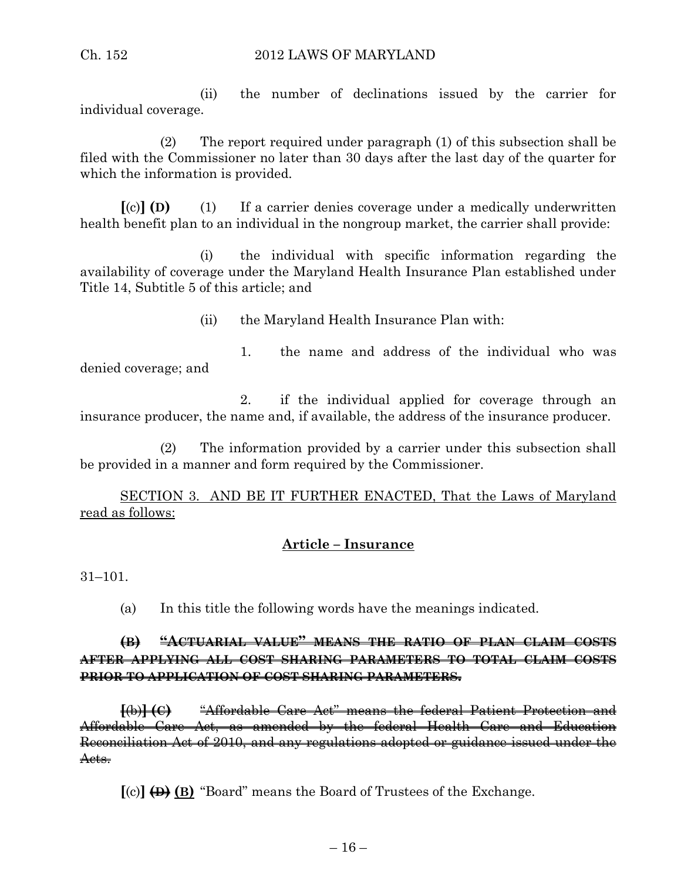(ii) the number of declinations issued by the carrier for individual coverage.

(2) The report required under paragraph (1) of this subsection shall be filed with the Commissioner no later than 30 days after the last day of the quarter for which the information is provided.

[(c)] **(D)** (1) If a carrier denies coverage under a medically underwritten health benefit plan to an individual in the nongroup market, the carrier shall provide:

(i) the individual with specific information regarding the availability of coverage under the Maryland Health Insurance Plan established under Title 14, Subtitle 5 of this article; and

(ii) the Maryland Health Insurance Plan with:

1. the name and address of the individual who was denied coverage; and

2. if the individual applied for coverage through an insurance producer, the name and, if available, the address of the insurance producer.

(2) The information provided by a carrier under this subsection shall be provided in a manner and form required by the Commissioner.

<u>SECTION 3. AND BE IT FURTHER ENACTED, That the Laws of Maryland read as follows:</u>

**<u>Article – Insurance</u>**

31–101.

(a) In this title the following words have the meanings indicated.

~~**(B) "ACTUARIAL VALUE" MEANS THE RATIO OF PLAN CLAIM COSTS AFTER APPLYING ALL COST SHARING PARAMETERS TO TOTAL CLAIM COSTS PRIOR TO APPLICATION OF COST SHARING PARAMETERS.**~~

~~[(b)] **(C)** "Affordable Care Act" means the federal Patient Protection and Affordable Care Act, as amended by the federal Health Care and Education Reconciliation Act of 2010, and any regulations adopted or guidance issued under the Acts.~~

[(c)] ~~**(D)**~~ <u>**(B)**</u> "Board" means the Board of Trustees of the Exchange.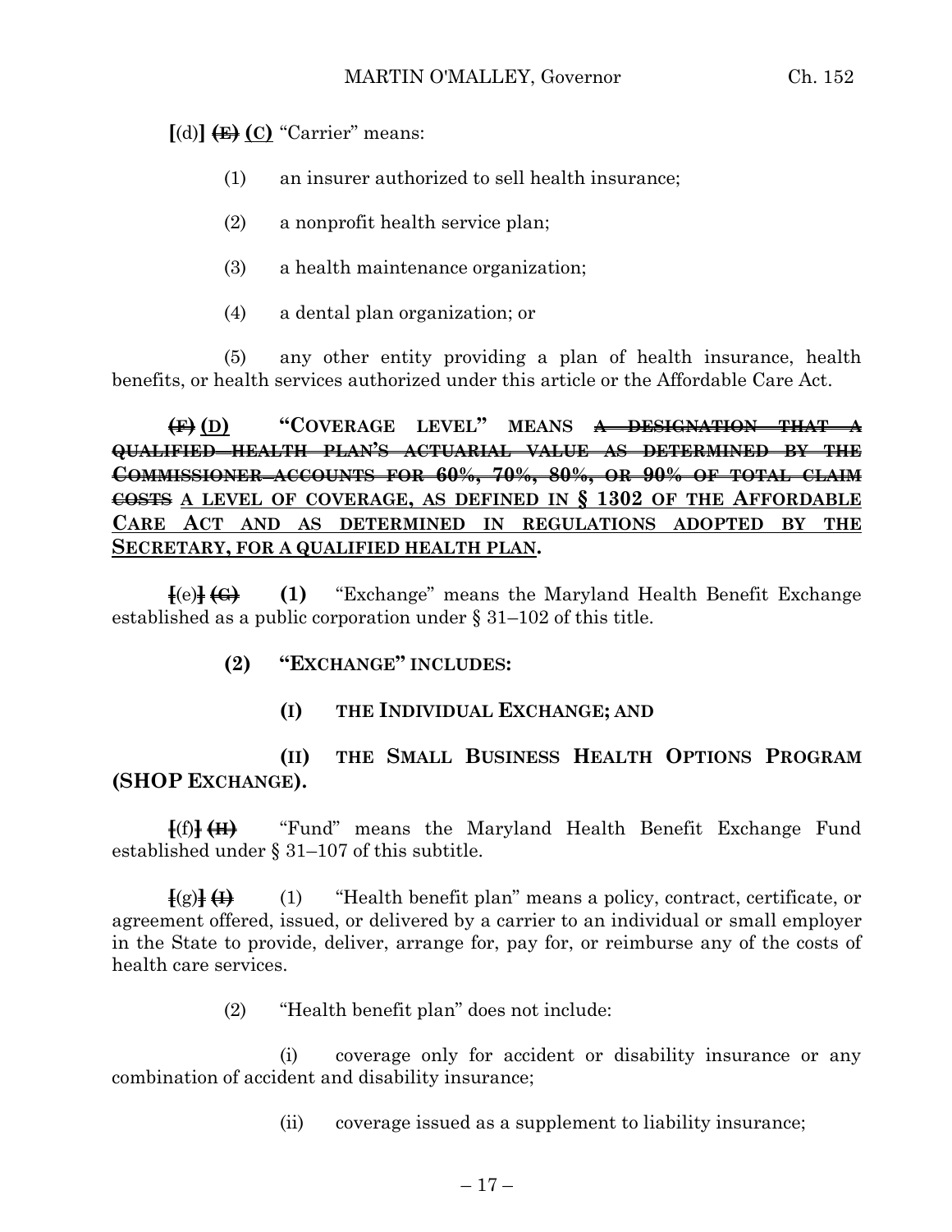[(d)] ~~(E)~~ (C) "Carrier" means:

(1) an insurer authorized to sell health insurance;

(2) a nonprofit health service plan;

(3) a health maintenance organization;

(4) a dental plan organization; or

(5) any other entity providing a plan of health insurance, health benefits, or health services authorized under this article or the Affordable Care Act.

~~(F)~~ (D) **"COVERAGE LEVEL" MEANS** ~~**A DESIGNATION THAT A QUALIFIED HEALTH PLAN'S ACTUARIAL VALUE AS DETERMINED BY THE COMMISSIONER ACCOUNTS FOR 60%, 70%, 80%, OR 90% OF TOTAL CLAIM COSTS**~~ **A LEVEL OF COVERAGE, AS DEFINED IN § 1302 OF THE AFFORDABLE CARE ACT AND AS DETERMINED IN REGULATIONS ADOPTED BY THE SECRETARY, FOR A QUALIFIED HEALTH PLAN.**

[(e)] ~~(G)~~ **(1)** "Exchange" means the Maryland Health Benefit Exchange established as a public corporation under § 31–102 of this title.

**(2) "EXCHANGE" INCLUDES:**

**(I) THE INDIVIDUAL EXCHANGE; AND**

**(II) THE SMALL BUSINESS HEALTH OPTIONS PROGRAM (SHOP EXCHANGE).**

[(f)] ~~(H)~~ "Fund" means the Maryland Health Benefit Exchange Fund established under § 31–107 of this subtitle.

[(g)] ~~(I)~~ (1) "Health benefit plan" means a policy, contract, certificate, or agreement offered, issued, or delivered by a carrier to an individual or small employer in the State to provide, deliver, arrange for, pay for, or reimburse any of the costs of health care services.

(2) "Health benefit plan" does not include:

(i) coverage only for accident or disability insurance or any combination of accident and disability insurance;

(ii) coverage issued as a supplement to liability insurance;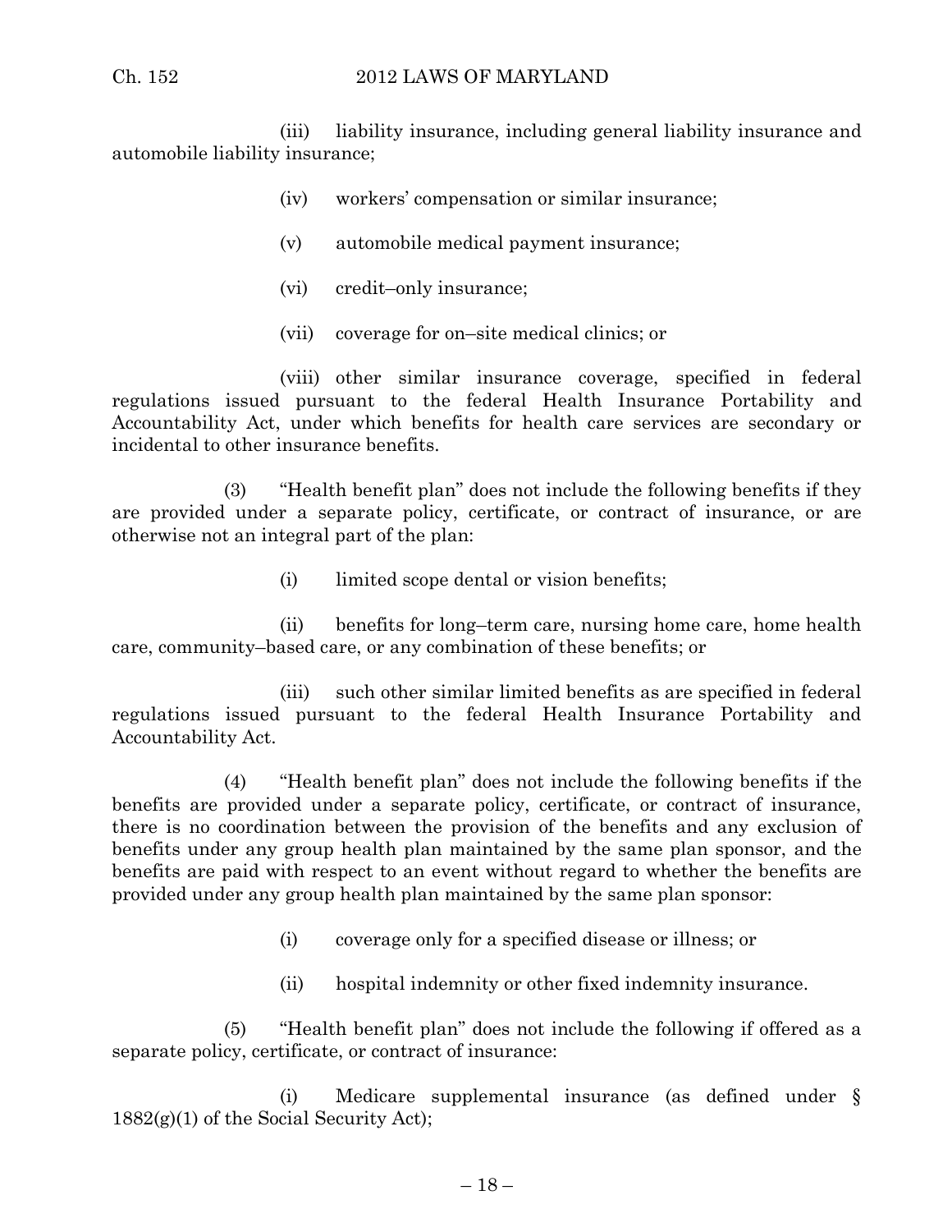(iii) liability insurance, including general liability insurance and automobile liability insurance;

(iv) workers' compensation or similar insurance;

(v) automobile medical payment insurance;

(vi) credit–only insurance;

(vii) coverage for on–site medical clinics; or

(viii) other similar insurance coverage, specified in federal regulations issued pursuant to the federal Health Insurance Portability and Accountability Act, under which benefits for health care services are secondary or incidental to other insurance benefits.

(3) "Health benefit plan" does not include the following benefits if they are provided under a separate policy, certificate, or contract of insurance, or are otherwise not an integral part of the plan:

(i) limited scope dental or vision benefits;

(ii) benefits for long–term care, nursing home care, home health care, community–based care, or any combination of these benefits; or

(iii) such other similar limited benefits as are specified in federal regulations issued pursuant to the federal Health Insurance Portability and Accountability Act.

(4) "Health benefit plan" does not include the following benefits if the benefits are provided under a separate policy, certificate, or contract of insurance, there is no coordination between the provision of the benefits and any exclusion of benefits under any group health plan maintained by the same plan sponsor, and the benefits are paid with respect to an event without regard to whether the benefits are provided under any group health plan maintained by the same plan sponsor:

(i) coverage only for a specified disease or illness; or

(ii) hospital indemnity or other fixed indemnity insurance.

(5) "Health benefit plan" does not include the following if offered as a separate policy, certificate, or contract of insurance:

(i) Medicare supplemental insurance (as defined under § 1882(g)(1) of the Social Security Act);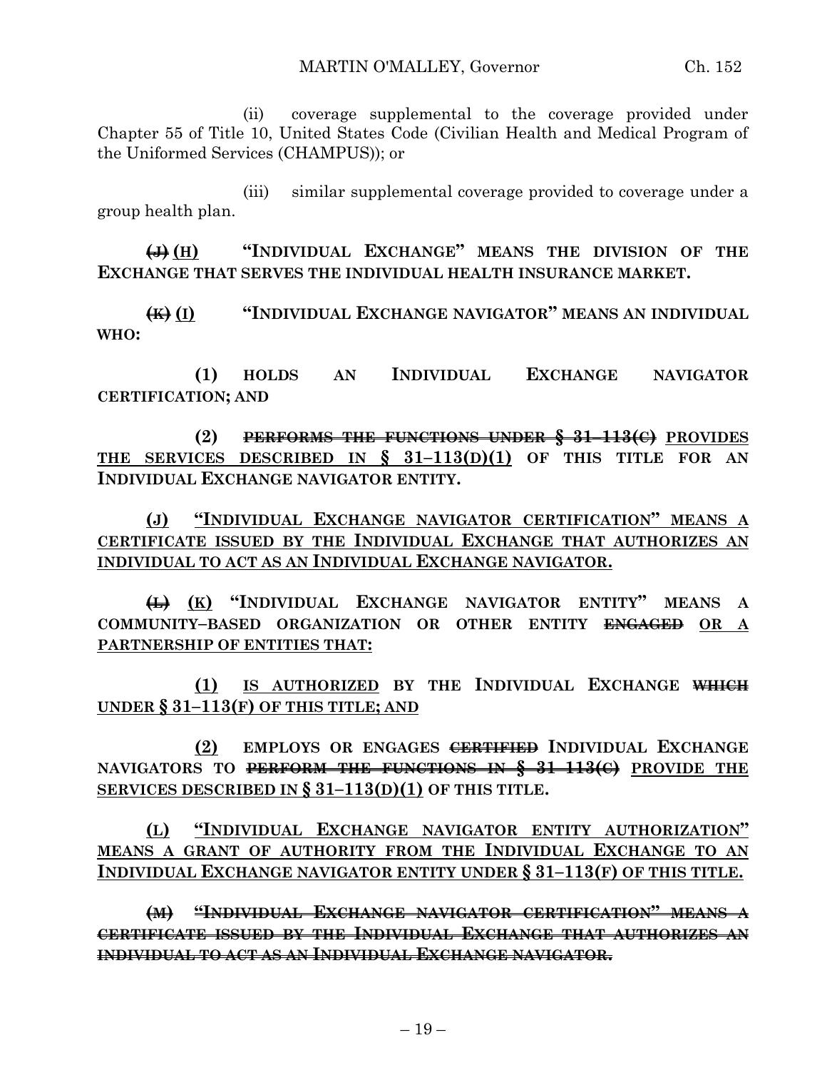(ii) coverage supplemental to the coverage provided under Chapter 55 of Title 10, United States Code (Civilian Health and Medical Program of the Uniformed Services (CHAMPUS)); or

(iii) similar supplemental coverage provided to coverage under a group health plan.

~~**(J)**~~ <u>**(H)**</u> **"INDIVIDUAL EXCHANGE" MEANS THE DIVISION OF THE EXCHANGE THAT SERVES THE INDIVIDUAL HEALTH INSURANCE MARKET.**

~~**(K)**~~ <u>**(I)**</u> **"INDIVIDUAL EXCHANGE NAVIGATOR" MEANS AN INDIVIDUAL WHO:**

**(1) HOLDS AN INDIVIDUAL EXCHANGE NAVIGATOR CERTIFICATION; AND**

**(2)** ~~**PERFORMS THE FUNCTIONS UNDER § 31–113(C)**~~ <u>**PROVIDES THE SERVICES DESCRIBED IN § 31–113(D)(1)**</u> **OF THIS TITLE FOR AN INDIVIDUAL EXCHANGE NAVIGATOR ENTITY.**

<u>**(J) "INDIVIDUAL EXCHANGE NAVIGATOR CERTIFICATION" MEANS A CERTIFICATE ISSUED BY THE INDIVIDUAL EXCHANGE THAT AUTHORIZES AN INDIVIDUAL TO ACT AS AN INDIVIDUAL EXCHANGE NAVIGATOR.**</u>

~~**(L)**~~ <u>**(K)**</u> **"INDIVIDUAL EXCHANGE NAVIGATOR ENTITY" MEANS A COMMUNITY–BASED ORGANIZATION OR OTHER ENTITY** ~~**ENGAGED**~~ <u>**OR A PARTNERSHIP OF ENTITIES THAT:**</u>

<u>**(1)**</u> <u>**IS AUTHORIZED**</u> **BY THE INDIVIDUAL EXCHANGE** ~~**WHICH**~~ <u>**UNDER § 31–113(F) OF THIS TITLE; AND**</u>

<u>**(2)**</u> **EMPLOYS OR ENGAGES** ~~**CERTIFIED**~~ **INDIVIDUAL EXCHANGE NAVIGATORS TO** ~~**PERFORM THE FUNCTIONS IN § 31–113(C)**~~ <u>**PROVIDE THE SERVICES DESCRIBED IN § 31–113(D)(1)**</u> **OF THIS TITLE.**

<u>**(L) "INDIVIDUAL EXCHANGE NAVIGATOR ENTITY AUTHORIZATION" MEANS A GRANT OF AUTHORITY FROM THE INDIVIDUAL EXCHANGE TO AN INDIVIDUAL EXCHANGE NAVIGATOR ENTITY UNDER § 31–113(F) OF THIS TITLE.**</u>

~~**(M) "INDIVIDUAL EXCHANGE NAVIGATOR CERTIFICATION" MEANS A CERTIFICATE ISSUED BY THE INDIVIDUAL EXCHANGE THAT AUTHORIZES AN INDIVIDUAL TO ACT AS AN INDIVIDUAL EXCHANGE NAVIGATOR.**~~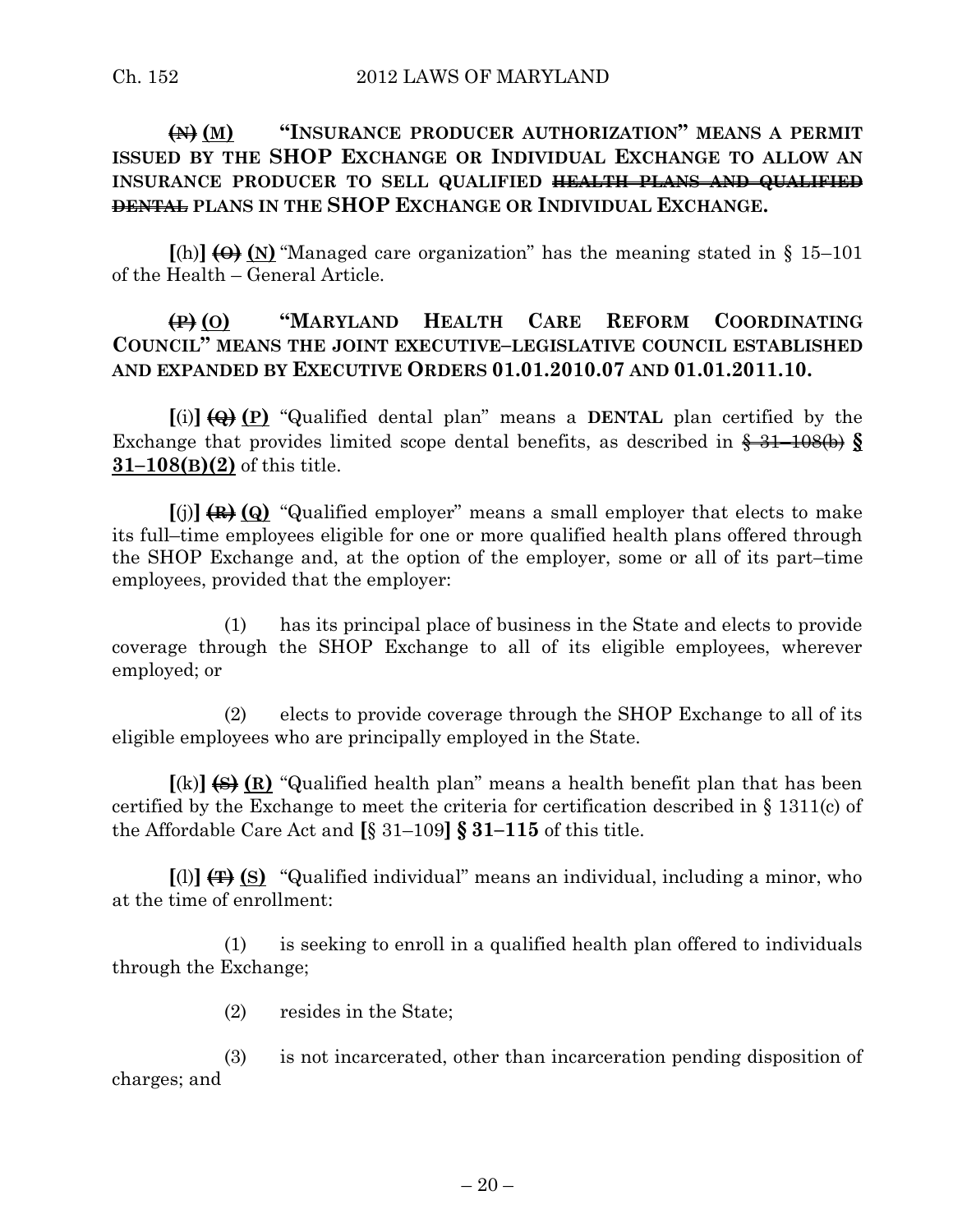~~(N)~~ <u>(M)</u> **"INSURANCE PRODUCER AUTHORIZATION" MEANS A PERMIT ISSUED BY THE SHOP EXCHANGE OR INDIVIDUAL EXCHANGE TO ALLOW AN INSURANCE PRODUCER TO SELL QUALIFIED ~~HEALTH PLANS AND QUALIFIED DENTAL~~ PLANS IN THE SHOP EXCHANGE OR INDIVIDUAL EXCHANGE.**

**[**(h)**]** ~~(O)~~ <u>(N)</u> "Managed care organization" has the meaning stated in § 15–101 of the Health – General Article.

~~(P)~~ <u>(O)</u> **"MARYLAND HEALTH CARE REFORM COORDINATING COUNCIL" MEANS THE JOINT EXECUTIVE–LEGISLATIVE COUNCIL ESTABLISHED AND EXPANDED BY EXECUTIVE ORDERS 01.01.2010.07 AND 01.01.2011.10.**

**[**(i)**]** ~~(Q)~~ <u>(P)</u> "Qualified dental plan" means a **DENTAL** plan certified by the Exchange that provides limited scope dental benefits, as described in ~~§ 31–108(b)~~ <u>**§ 31–108(B)(2)**</u> of this title.

**[**(j)**]** ~~(R)~~ <u>(Q)</u> "Qualified employer" means a small employer that elects to make its full–time employees eligible for one or more qualified health plans offered through the SHOP Exchange and, at the option of the employer, some or all of its part–time employees, provided that the employer:

(1) has its principal place of business in the State and elects to provide coverage through the SHOP Exchange to all of its eligible employees, wherever employed; or

(2) elects to provide coverage through the SHOP Exchange to all of its eligible employees who are principally employed in the State.

**[**(k)**]** ~~(S)~~ <u>(R)</u> "Qualified health plan" means a health benefit plan that has been certified by the Exchange to meet the criteria for certification described in § 1311(c) of the Affordable Care Act and **[**§ 31–109**]** **§ 31–115** of this title.

**[**(l)**]** ~~(T)~~ <u>(S)</u> "Qualified individual" means an individual, including a minor, who at the time of enrollment:

(1) is seeking to enroll in a qualified health plan offered to individuals through the Exchange;

(2) resides in the State;

(3) is not incarcerated, other than incarceration pending disposition of charges; and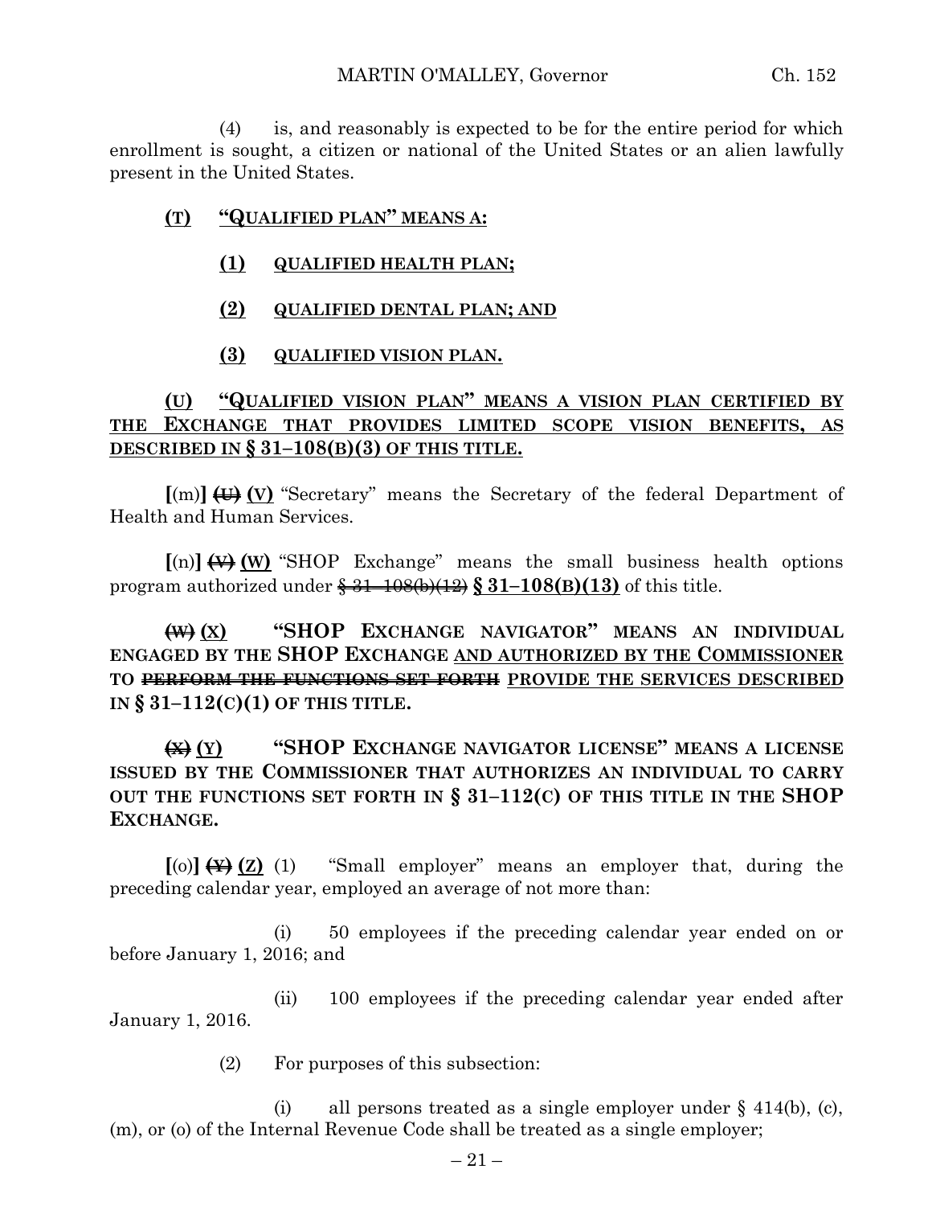(4) is, and reasonably is expected to be for the entire period for which enrollment is sought, a citizen or national of the United States or an alien lawfully present in the United States.

**(T)** **"QUALIFIED PLAN" MEANS A:**

**(1)** **QUALIFIED HEALTH PLAN;**

**(2)** **QUALIFIED DENTAL PLAN; AND**

**(3)** **QUALIFIED VISION PLAN.**

**(U)** **"QUALIFIED VISION PLAN" MEANS A VISION PLAN CERTIFIED BY THE EXCHANGE THAT PROVIDES LIMITED SCOPE VISION BENEFITS, AS DESCRIBED IN § 31–108(B)(3) OF THIS TITLE.**

**[**(m)**]** ~~**(U)**~~ **(V)** "Secretary" means the Secretary of the federal Department of Health and Human Services.

**[**(n)**]** ~~**(V)**~~ **(W)** "SHOP Exchange" means the small business health options program authorized under ~~§ 31–108(b)(12)~~ **§ 31–108(B)(13)** of this title.

~~**(W)**~~ **(X)** **"SHOP EXCHANGE NAVIGATOR" MEANS AN INDIVIDUAL ENGAGED BY THE SHOP EXCHANGE AND AUTHORIZED BY THE COMMISSIONER TO ~~PERFORM THE FUNCTIONS SET FORTH~~ PROVIDE THE SERVICES DESCRIBED IN § 31–112(C)(1) OF THIS TITLE.**

~~**(X)**~~ **(Y)** **"SHOP EXCHANGE NAVIGATOR LICENSE" MEANS A LICENSE ISSUED BY THE COMMISSIONER THAT AUTHORIZES AN INDIVIDUAL TO CARRY OUT THE FUNCTIONS SET FORTH IN § 31–112(C) OF THIS TITLE IN THE SHOP EXCHANGE.**

**[**(o)**]** ~~**(Y)**~~ **(Z)** (1) "Small employer" means an employer that, during the preceding calendar year, employed an average of not more than:

(i) 50 employees if the preceding calendar year ended on or before January 1, 2016; and

(ii) 100 employees if the preceding calendar year ended after January 1, 2016.

(2) For purposes of this subsection:

(i) all persons treated as a single employer under § 414(b), (c), (m), or (o) of the Internal Revenue Code shall be treated as a single employer;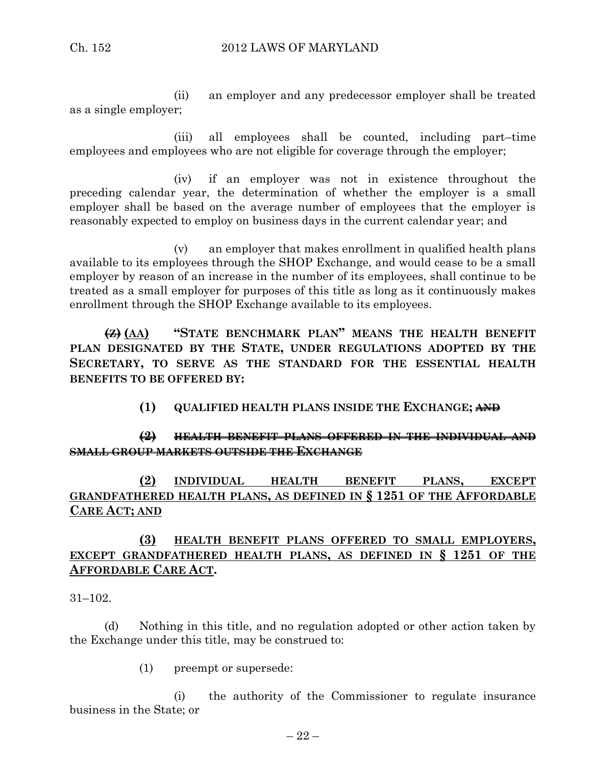(ii) an employer and any predecessor employer shall be treated as a single employer;

(iii) all employees shall be counted, including part–time employees and employees who are not eligible for coverage through the employer;

(iv) if an employer was not in existence throughout the preceding calendar year, the determination of whether the employer is a small employer shall be based on the average number of employees that the employer is reasonably expected to employ on business days in the current calendar year; and

(v) an employer that makes enrollment in qualified health plans available to its employees through the SHOP Exchange, and would cease to be a small employer by reason of an increase in the number of its employees, shall continue to be treated as a small employer for purposes of this title as long as it continuously makes enrollment through the SHOP Exchange available to its employees.

~~(Z)~~ (AA) **"STATE BENCHMARK PLAN" MEANS THE HEALTH BENEFIT PLAN DESIGNATED BY THE STATE, UNDER REGULATIONS ADOPTED BY THE SECRETARY, TO SERVE AS THE STANDARD FOR THE ESSENTIAL HEALTH BENEFITS TO BE OFFERED BY:**

**(1) QUALIFIED HEALTH PLANS INSIDE THE EXCHANGE;** ~~**AND**~~

~~**(2) HEALTH BENEFIT PLANS OFFERED IN THE INDIVIDUAL AND SMALL GROUP MARKETS OUTSIDE THE EXCHANGE**~~

**(2)** INDIVIDUAL HEALTH BENEFIT PLANS, EXCEPT GRANDFATHERED HEALTH PLANS, AS DEFINED IN **§ 1251** OF THE AFFORDABLE CARE ACT; AND

**(3)** HEALTH BENEFIT PLANS OFFERED TO SMALL EMPLOYERS, EXCEPT GRANDFATHERED HEALTH PLANS, AS DEFINED IN **§ 1251** OF THE AFFORDABLE CARE ACT.

31–102.

(d) Nothing in this title, and no regulation adopted or other action taken by the Exchange under this title, may be construed to:

(1) preempt or supersede:

(i) the authority of the Commissioner to regulate insurance business in the State; or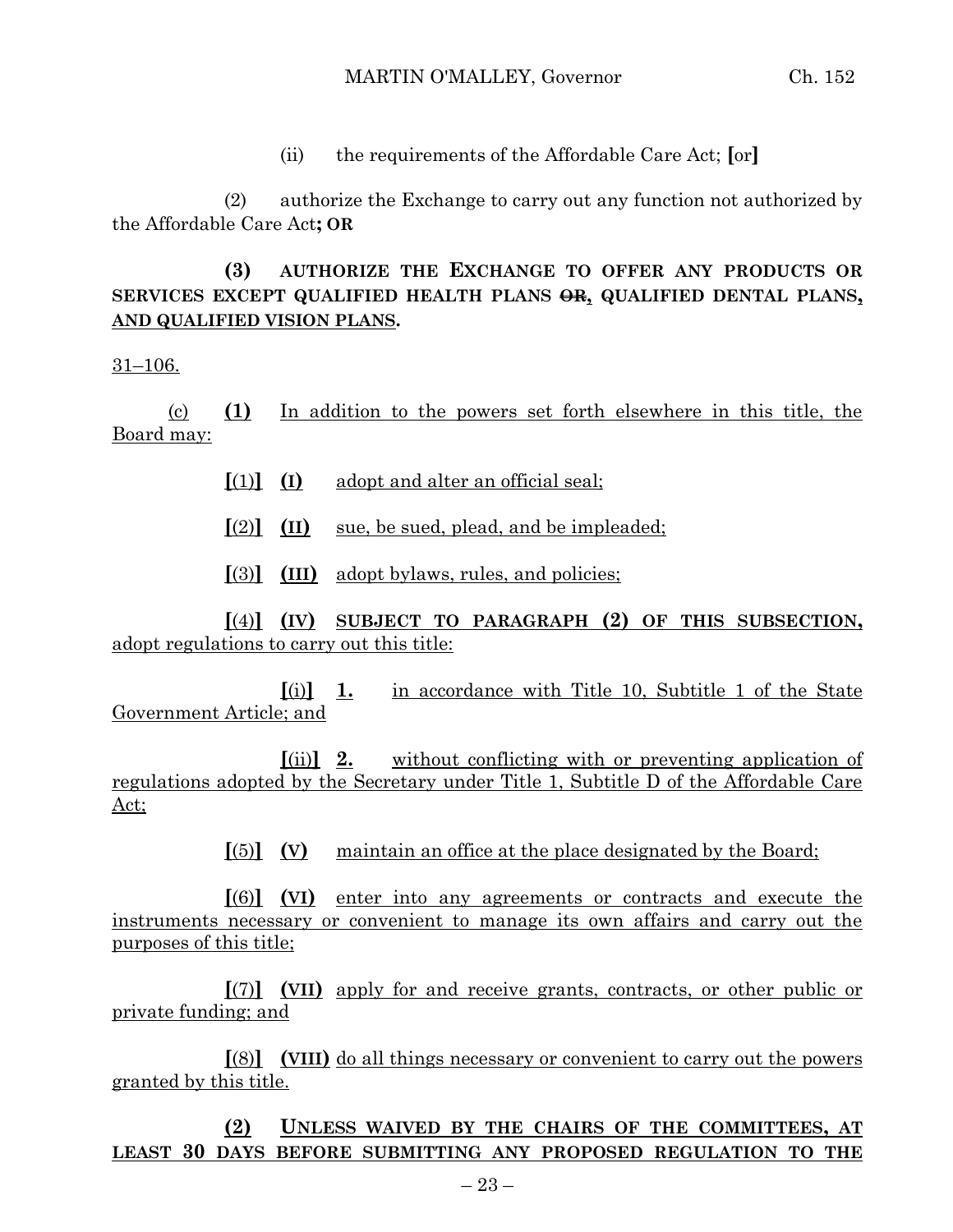(ii) the requirements of the Affordable Care Act; [or]

(2) authorize the Exchange to carry out any function not authorized by the Affordable Care Act**; OR**

**(3) AUTHORIZE THE EXCHANGE TO OFFER ANY PRODUCTS OR SERVICES EXCEPT QUALIFIED HEALTH PLANS ~~OR~~, QUALIFIED DENTAL PLANS, AND QUALIFIED VISION PLANS.**

31–106.

(c) **(1)** In addition to the powers set forth elsewhere in this title, the Board may:

[(1)] **(I)** adopt and alter an official seal;

[(2)] **(II)** sue, be sued, plead, and be impleaded;

[(3)] **(III)** adopt bylaws, rules, and policies;

[(4)] **(IV) SUBJECT TO PARAGRAPH (2) OF THIS SUBSECTION,** adopt regulations to carry out this title:

[(i)] **1.** in accordance with Title 10, Subtitle 1 of the State Government Article; and

[(ii)] **2.** without conflicting with or preventing application of regulations adopted by the Secretary under Title 1, Subtitle D of the Affordable Care Act;

[(5)] **(V)** maintain an office at the place designated by the Board;

[(6)] **(VI)** enter into any agreements or contracts and execute the instruments necessary or convenient to manage its own affairs and carry out the purposes of this title;

[(7)] **(VII)** apply for and receive grants, contracts, or other public or private funding; and

[(8)] **(VIII)** do all things necessary or convenient to carry out the powers granted by this title.

**(2) UNLESS WAIVED BY THE CHAIRS OF THE COMMITTEES, AT LEAST 30 DAYS BEFORE SUBMITTING ANY PROPOSED REGULATION TO THE**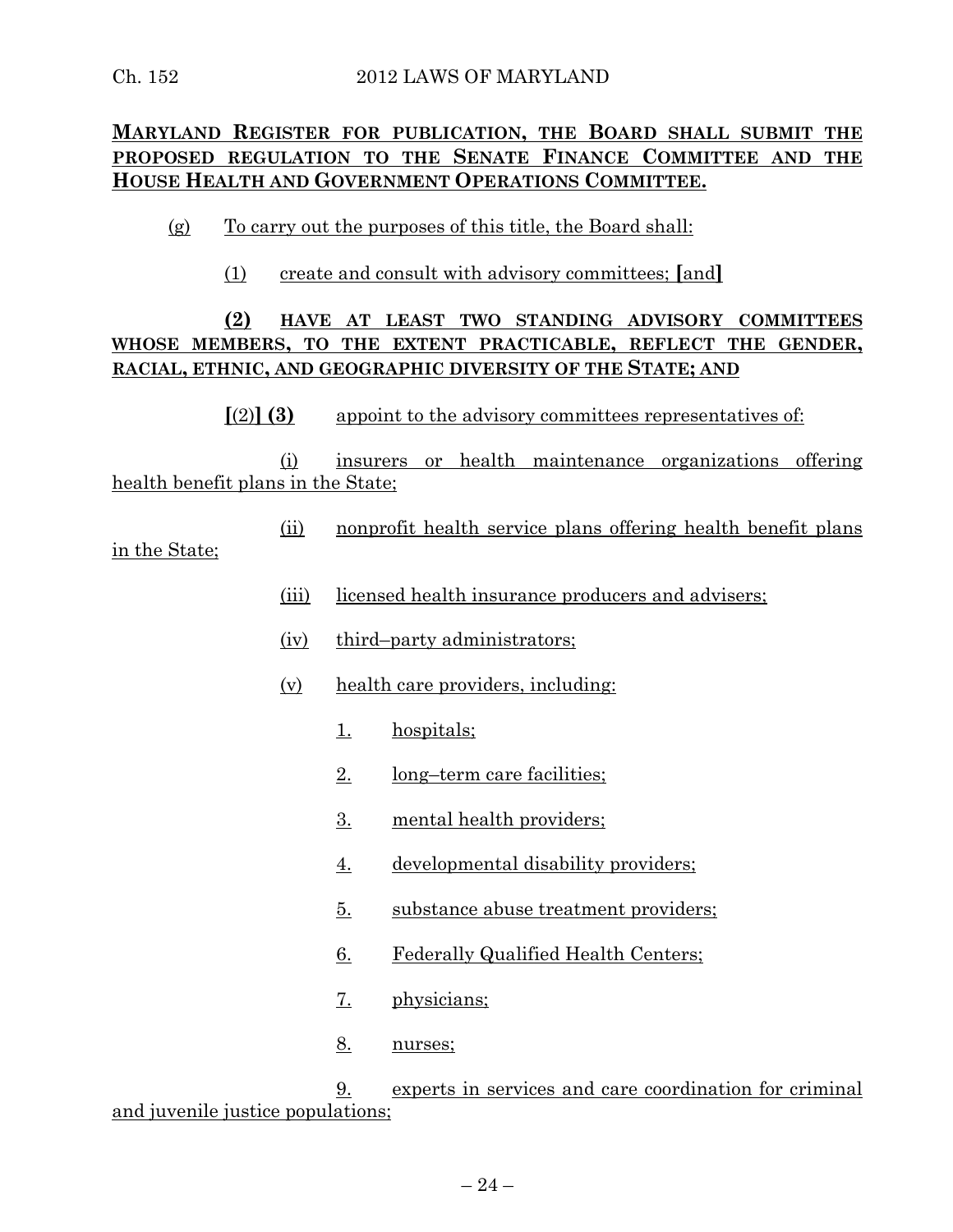**MARYLAND REGISTER FOR PUBLICATION, THE BOARD SHALL SUBMIT THE PROPOSED REGULATION TO THE SENATE FINANCE COMMITTEE AND THE HOUSE HEALTH AND GOVERNMENT OPERATIONS COMMITTEE.**

(g) To carry out the purposes of this title, the Board shall:

(1) create and consult with advisory committees; **[**and**]**

**(2) HAVE AT LEAST TWO STANDING ADVISORY COMMITTEES WHOSE MEMBERS, TO THE EXTENT PRACTICABLE, REFLECT THE GENDER, RACIAL, ETHNIC, AND GEOGRAPHIC DIVERSITY OF THE STATE; AND**

**[**(2)**] (3)** appoint to the advisory committees representatives of:

(i) insurers or health maintenance organizations offering health benefit plans in the State;

(ii) nonprofit health service plans offering health benefit plans in the State;

(iii) licensed health insurance producers and advisers;

(iv) third–party administrators;

(v) health care providers, including:

1. hospitals;

2. long–term care facilities;

3. mental health providers;

4. developmental disability providers;

5. substance abuse treatment providers;

6. Federally Qualified Health Centers;

7. physicians;

8. nurses;

9. experts in services and care coordination for criminal and juvenile justice populations;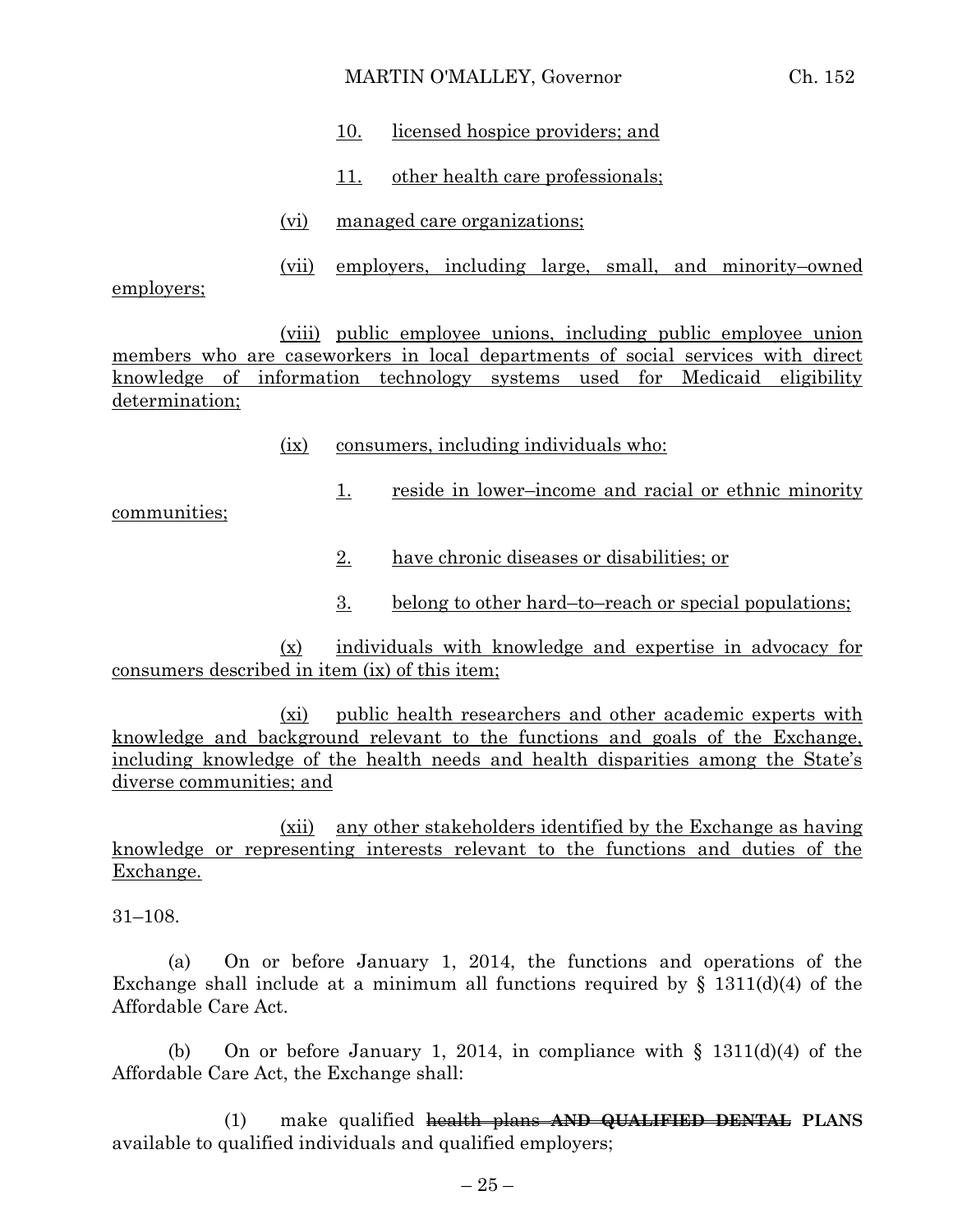10. licensed hospice providers; and

11. other health care professionals;

(vi) managed care organizations;

(vii) employers, including large, small, and minority–owned employers;

(viii) public employee unions, including public employee union members who are caseworkers in local departments of social services with direct knowledge of information technology systems used for Medicaid eligibility determination;

(ix) consumers, including individuals who:

1. reside in lower–income and racial or ethnic minority communities;

2. have chronic diseases or disabilities; or

3. belong to other hard–to–reach or special populations;

(x) individuals with knowledge and expertise in advocacy for consumers described in item (ix) of this item;

(xi) public health researchers and other academic experts with knowledge and background relevant to the functions and goals of the Exchange, including knowledge of the health needs and health disparities among the State's diverse communities; and

(xii) any other stakeholders identified by the Exchange as having knowledge or representing interests relevant to the functions and duties of the Exchange.

31–108.

(a) On or before January 1, 2014, the functions and operations of the Exchange shall include at a minimum all functions required by § 1311(d)(4) of the Affordable Care Act.

(b) On or before January 1, 2014, in compliance with § 1311(d)(4) of the Affordable Care Act, the Exchange shall:

(1) make qualified ~~health plans~~ ~~**AND QUALIFIED DENTAL**~~ **PLANS** available to qualified individuals and qualified employers;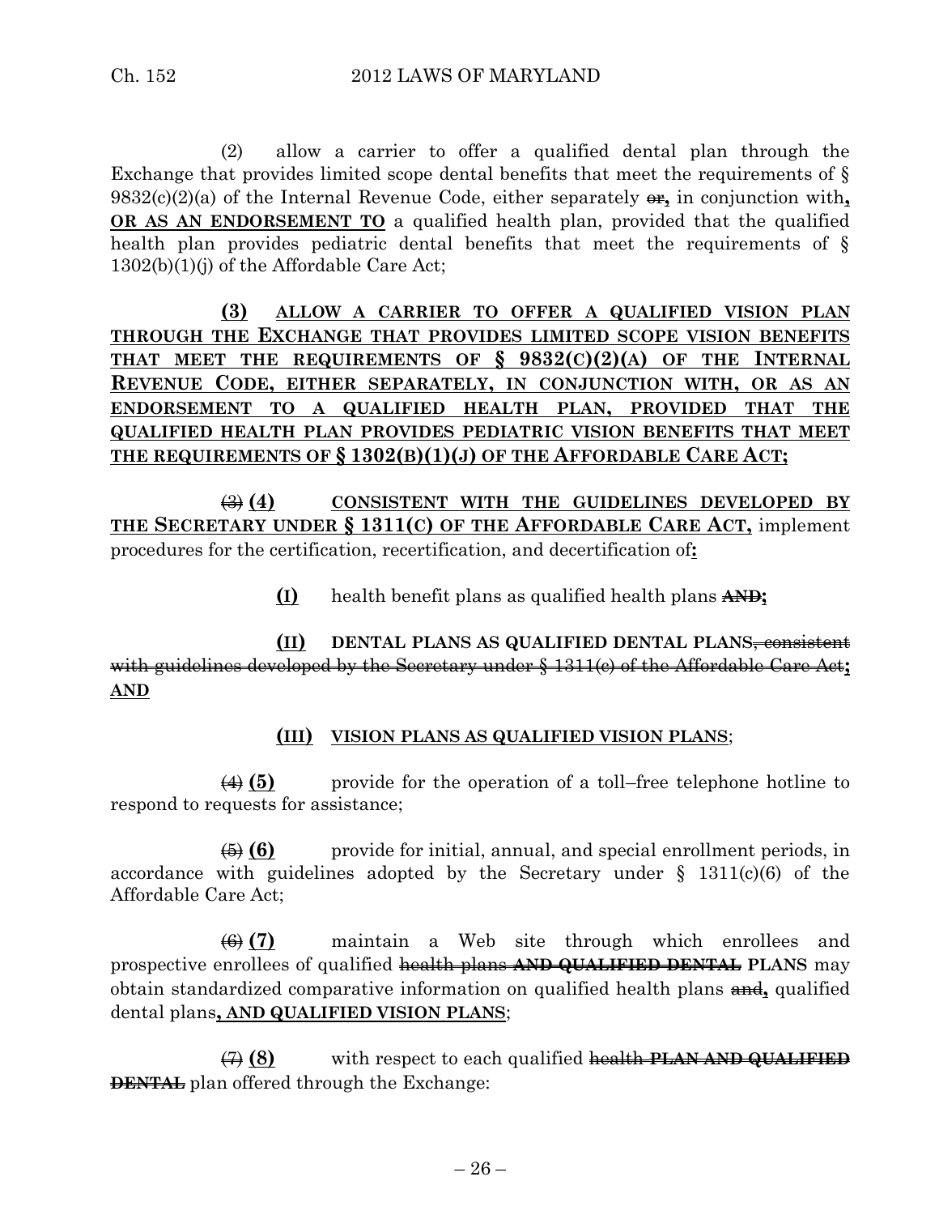(2) allow a carrier to offer a qualified dental plan through the Exchange that provides limited scope dental benefits that meet the requirements of § 9832(c)(2)(a) of the Internal Revenue Code, either separately ~~or~~**,** in conjunction with**,** **OR AS AN ENDORSEMENT TO** a qualified health plan, provided that the qualified health plan provides pediatric dental benefits that meet the requirements of § 1302(b)(1)(j) of the Affordable Care Act;

**(3) ALLOW A CARRIER TO OFFER A QUALIFIED VISION PLAN THROUGH THE EXCHANGE THAT PROVIDES LIMITED SCOPE VISION BENEFITS THAT MEET THE REQUIREMENTS OF § 9832(C)(2)(A) OF THE INTERNAL REVENUE CODE, EITHER SEPARATELY, IN CONJUNCTION WITH, OR AS AN ENDORSEMENT TO A QUALIFIED HEALTH PLAN, PROVIDED THAT THE QUALIFIED HEALTH PLAN PROVIDES PEDIATRIC VISION BENEFITS THAT MEET THE REQUIREMENTS OF § 1302(B)(1)(J) OF THE AFFORDABLE CARE ACT;**

~~(3)~~ **(4) CONSISTENT WITH THE GUIDELINES DEVELOPED BY THE SECRETARY UNDER § 1311(C) OF THE AFFORDABLE CARE ACT,** implement procedures for the certification, recertification, and decertification of**:**

**(I)** health benefit plans as qualified health plans ~~**AND**~~**;**

**(II) DENTAL PLANS AS QUALIFIED DENTAL PLANS**~~, consistent with guidelines developed by the Secretary under § 1311(c) of the Affordable Care Act~~**; AND**

**(III) VISION PLANS AS QUALIFIED VISION PLANS**;

~~(4)~~ **(5)** provide for the operation of a toll–free telephone hotline to respond to requests for assistance;

~~(5)~~ **(6)** provide for initial, annual, and special enrollment periods, in accordance with guidelines adopted by the Secretary under § 1311(c)(6) of the Affordable Care Act;

~~(6)~~ **(7)** maintain a Web site through which enrollees and prospective enrollees of qualified ~~health plans~~ ~~**AND QUALIFIED DENTAL**~~ **PLANS** may obtain standardized comparative information on qualified health plans ~~and~~**,** qualified dental plans**, AND QUALIFIED VISION PLANS**;

~~(7)~~ **(8)** with respect to each qualified ~~health~~ ~~**PLAN AND QUALIFIED DENTAL**~~ plan offered through the Exchange: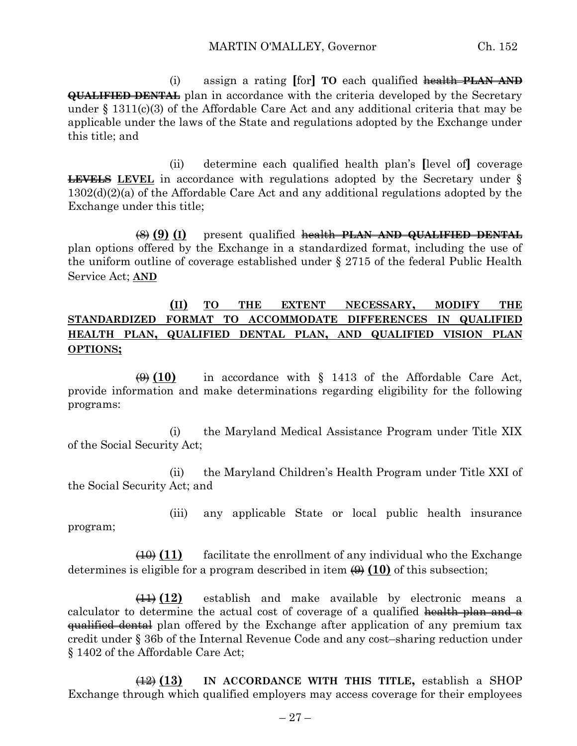(i) assign a rating **[**for**]** **TO** each qualified ~~health~~ ~~**PLAN AND QUALIFIED DENTAL**~~ plan in accordance with the criteria developed by the Secretary under § 1311(c)(3) of the Affordable Care Act and any additional criteria that may be applicable under the laws of the State and regulations adopted by the Exchange under this title; and

(ii) determine each qualified health plan's **[**level of**]** coverage ~~**LEVELS**~~ **LEVEL** in accordance with regulations adopted by the Secretary under § 1302(d)(2)(a) of the Affordable Care Act and any additional regulations adopted by the Exchange under this title;

~~(8)~~ **(9)** **(I)** present qualified ~~health~~ ~~**PLAN AND QUALIFIED DENTAL**~~ plan options offered by the Exchange in a standardized format, including the use of the uniform outline of coverage established under § 2715 of the federal Public Health Service Act; **AND**

**(II) TO THE EXTENT NECESSARY, MODIFY THE STANDARDIZED FORMAT TO ACCOMMODATE DIFFERENCES IN QUALIFIED HEALTH PLAN, QUALIFIED DENTAL PLAN, AND QUALIFIED VISION PLAN OPTIONS;**

~~(9)~~ **(10)** in accordance with § 1413 of the Affordable Care Act, provide information and make determinations regarding eligibility for the following programs:

(i) the Maryland Medical Assistance Program under Title XIX of the Social Security Act;

(ii) the Maryland Children's Health Program under Title XXI of the Social Security Act; and

(iii) any applicable State or local public health insurance program;

~~(10)~~ **(11)** facilitate the enrollment of any individual who the Exchange determines is eligible for a program described in item ~~(9)~~ **(10)** of this subsection;

~~(11)~~ **(12)** establish and make available by electronic means a calculator to determine the actual cost of coverage of a qualified ~~health plan and a qualified dental~~ plan offered by the Exchange after application of any premium tax credit under § 36b of the Internal Revenue Code and any cost–sharing reduction under § 1402 of the Affordable Care Act;

~~(12)~~ **(13)** **IN ACCORDANCE WITH THIS TITLE,** establish a SHOP Exchange through which qualified employers may access coverage for their employees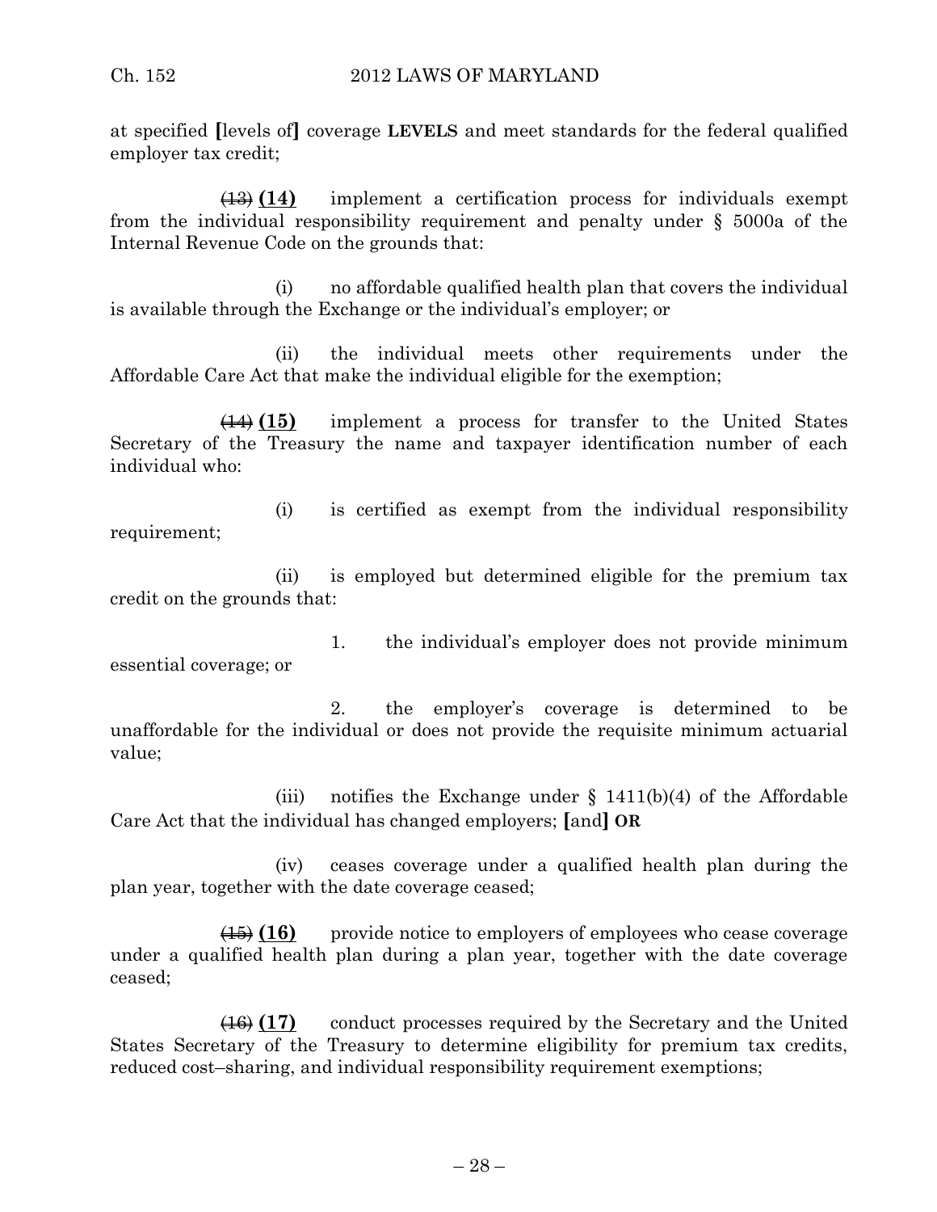at specified **[**levels of**]** coverage **LEVELS** and meet standards for the federal qualified employer tax credit;

~~(13)~~ **(14)** implement a certification process for individuals exempt from the individual responsibility requirement and penalty under § 5000a of the Internal Revenue Code on the grounds that:

(i) no affordable qualified health plan that covers the individual is available through the Exchange or the individual's employer; or

(ii) the individual meets other requirements under the Affordable Care Act that make the individual eligible for the exemption;

~~(14)~~ **(15)** implement a process for transfer to the United States Secretary of the Treasury the name and taxpayer identification number of each individual who:

(i) is certified as exempt from the individual responsibility requirement;

(ii) is employed but determined eligible for the premium tax credit on the grounds that:

1. the individual's employer does not provide minimum essential coverage; or

2. the employer's coverage is determined to be unaffordable for the individual or does not provide the requisite minimum actuarial value;

(iii) notifies the Exchange under § 1411(b)(4) of the Affordable Care Act that the individual has changed employers; **[**and**]** **OR**

(iv) ceases coverage under a qualified health plan during the plan year, together with the date coverage ceased;

~~(15)~~ **(16)** provide notice to employers of employees who cease coverage under a qualified health plan during a plan year, together with the date coverage ceased;

~~(16)~~ **(17)** conduct processes required by the Secretary and the United States Secretary of the Treasury to determine eligibility for premium tax credits, reduced cost–sharing, and individual responsibility requirement exemptions;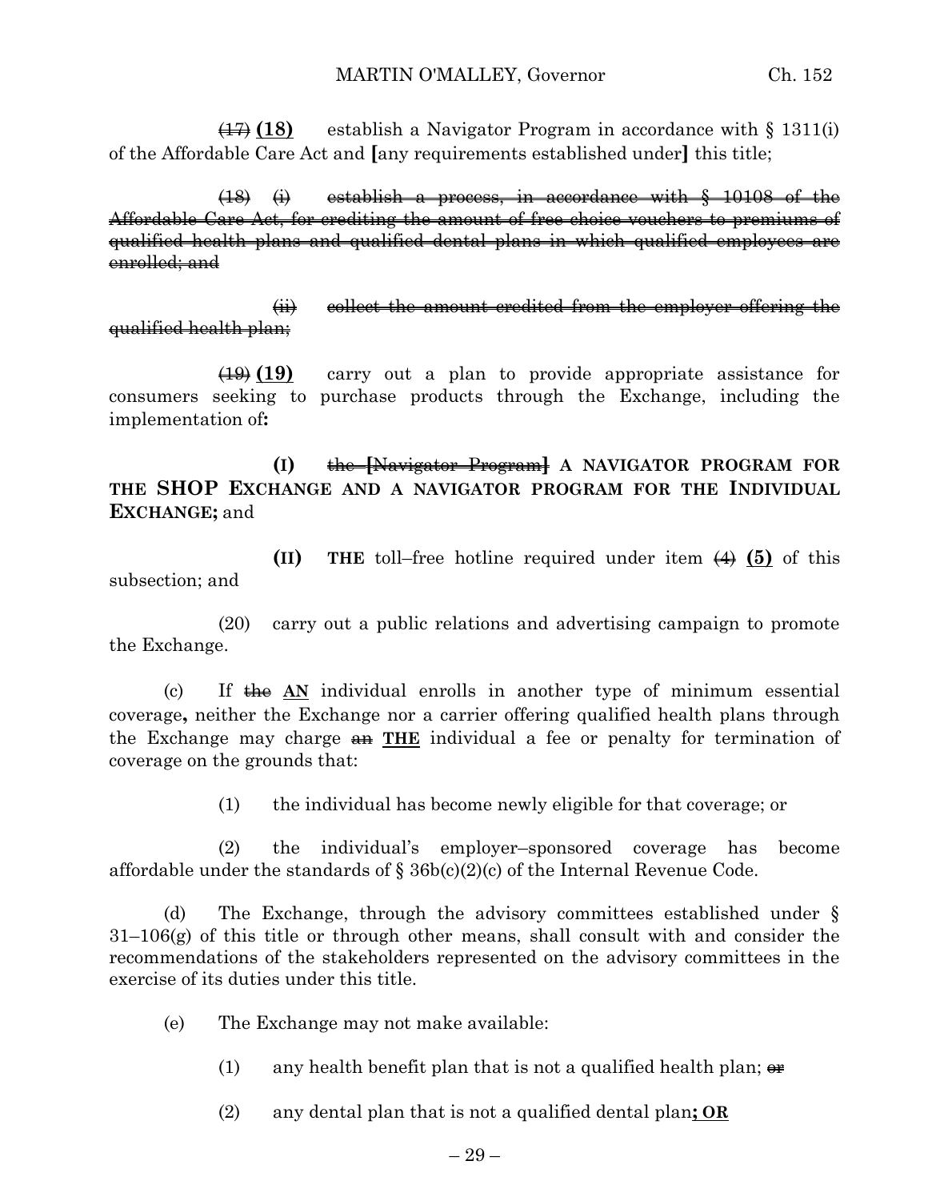~~(17)~~ **(18)** establish a Navigator Program in accordance with § 1311(i) of the Affordable Care Act and **[**any requirements established under**]** this title;

~~(18) (i) establish a process, in accordance with § 10108 of the Affordable Care Act, for crediting the amount of free choice vouchers to premiums of qualified health plans and qualified dental plans in which qualified employees are enrolled; and~~

~~(ii) collect the amount credited from the employer offering the qualified health plan;~~

~~(19)~~ **(19)** carry out a plan to provide appropriate assistance for consumers seeking to purchase products through the Exchange, including the implementation of**:**

**(I)** ~~the **[**Navigator Program**]**~~ **A NAVIGATOR PROGRAM FOR THE SHOP EXCHANGE AND A NAVIGATOR PROGRAM FOR THE INDIVIDUAL EXCHANGE;** and

**(II)** **THE** toll–free hotline required under item ~~(4)~~ **(5)** of this subsection; and

(20) carry out a public relations and advertising campaign to promote the Exchange.

(c) If ~~the~~ **AN** individual enrolls in another type of minimum essential coverage**,** neither the Exchange nor a carrier offering qualified health plans through the Exchange may charge ~~an~~ **THE** individual a fee or penalty for termination of coverage on the grounds that:

(1) the individual has become newly eligible for that coverage; or

(2) the individual's employer–sponsored coverage has become affordable under the standards of § 36b(c)(2)(c) of the Internal Revenue Code.

(d) The Exchange, through the advisory committees established under § 31–106(g) of this title or through other means, shall consult with and consider the recommendations of the stakeholders represented on the advisory committees in the exercise of its duties under this title.

(e) The Exchange may not make available:

(1) any health benefit plan that is not a qualified health plan; ~~or~~

(2) any dental plan that is not a qualified dental plan**; OR**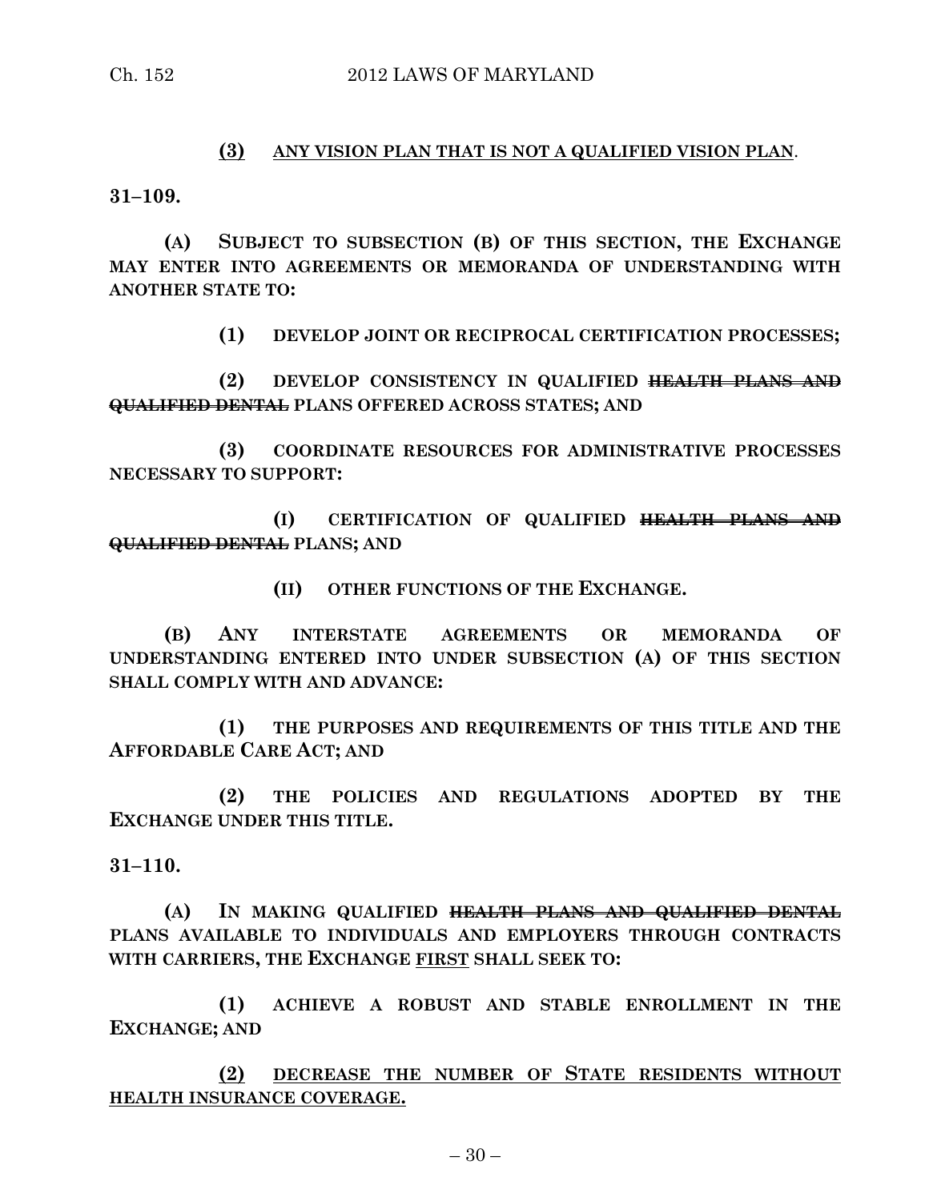**(3)** **ANY VISION PLAN THAT IS NOT A QUALIFIED VISION PLAN**.

**31–109.**

**(A) SUBJECT TO SUBSECTION (B) OF THIS SECTION, THE EXCHANGE MAY ENTER INTO AGREEMENTS OR MEMORANDA OF UNDERSTANDING WITH ANOTHER STATE TO:**

**(1) DEVELOP JOINT OR RECIPROCAL CERTIFICATION PROCESSES;**

**(2) DEVELOP CONSISTENCY IN QUALIFIED ~~HEALTH PLANS AND QUALIFIED DENTAL~~ PLANS OFFERED ACROSS STATES; AND**

**(3) COORDINATE RESOURCES FOR ADMINISTRATIVE PROCESSES NECESSARY TO SUPPORT:**

**(I) CERTIFICATION OF QUALIFIED ~~HEALTH PLANS AND QUALIFIED DENTAL~~ PLANS; AND**

**(II) OTHER FUNCTIONS OF THE EXCHANGE.**

**(B) ANY INTERSTATE AGREEMENTS OR MEMORANDA OF UNDERSTANDING ENTERED INTO UNDER SUBSECTION (A) OF THIS SECTION SHALL COMPLY WITH AND ADVANCE:**

**(1) THE PURPOSES AND REQUIREMENTS OF THIS TITLE AND THE AFFORDABLE CARE ACT; AND**

**(2) THE POLICIES AND REGULATIONS ADOPTED BY THE EXCHANGE UNDER THIS TITLE.**

**31–110.**

**(A) IN MAKING QUALIFIED ~~HEALTH PLANS AND QUALIFIED DENTAL~~ PLANS AVAILABLE TO INDIVIDUALS AND EMPLOYERS THROUGH CONTRACTS WITH CARRIERS, THE EXCHANGE FIRST SHALL SEEK TO:**

**(1) ACHIEVE A ROBUST AND STABLE ENROLLMENT IN THE EXCHANGE; AND**

**(2) DECREASE THE NUMBER OF STATE RESIDENTS WITHOUT HEALTH INSURANCE COVERAGE.**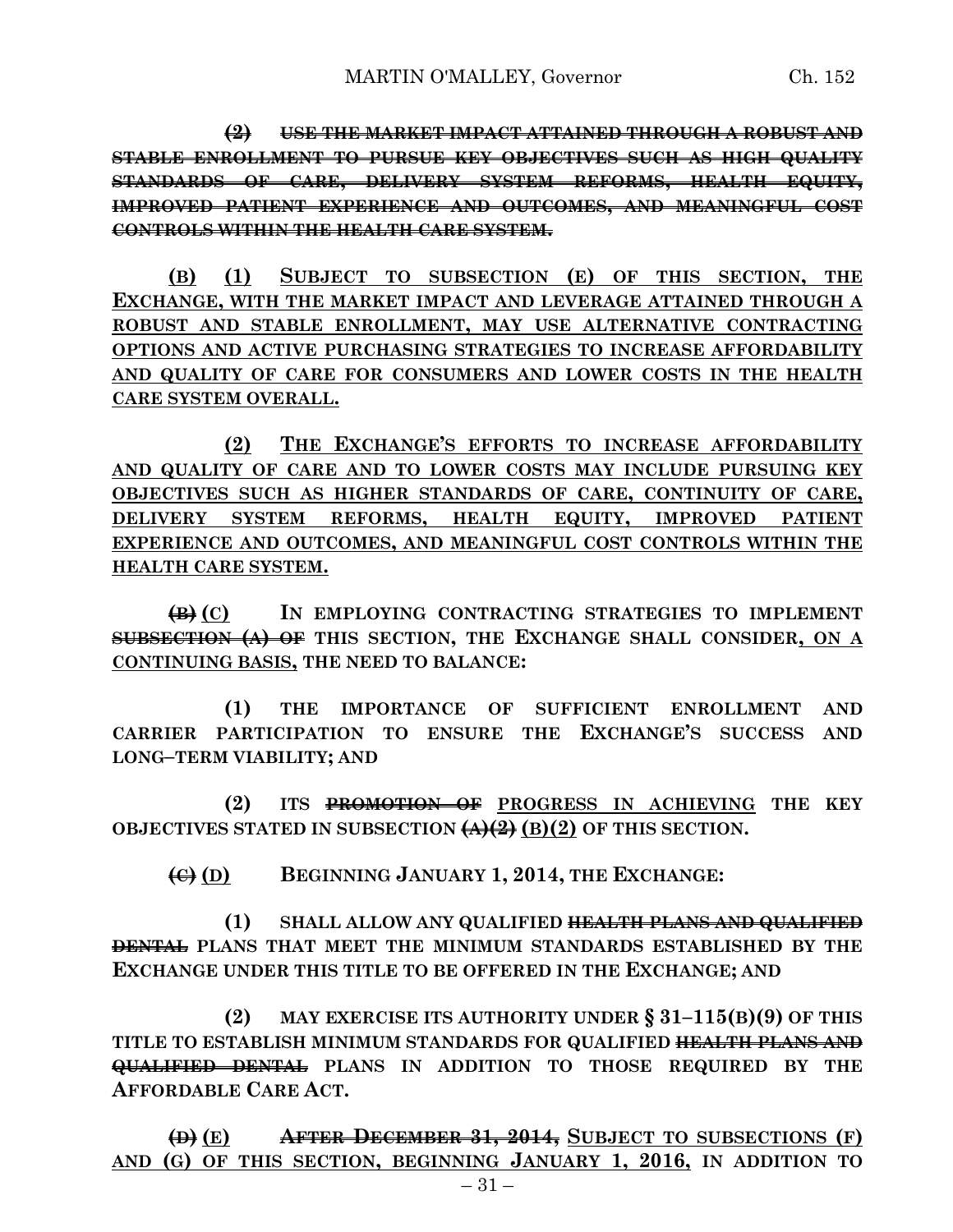**~~(2) USE THE MARKET IMPACT ATTAINED THROUGH A ROBUST AND STABLE ENROLLMENT TO PURSUE KEY OBJECTIVES SUCH AS HIGH QUALITY STANDARDS OF CARE, DELIVERY SYSTEM REFORMS, HEALTH EQUITY, IMPROVED PATIENT EXPERIENCE AND OUTCOMES, AND MEANINGFUL COST CONTROLS WITHIN THE HEALTH CARE SYSTEM.~~**

**<u>(B) (1) SUBJECT TO SUBSECTION (E) OF THIS SECTION, THE EXCHANGE, WITH THE MARKET IMPACT AND LEVERAGE ATTAINED THROUGH A ROBUST AND STABLE ENROLLMENT, MAY USE ALTERNATIVE CONTRACTING OPTIONS AND ACTIVE PURCHASING STRATEGIES TO INCREASE AFFORDABILITY AND QUALITY OF CARE FOR CONSUMERS AND LOWER COSTS IN THE HEALTH CARE SYSTEM OVERALL.</u>**

**<u>(2) THE EXCHANGE'S EFFORTS TO INCREASE AFFORDABILITY AND QUALITY OF CARE AND TO LOWER COSTS MAY INCLUDE PURSUING KEY OBJECTIVES SUCH AS HIGHER STANDARDS OF CARE, CONTINUITY OF CARE, DELIVERY SYSTEM REFORMS, HEALTH EQUITY, IMPROVED PATIENT EXPERIENCE AND OUTCOMES, AND MEANINGFUL COST CONTROLS WITHIN THE HEALTH CARE SYSTEM.</u>**

**~~(B)~~ <u>(C)</u> IN EMPLOYING CONTRACTING STRATEGIES TO IMPLEMENT ~~SUBSECTION (A) OF~~ THIS SECTION, THE EXCHANGE SHALL CONSIDER<u>, ON A CONTINUING BASIS,</u> THE NEED TO BALANCE:**

**(1) THE IMPORTANCE OF SUFFICIENT ENROLLMENT AND CARRIER PARTICIPATION TO ENSURE THE EXCHANGE'S SUCCESS AND LONG–TERM VIABILITY; AND**

**(2) ITS ~~PROMOTION OF~~ <u>PROGRESS IN ACHIEVING</u> THE KEY OBJECTIVES STATED IN SUBSECTION ~~(A)(2)~~ <u>(B)(2)</u> OF THIS SECTION.**

**~~(C)~~ <u>(D)</u> BEGINNING JANUARY 1, 2014, THE EXCHANGE:**

**(1) SHALL ALLOW ANY QUALIFIED ~~HEALTH PLANS AND QUALIFIED DENTAL~~ PLANS THAT MEET THE MINIMUM STANDARDS ESTABLISHED BY THE EXCHANGE UNDER THIS TITLE TO BE OFFERED IN THE EXCHANGE; AND**

**(2) MAY EXERCISE ITS AUTHORITY UNDER § 31–115(B)(9) OF THIS TITLE TO ESTABLISH MINIMUM STANDARDS FOR QUALIFIED ~~HEALTH PLANS AND QUALIFIED DENTAL~~ PLANS IN ADDITION TO THOSE REQUIRED BY THE AFFORDABLE CARE ACT.**

**~~(D)~~ <u>(E)</u> ~~AFTER DECEMBER 31, 2014,~~ <u>SUBJECT TO SUBSECTIONS (F) AND (G) OF THIS SECTION, BEGINNING JANUARY 1, 2016,</u> IN ADDITION TO**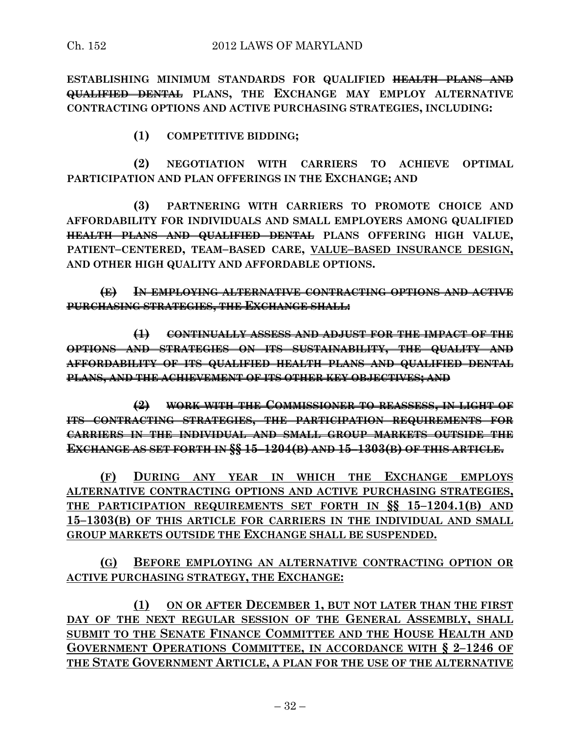**ESTABLISHING MINIMUM STANDARDS FOR QUALIFIED ~~HEALTH PLANS AND QUALIFIED DENTAL~~ PLANS, THE EXCHANGE MAY EMPLOY ALTERNATIVE CONTRACTING OPTIONS AND ACTIVE PURCHASING STRATEGIES, INCLUDING:**

**(1) COMPETITIVE BIDDING;**

**(2) NEGOTIATION WITH CARRIERS TO ACHIEVE OPTIMAL PARTICIPATION AND PLAN OFFERINGS IN THE EXCHANGE; AND**

**(3) PARTNERING WITH CARRIERS TO PROMOTE CHOICE AND AFFORDABILITY FOR INDIVIDUALS AND SMALL EMPLOYERS AMONG QUALIFIED ~~HEALTH PLANS AND QUALIFIED DENTAL~~ PLANS OFFERING HIGH VALUE, PATIENT–CENTERED, TEAM–BASED CARE, <u>VALUE–BASED INSURANCE DESIGN,</u> AND OTHER HIGH QUALITY AND AFFORDABLE OPTIONS.**

~~**(E) IN EMPLOYING ALTERNATIVE CONTRACTING OPTIONS AND ACTIVE PURCHASING STRATEGIES, THE EXCHANGE SHALL:**~~

~~**(1) CONTINUALLY ASSESS AND ADJUST FOR THE IMPACT OF THE OPTIONS AND STRATEGIES ON ITS SUSTAINABILITY, THE QUALITY AND AFFORDABILITY OF ITS QUALIFIED HEALTH PLANS AND QUALIFIED DENTAL PLANS, AND THE ACHIEVEMENT OF ITS OTHER KEY OBJECTIVES; AND**~~

~~**(2) WORK WITH THE COMMISSIONER TO REASSESS, IN LIGHT OF ITS CONTRACTING STRATEGIES, THE PARTICIPATION REQUIREMENTS FOR CARRIERS IN THE INDIVIDUAL AND SMALL GROUP MARKETS OUTSIDE THE EXCHANGE AS SET FORTH IN §§ 15–1204(B) AND 15–1303(B) OF THIS ARTICLE.**~~

<u>**(F) DURING ANY YEAR IN WHICH THE EXCHANGE EMPLOYS ALTERNATIVE CONTRACTING OPTIONS AND ACTIVE PURCHASING STRATEGIES, THE PARTICIPATION REQUIREMENTS SET FORTH IN §§ 15–1204.1(B) AND 15–1303(B) OF THIS ARTICLE FOR CARRIERS IN THE INDIVIDUAL AND SMALL GROUP MARKETS OUTSIDE THE EXCHANGE SHALL BE SUSPENDED.**</u>

<u>**(G) BEFORE EMPLOYING AN ALTERNATIVE CONTRACTING OPTION OR ACTIVE PURCHASING STRATEGY, THE EXCHANGE:**</u>

<u>**(1) ON OR AFTER DECEMBER 1, BUT NOT LATER THAN THE FIRST DAY OF THE NEXT REGULAR SESSION OF THE GENERAL ASSEMBLY, SHALL SUBMIT TO THE SENATE FINANCE COMMITTEE AND THE HOUSE HEALTH AND GOVERNMENT OPERATIONS COMMITTEE, IN ACCORDANCE WITH § 2–1246 OF THE STATE GOVERNMENT ARTICLE, A PLAN FOR THE USE OF THE ALTERNATIVE**</u>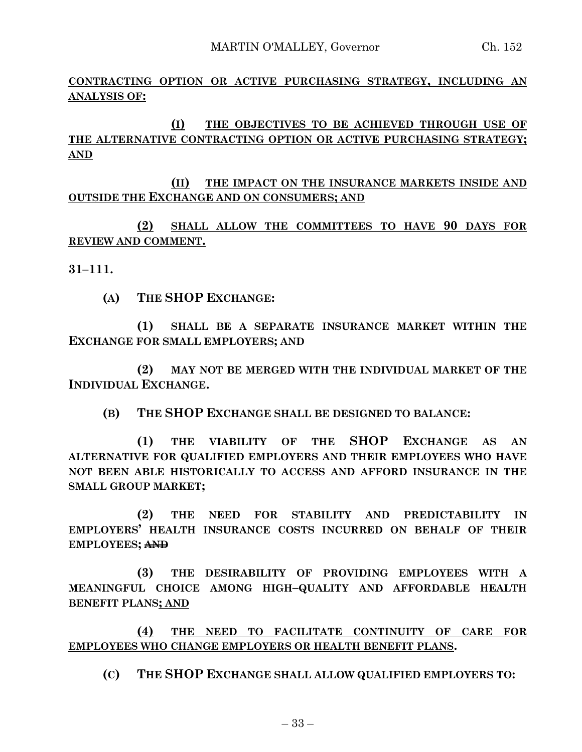CONTRACTING OPTION OR ACTIVE PURCHASING STRATEGY, INCLUDING AN ANALYSIS OF:

(I) THE OBJECTIVES TO BE ACHIEVED THROUGH USE OF THE ALTERNATIVE CONTRACTING OPTION OR ACTIVE PURCHASING STRATEGY; AND

(II) THE IMPACT ON THE INSURANCE MARKETS INSIDE AND OUTSIDE THE EXCHANGE AND ON CONSUMERS; AND

(2) SHALL ALLOW THE COMMITTEES TO HAVE 90 DAYS FOR REVIEW AND COMMENT.

**31–111.**

**(A) THE SHOP EXCHANGE:**

**(1) SHALL BE A SEPARATE INSURANCE MARKET WITHIN THE EXCHANGE FOR SMALL EMPLOYERS; AND**

**(2) MAY NOT BE MERGED WITH THE INDIVIDUAL MARKET OF THE INDIVIDUAL EXCHANGE.**

**(B) THE SHOP EXCHANGE SHALL BE DESIGNED TO BALANCE:**

**(1) THE VIABILITY OF THE SHOP EXCHANGE AS AN ALTERNATIVE FOR QUALIFIED EMPLOYERS AND THEIR EMPLOYEES WHO HAVE NOT BEEN ABLE HISTORICALLY TO ACCESS AND AFFORD INSURANCE IN THE SMALL GROUP MARKET;**

**(2) THE NEED FOR STABILITY AND PREDICTABILITY IN EMPLOYERS' HEALTH INSURANCE COSTS INCURRED ON BEHALF OF THEIR EMPLOYEES;** ~~**AND**~~

**(3) THE DESIRABILITY OF PROVIDING EMPLOYEES WITH A MEANINGFUL CHOICE AMONG HIGH–QUALITY AND AFFORDABLE HEALTH BENEFIT PLANS**; AND

(4) THE NEED TO FACILITATE CONTINUITY OF CARE FOR EMPLOYEES WHO CHANGE EMPLOYERS OR HEALTH BENEFIT PLANS.

**(C) THE SHOP EXCHANGE SHALL ALLOW QUALIFIED EMPLOYERS TO:**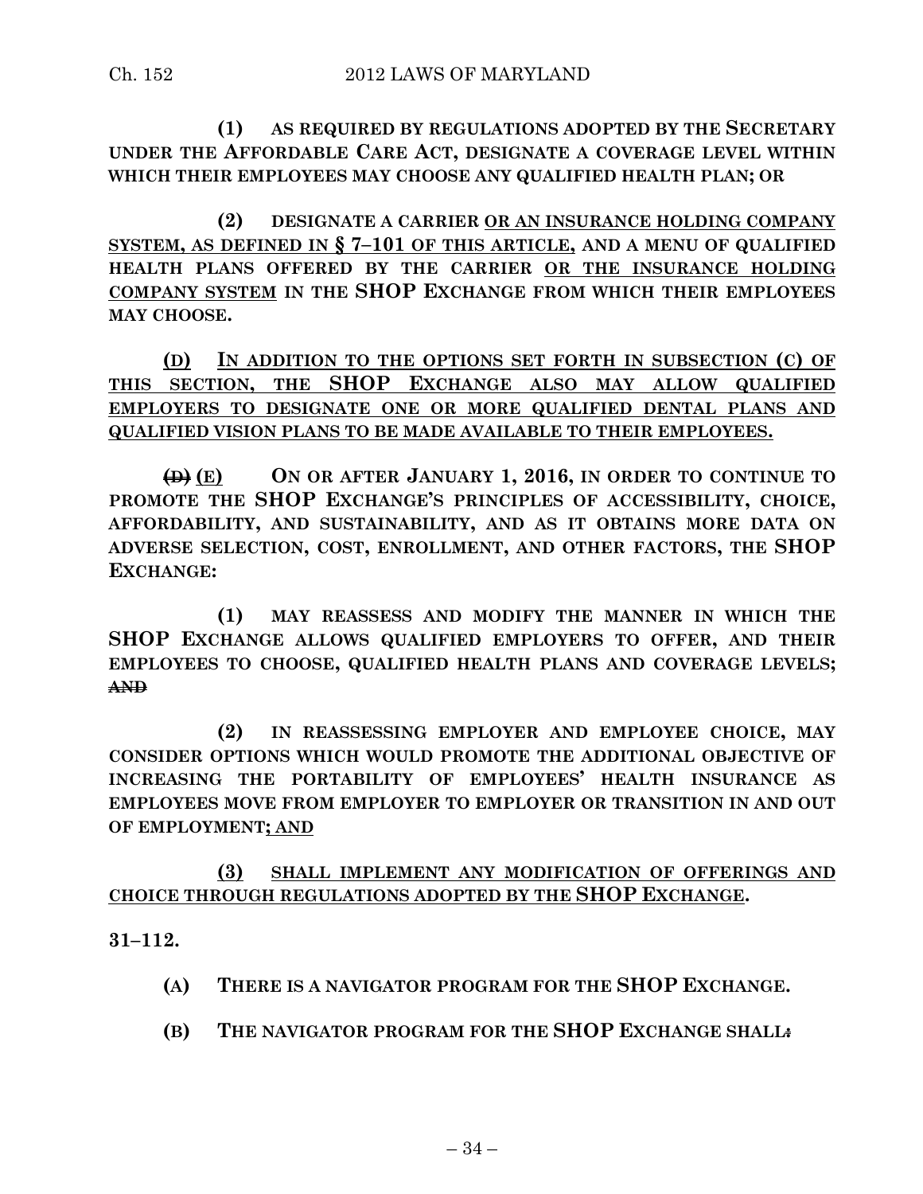**(1) AS REQUIRED BY REGULATIONS ADOPTED BY THE SECRETARY UNDER THE AFFORDABLE CARE ACT, DESIGNATE A COVERAGE LEVEL WITHIN WHICH THEIR EMPLOYEES MAY CHOOSE ANY QUALIFIED HEALTH PLAN; OR**

**(2) DESIGNATE A CARRIER <u>OR AN INSURANCE HOLDING COMPANY SYSTEM, AS DEFINED IN § 7–101 OF THIS ARTICLE,</u> AND A MENU OF QUALIFIED HEALTH PLANS OFFERED BY THE CARRIER <u>OR THE INSURANCE HOLDING COMPANY SYSTEM</u> IN THE SHOP EXCHANGE FROM WHICH THEIR EMPLOYEES MAY CHOOSE.**

**<u>(D) IN ADDITION TO THE OPTIONS SET FORTH IN SUBSECTION (C) OF THIS SECTION, THE SHOP EXCHANGE ALSO MAY ALLOW QUALIFIED EMPLOYERS TO DESIGNATE ONE OR MORE QUALIFIED DENTAL PLANS AND QUALIFIED VISION PLANS TO BE MADE AVAILABLE TO THEIR EMPLOYEES.</u>**

**~~(D)~~ <u>(E)</u> ON OR AFTER JANUARY 1, 2016, IN ORDER TO CONTINUE TO PROMOTE THE SHOP EXCHANGE'S PRINCIPLES OF ACCESSIBILITY, CHOICE, AFFORDABILITY, AND SUSTAINABILITY, AND AS IT OBTAINS MORE DATA ON ADVERSE SELECTION, COST, ENROLLMENT, AND OTHER FACTORS, THE SHOP EXCHANGE:**

**(1) MAY REASSESS AND MODIFY THE MANNER IN WHICH THE SHOP EXCHANGE ALLOWS QUALIFIED EMPLOYERS TO OFFER, AND THEIR EMPLOYEES TO CHOOSE, QUALIFIED HEALTH PLANS AND COVERAGE LEVELS; ~~AND~~**

**(2) IN REASSESSING EMPLOYER AND EMPLOYEE CHOICE, MAY CONSIDER OPTIONS WHICH WOULD PROMOTE THE ADDITIONAL OBJECTIVE OF INCREASING THE PORTABILITY OF EMPLOYEES' HEALTH INSURANCE AS EMPLOYEES MOVE FROM EMPLOYER TO EMPLOYER OR TRANSITION IN AND OUT OF EMPLOYMENT<u>; AND</u>**

**<u>(3) SHALL IMPLEMENT ANY MODIFICATION OF OFFERINGS AND CHOICE THROUGH REGULATIONS ADOPTED BY THE SHOP EXCHANGE</u>.**

**31–112.**

**(A) THERE IS A NAVIGATOR PROGRAM FOR THE SHOP EXCHANGE.**

**(B) THE NAVIGATOR PROGRAM FOR THE SHOP EXCHANGE SHALL~~:~~**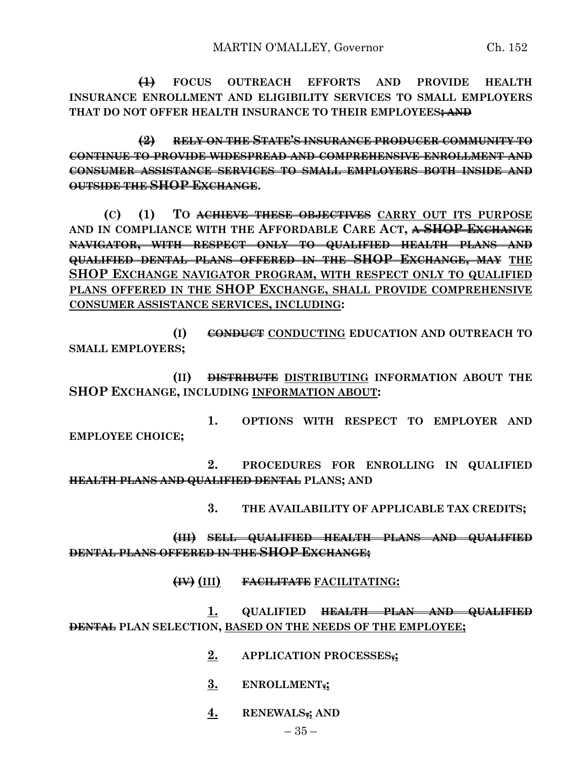~~(1)~~ FOCUS OUTREACH EFFORTS AND PROVIDE HEALTH INSURANCE ENROLLMENT AND ELIGIBILITY SERVICES TO SMALL EMPLOYERS THAT DO NOT OFFER HEALTH INSURANCE TO THEIR EMPLOYEES~~; AND~~

~~(2) RELY ON THE STATE'S INSURANCE PRODUCER COMMUNITY TO CONTINUE TO PROVIDE WIDESPREAD AND COMPREHENSIVE ENROLLMENT AND CONSUMER ASSISTANCE SERVICES TO SMALL EMPLOYERS BOTH INSIDE AND OUTSIDE THE SHOP EXCHANGE~~.

(C) (1) TO ~~ACHIEVE THESE OBJECTIVES~~ CARRY OUT ITS PURPOSE AND IN COMPLIANCE WITH THE AFFORDABLE CARE ACT, ~~A SHOP EXCHANGE NAVIGATOR, WITH RESPECT ONLY TO QUALIFIED HEALTH PLANS AND QUALIFIED DENTAL PLANS OFFERED IN THE SHOP EXCHANGE, MAY~~ THE SHOP EXCHANGE NAVIGATOR PROGRAM, WITH RESPECT ONLY TO QUALIFIED PLANS OFFERED IN THE SHOP EXCHANGE, SHALL PROVIDE COMPREHENSIVE CONSUMER ASSISTANCE SERVICES, INCLUDING:

(I) ~~CONDUCT~~ CONDUCTING EDUCATION AND OUTREACH TO SMALL EMPLOYERS;

(II) ~~DISTRIBUTE~~ DISTRIBUTING INFORMATION ABOUT THE SHOP EXCHANGE, INCLUDING INFORMATION ABOUT:

1. OPTIONS WITH RESPECT TO EMPLOYER AND EMPLOYEE CHOICE;

2. PROCEDURES FOR ENROLLING IN QUALIFIED ~~HEALTH PLANS AND QUALIFIED DENTAL~~ PLANS; AND

3. THE AVAILABILITY OF APPLICABLE TAX CREDITS;

~~(III) SELL QUALIFIED HEALTH PLANS AND QUALIFIED DENTAL PLANS OFFERED IN THE SHOP EXCHANGE;~~

~~(IV)~~ (III) ~~FACILITATE~~ FACILITATING:

1. QUALIFIED ~~HEALTH PLAN AND QUALIFIED DENTAL~~ PLAN SELECTION, BASED ON THE NEEDS OF THE EMPLOYEE;

2. APPLICATION PROCESSES~~,~~;

3. ENROLLMENT~~,~~;

4. RENEWALS~~,~~; AND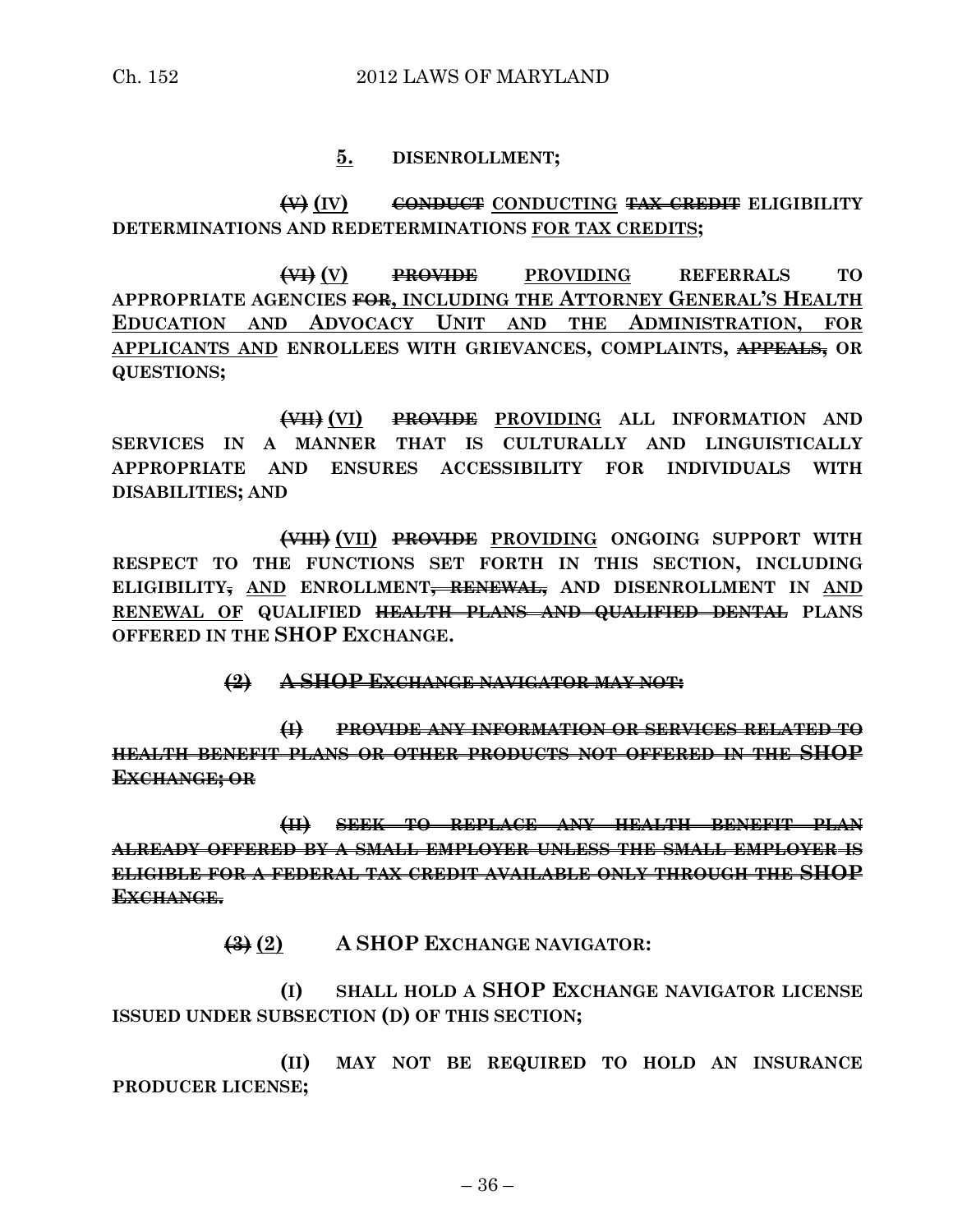5. DISENROLLMENT;

~~(V)~~ (IV) ~~CONDUCT~~ CONDUCTING ~~TAX CREDIT~~ ELIGIBILITY DETERMINATIONS AND REDETERMINATIONS FOR TAX CREDITS;

~~(VI)~~ (V) ~~PROVIDE~~ PROVIDING REFERRALS TO APPROPRIATE AGENCIES ~~FOR~~, INCLUDING THE ATTORNEY GENERAL'S HEALTH EDUCATION AND ADVOCACY UNIT AND THE ADMINISTRATION, FOR APPLICANTS AND ENROLLEES WITH GRIEVANCES, COMPLAINTS, ~~APPEALS,~~ OR QUESTIONS;

~~(VII)~~ (VI) ~~PROVIDE~~ PROVIDING ALL INFORMATION AND SERVICES IN A MANNER THAT IS CULTURALLY AND LINGUISTICALLY APPROPRIATE AND ENSURES ACCESSIBILITY FOR INDIVIDUALS WITH DISABILITIES; AND

~~(VIII)~~ (VII) ~~PROVIDE~~ PROVIDING ONGOING SUPPORT WITH RESPECT TO THE FUNCTIONS SET FORTH IN THIS SECTION, INCLUDING ELIGIBILITY~~,~~ AND ENROLLMENT~~, RENEWAL,~~ AND DISENROLLMENT IN AND RENEWAL OF QUALIFIED ~~HEALTH PLANS AND QUALIFIED DENTAL~~ PLANS OFFERED IN THE SHOP EXCHANGE.

~~(2) A SHOP EXCHANGE NAVIGATOR MAY NOT:~~

~~(I) PROVIDE ANY INFORMATION OR SERVICES RELATED TO HEALTH BENEFIT PLANS OR OTHER PRODUCTS NOT OFFERED IN THE SHOP EXCHANGE; OR~~

~~(II) SEEK TO REPLACE ANY HEALTH BENEFIT PLAN ALREADY OFFERED BY A SMALL EMPLOYER UNLESS THE SMALL EMPLOYER IS ELIGIBLE FOR A FEDERAL TAX CREDIT AVAILABLE ONLY THROUGH THE SHOP EXCHANGE.~~

~~(3)~~ (2) A SHOP EXCHANGE NAVIGATOR:

(I) SHALL HOLD A SHOP EXCHANGE NAVIGATOR LICENSE ISSUED UNDER SUBSECTION (D) OF THIS SECTION;

(II) MAY NOT BE REQUIRED TO HOLD AN INSURANCE PRODUCER LICENSE;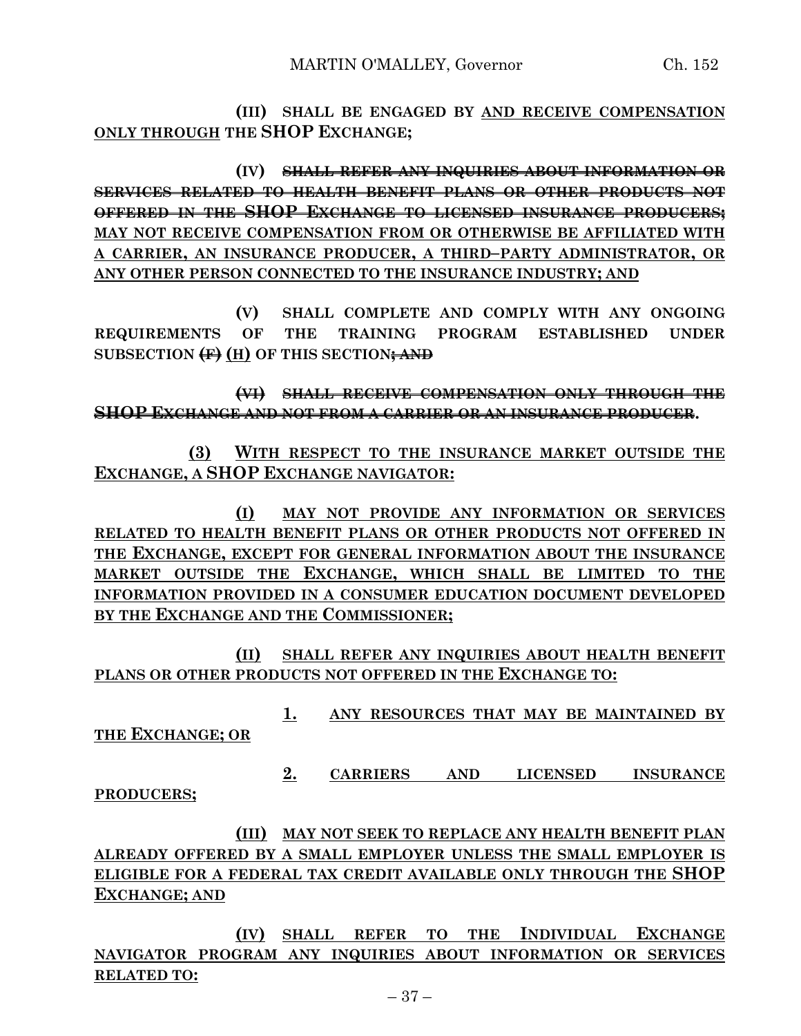**(III) SHALL BE ENGAGED BY** <u>AND RECEIVE COMPENSATION ONLY THROUGH</u> **THE SHOP EXCHANGE;**

**(IV)** ~~SHALL REFER ANY INQUIRIES ABOUT INFORMATION OR SERVICES RELATED TO HEALTH BENEFIT PLANS OR OTHER PRODUCTS NOT OFFERED IN THE SHOP EXCHANGE TO LICENSED INSURANCE PRODUCERS;~~ <u>MAY NOT RECEIVE COMPENSATION FROM OR OTHERWISE BE AFFILIATED WITH A CARRIER, AN INSURANCE PRODUCER, A THIRD–PARTY ADMINISTRATOR, OR ANY OTHER PERSON CONNECTED TO THE INSURANCE INDUSTRY; AND</u>

**(V) SHALL COMPLETE AND COMPLY WITH ANY ONGOING REQUIREMENTS OF THE TRAINING PROGRAM ESTABLISHED UNDER SUBSECTION** ~~(F)~~ <u>(H)</u> **OF THIS SECTION**~~; AND~~

~~(VI) SHALL RECEIVE COMPENSATION ONLY THROUGH THE SHOP EXCHANGE AND NOT FROM A CARRIER OR AN INSURANCE PRODUCER~~**.**

<u>(3) WITH RESPECT TO THE INSURANCE MARKET OUTSIDE THE EXCHANGE, A SHOP EXCHANGE NAVIGATOR:</u>

<u>(I) MAY NOT PROVIDE ANY INFORMATION OR SERVICES RELATED TO HEALTH BENEFIT PLANS OR OTHER PRODUCTS NOT OFFERED IN THE EXCHANGE, EXCEPT FOR GENERAL INFORMATION ABOUT THE INSURANCE MARKET OUTSIDE THE EXCHANGE, WHICH SHALL BE LIMITED TO THE INFORMATION PROVIDED IN A CONSUMER EDUCATION DOCUMENT DEVELOPED BY THE EXCHANGE AND THE COMMISSIONER;</u>

<u>(II) SHALL REFER ANY INQUIRIES ABOUT HEALTH BENEFIT PLANS OR OTHER PRODUCTS NOT OFFERED IN THE EXCHANGE TO:</u>

<u>1. ANY RESOURCES THAT MAY BE MAINTAINED BY THE EXCHANGE; OR</u>

<u>2. CARRIERS AND LICENSED INSURANCE PRODUCERS;</u>

<u>(III) MAY NOT SEEK TO REPLACE ANY HEALTH BENEFIT PLAN ALREADY OFFERED BY A SMALL EMPLOYER UNLESS THE SMALL EMPLOYER IS ELIGIBLE FOR A FEDERAL TAX CREDIT AVAILABLE ONLY THROUGH THE SHOP EXCHANGE; AND</u>

<u>(IV) SHALL REFER TO THE INDIVIDUAL EXCHANGE NAVIGATOR PROGRAM ANY INQUIRIES ABOUT INFORMATION OR SERVICES RELATED TO:</u>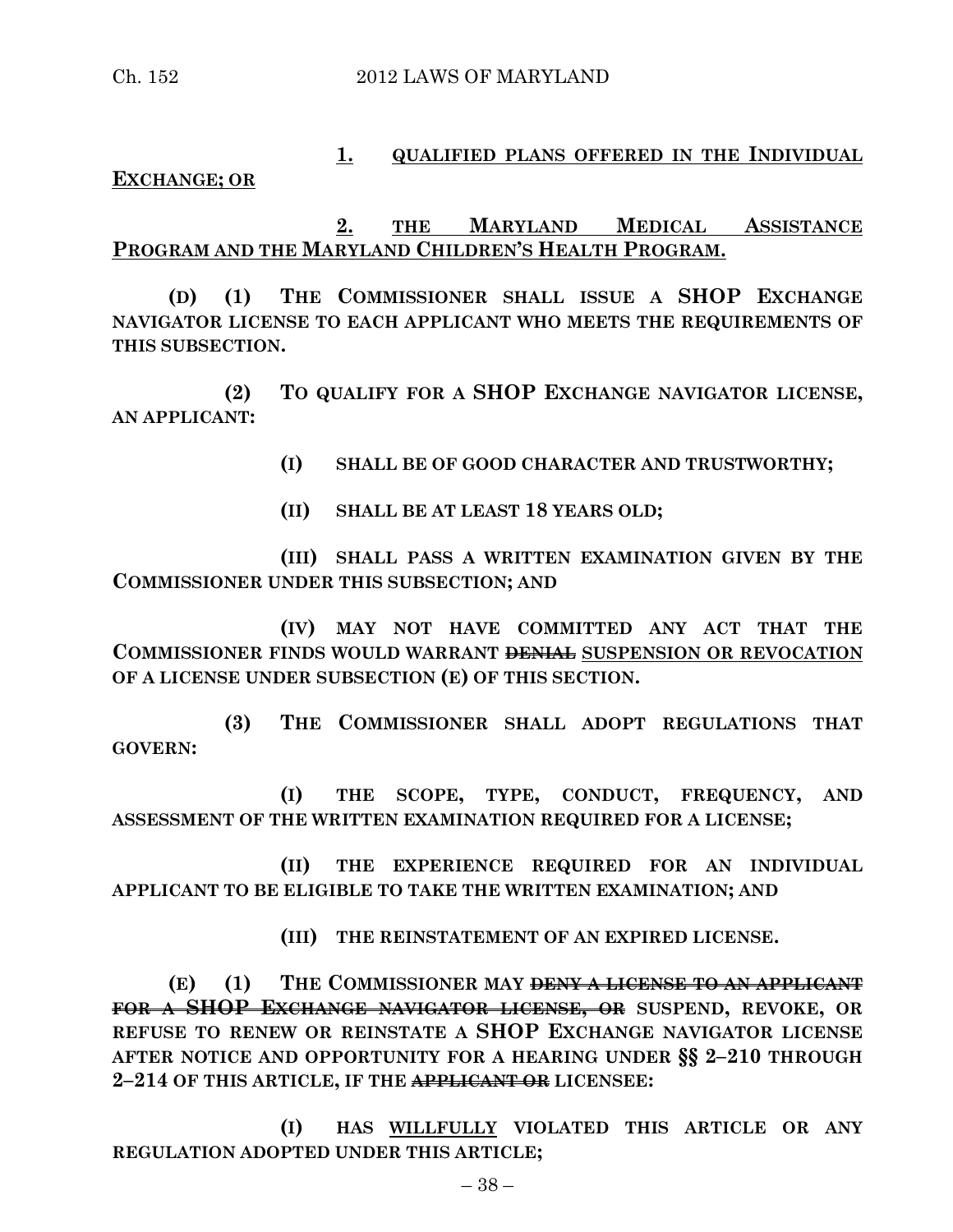1. QUALIFIED PLANS OFFERED IN THE INDIVIDUAL EXCHANGE; OR

2. THE MARYLAND MEDICAL ASSISTANCE PROGRAM AND THE MARYLAND CHILDREN'S HEALTH PROGRAM.

**(D) (1) THE COMMISSIONER SHALL ISSUE A SHOP EXCHANGE NAVIGATOR LICENSE TO EACH APPLICANT WHO MEETS THE REQUIREMENTS OF THIS SUBSECTION.**

**(2) TO QUALIFY FOR A SHOP EXCHANGE NAVIGATOR LICENSE, AN APPLICANT:**

**(I) SHALL BE OF GOOD CHARACTER AND TRUSTWORTHY;**

**(II) SHALL BE AT LEAST 18 YEARS OLD;**

**(III) SHALL PASS A WRITTEN EXAMINATION GIVEN BY THE COMMISSIONER UNDER THIS SUBSECTION; AND**

**(IV) MAY NOT HAVE COMMITTED ANY ACT THAT THE COMMISSIONER FINDS WOULD WARRANT ~~DENIAL~~ SUSPENSION OR REVOCATION OF A LICENSE UNDER SUBSECTION (E) OF THIS SECTION.**

**(3) THE COMMISSIONER SHALL ADOPT REGULATIONS THAT GOVERN:**

**(I) THE SCOPE, TYPE, CONDUCT, FREQUENCY, AND ASSESSMENT OF THE WRITTEN EXAMINATION REQUIRED FOR A LICENSE;**

**(II) THE EXPERIENCE REQUIRED FOR AN INDIVIDUAL APPLICANT TO BE ELIGIBLE TO TAKE THE WRITTEN EXAMINATION; AND**

**(III) THE REINSTATEMENT OF AN EXPIRED LICENSE.**

**(E) (1) THE COMMISSIONER MAY ~~DENY A LICENSE TO AN APPLICANT FOR A SHOP EXCHANGE NAVIGATOR LICENSE, OR~~ SUSPEND, REVOKE, OR REFUSE TO RENEW OR REINSTATE A SHOP EXCHANGE NAVIGATOR LICENSE AFTER NOTICE AND OPPORTUNITY FOR A HEARING UNDER §§ 2–210 THROUGH 2–214 OF THIS ARTICLE, IF THE ~~APPLICANT OR~~ LICENSEE:**

**(I) HAS WILLFULLY VIOLATED THIS ARTICLE OR ANY REGULATION ADOPTED UNDER THIS ARTICLE;**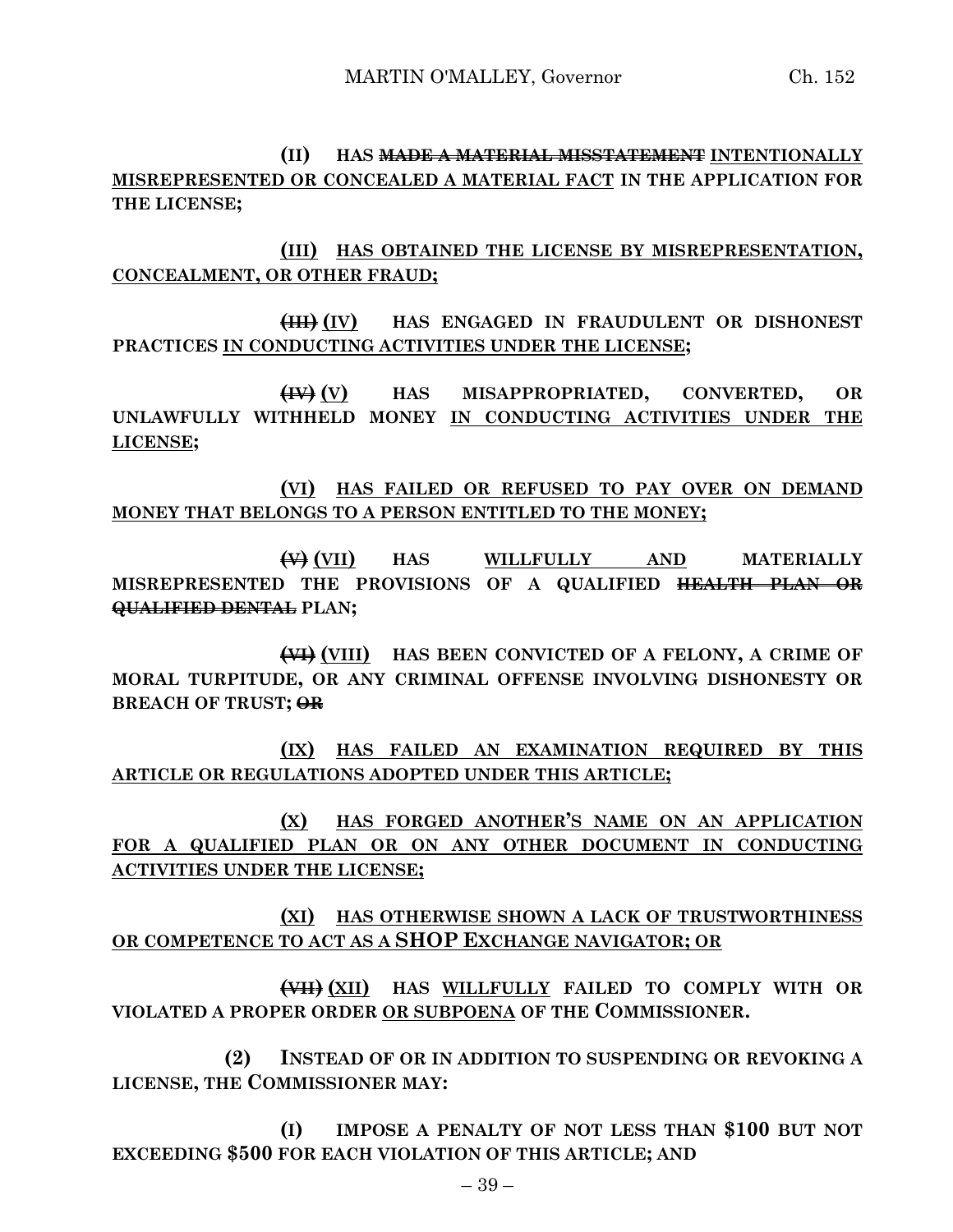(II) HAS ~~MADE A MATERIAL MISSTATEMENT~~ <u>INTENTIONALLY MISREPRESENTED OR CONCEALED A MATERIAL FACT</u> IN THE APPLICATION FOR THE LICENSE;

<u>(III) HAS OBTAINED THE LICENSE BY MISREPRESENTATION, CONCEALMENT, OR OTHER FRAUD;</u>

~~(III)~~ <u>(IV)</u> HAS ENGAGED IN FRAUDULENT OR DISHONEST PRACTICES <u>IN CONDUCTING ACTIVITIES UNDER THE LICENSE</u>;

~~(IV)~~ <u>(V)</u> HAS MISAPPROPRIATED, CONVERTED, OR UNLAWFULLY WITHHELD MONEY <u>IN CONDUCTING ACTIVITIES UNDER THE LICENSE</u>;

<u>(VI) HAS FAILED OR REFUSED TO PAY OVER ON DEMAND MONEY THAT BELONGS TO A PERSON ENTITLED TO THE MONEY;</u>

~~(V)~~ <u>(VII)</u> HAS <u>WILLFULLY AND</u> MATERIALLY MISREPRESENTED THE PROVISIONS OF A QUALIFIED ~~HEALTH PLAN OR QUALIFIED DENTAL~~ PLAN;

~~(VI)~~ <u>(VIII)</u> HAS BEEN CONVICTED OF A FELONY, A CRIME OF MORAL TURPITUDE, OR ANY CRIMINAL OFFENSE INVOLVING DISHONESTY OR BREACH OF TRUST; ~~OR~~

<u>(IX) HAS FAILED AN EXAMINATION REQUIRED BY THIS ARTICLE OR REGULATIONS ADOPTED UNDER THIS ARTICLE;</u>

<u>(X) HAS FORGED ANOTHER'S NAME ON AN APPLICATION FOR A QUALIFIED PLAN OR ON ANY OTHER DOCUMENT IN CONDUCTING ACTIVITIES UNDER THE LICENSE;</u>

<u>(XI) HAS OTHERWISE SHOWN A LACK OF TRUSTWORTHINESS OR COMPETENCE TO ACT AS A SHOP EXCHANGE NAVIGATOR; OR</u>

~~(VII)~~ <u>(XII)</u> HAS <u>WILLFULLY</u> FAILED TO COMPLY WITH OR VIOLATED A PROPER ORDER <u>OR SUBPOENA</u> OF THE COMMISSIONER.

(2) INSTEAD OF OR IN ADDITION TO SUSPENDING OR REVOKING A LICENSE, THE COMMISSIONER MAY:

(I) IMPOSE A PENALTY OF NOT LESS THAN $100 BUT NOT EXCEEDING $500 FOR EACH VIOLATION OF THIS ARTICLE; AND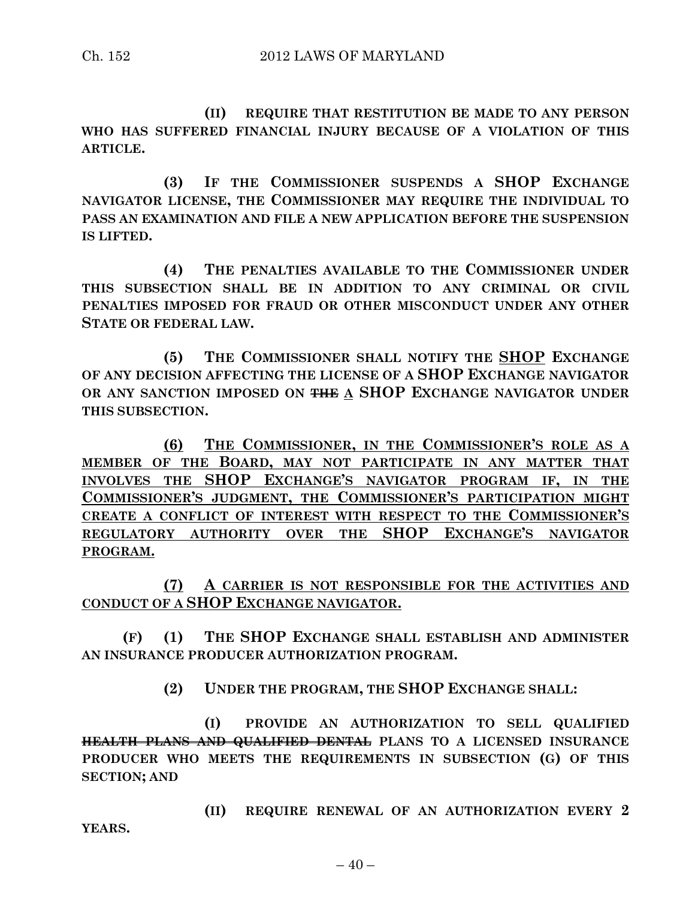**(II) REQUIRE THAT RESTITUTION BE MADE TO ANY PERSON WHO HAS SUFFERED FINANCIAL INJURY BECAUSE OF A VIOLATION OF THIS ARTICLE.**

**(3) IF THE COMMISSIONER SUSPENDS A SHOP EXCHANGE NAVIGATOR LICENSE, THE COMMISSIONER MAY REQUIRE THE INDIVIDUAL TO PASS AN EXAMINATION AND FILE A NEW APPLICATION BEFORE THE SUSPENSION IS LIFTED.**

**(4) THE PENALTIES AVAILABLE TO THE COMMISSIONER UNDER THIS SUBSECTION SHALL BE IN ADDITION TO ANY CRIMINAL OR CIVIL PENALTIES IMPOSED FOR FRAUD OR OTHER MISCONDUCT UNDER ANY OTHER STATE OR FEDERAL LAW.**

**(5) THE COMMISSIONER SHALL NOTIFY THE <u>SHOP</u> EXCHANGE OF ANY DECISION AFFECTING THE LICENSE OF A SHOP EXCHANGE NAVIGATOR OR ANY SANCTION IMPOSED ON ~~THE~~ <u>A</u> SHOP EXCHANGE NAVIGATOR UNDER THIS SUBSECTION.**

**<u>(6) THE COMMISSIONER, IN THE COMMISSIONER'S ROLE AS A MEMBER OF THE BOARD, MAY NOT PARTICIPATE IN ANY MATTER THAT INVOLVES THE SHOP EXCHANGE'S NAVIGATOR PROGRAM IF, IN THE COMMISSIONER'S JUDGMENT, THE COMMISSIONER'S PARTICIPATION MIGHT CREATE A CONFLICT OF INTEREST WITH RESPECT TO THE COMMISSIONER'S REGULATORY AUTHORITY OVER THE SHOP EXCHANGE'S NAVIGATOR PROGRAM.</u>**

**<u>(7) A CARRIER IS NOT RESPONSIBLE FOR THE ACTIVITIES AND CONDUCT OF A SHOP EXCHANGE NAVIGATOR.</u>**

**(F) (1) THE SHOP EXCHANGE SHALL ESTABLISH AND ADMINISTER AN INSURANCE PRODUCER AUTHORIZATION PROGRAM.**

**(2) UNDER THE PROGRAM, THE SHOP EXCHANGE SHALL:**

**(I) PROVIDE AN AUTHORIZATION TO SELL QUALIFIED ~~HEALTH PLANS AND QUALIFIED DENTAL~~ PLANS TO A LICENSED INSURANCE PRODUCER WHO MEETS THE REQUIREMENTS IN SUBSECTION (G) OF THIS SECTION; AND**

**(II) REQUIRE RENEWAL OF AN AUTHORIZATION EVERY 2 YEARS.**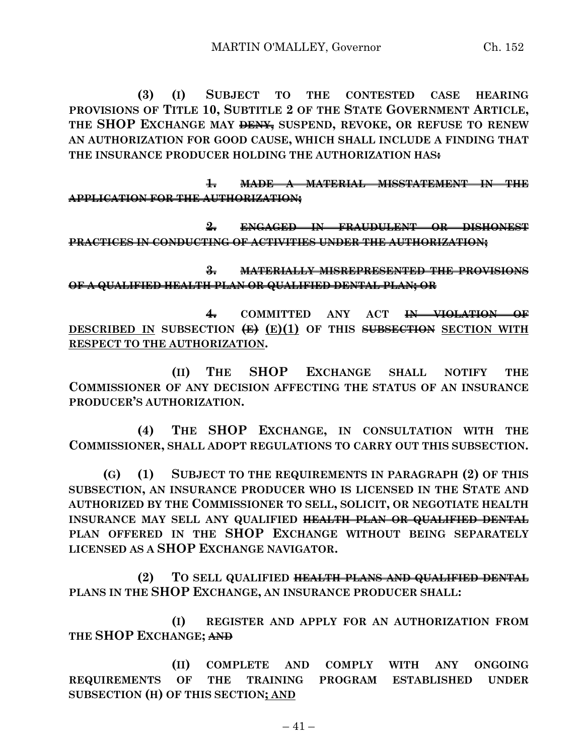**(3) (I) SUBJECT TO THE CONTESTED CASE HEARING PROVISIONS OF TITLE 10, SUBTITLE 2 OF THE STATE GOVERNMENT ARTICLE, THE SHOP EXCHANGE MAY ~~DENY,~~ SUSPEND, REVOKE, OR REFUSE TO RENEW AN AUTHORIZATION FOR GOOD CAUSE, WHICH SHALL INCLUDE A FINDING THAT THE INSURANCE PRODUCER HOLDING THE AUTHORIZATION HAS~~:~~**

~~**1. MADE A MATERIAL MISSTATEMENT IN THE APPLICATION FOR THE AUTHORIZATION;**~~

~~**2. ENGAGED IN FRAUDULENT OR DISHONEST PRACTICES IN CONDUCTING OF ACTIVITIES UNDER THE AUTHORIZATION;**~~

~~**3. MATERIALLY MISREPRESENTED THE PROVISIONS OF A QUALIFIED HEALTH PLAN OR QUALIFIED DENTAL PLAN; OR**~~

~~**4.**~~ **COMMITTED ANY ACT ~~IN VIOLATION OF~~** **<u>DESCRIBED IN</u> SUBSECTION ~~(E)~~ <u>(E)(1)</u> OF THIS ~~SUBSECTION~~ <u>SECTION WITH RESPECT TO THE AUTHORIZATION</u>.**

**(II) THE SHOP EXCHANGE SHALL NOTIFY THE COMMISSIONER OF ANY DECISION AFFECTING THE STATUS OF AN INSURANCE PRODUCER'S AUTHORIZATION.**

**(4) THE SHOP EXCHANGE, IN CONSULTATION WITH THE COMMISSIONER, SHALL ADOPT REGULATIONS TO CARRY OUT THIS SUBSECTION.**

**(G) (1) SUBJECT TO THE REQUIREMENTS IN PARAGRAPH (2) OF THIS SUBSECTION, AN INSURANCE PRODUCER WHO IS LICENSED IN THE STATE AND AUTHORIZED BY THE COMMISSIONER TO SELL, SOLICIT, OR NEGOTIATE HEALTH INSURANCE MAY SELL ANY QUALIFIED ~~HEALTH PLAN OR QUALIFIED DENTAL~~ PLAN OFFERED IN THE SHOP EXCHANGE WITHOUT BEING SEPARATELY LICENSED AS A SHOP EXCHANGE NAVIGATOR.**

**(2) TO SELL QUALIFIED ~~HEALTH PLANS AND QUALIFIED DENTAL~~ PLANS IN THE SHOP EXCHANGE, AN INSURANCE PRODUCER SHALL:**

**(I) REGISTER AND APPLY FOR AN AUTHORIZATION FROM THE SHOP EXCHANGE; ~~AND~~**

**(II) COMPLETE AND COMPLY WITH ANY ONGOING REQUIREMENTS OF THE TRAINING PROGRAM ESTABLISHED UNDER SUBSECTION (H) OF THIS SECTION<u>; AND</u>**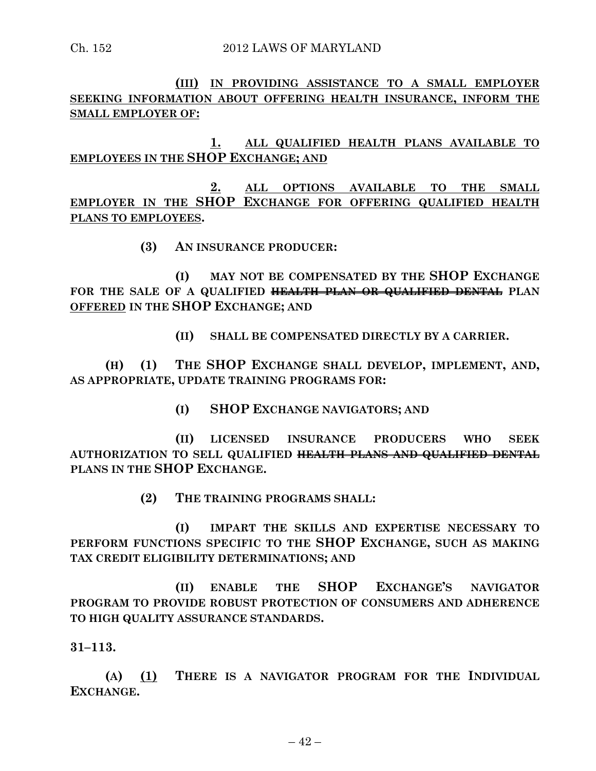**(III)** <u>**IN PROVIDING ASSISTANCE TO A SMALL EMPLOYER SEEKING INFORMATION ABOUT OFFERING HEALTH INSURANCE, INFORM THE SMALL EMPLOYER OF:**</u>

<u>**1. ALL QUALIFIED HEALTH PLANS AVAILABLE TO EMPLOYEES IN THE SHOP EXCHANGE; AND**</u>

<u>**2. ALL OPTIONS AVAILABLE TO THE SMALL EMPLOYER IN THE SHOP EXCHANGE FOR OFFERING QUALIFIED HEALTH PLANS TO EMPLOYEES**</u>**.**

**(3) AN INSURANCE PRODUCER:**

**(I) MAY NOT BE COMPENSATED BY THE SHOP EXCHANGE FOR THE SALE OF A QUALIFIED ~~HEALTH PLAN OR QUALIFIED DENTAL~~ PLAN** <u>**OFFERED**</u> **IN THE SHOP EXCHANGE; AND**

**(II) SHALL BE COMPENSATED DIRECTLY BY A CARRIER.**

**(H) (1) THE SHOP EXCHANGE SHALL DEVELOP, IMPLEMENT, AND, AS APPROPRIATE, UPDATE TRAINING PROGRAMS FOR:**

**(I) SHOP EXCHANGE NAVIGATORS; AND**

**(II) LICENSED INSURANCE PRODUCERS WHO SEEK AUTHORIZATION TO SELL QUALIFIED ~~HEALTH PLANS AND QUALIFIED DENTAL~~ PLANS IN THE SHOP EXCHANGE.**

**(2) THE TRAINING PROGRAMS SHALL:**

**(I) IMPART THE SKILLS AND EXPERTISE NECESSARY TO PERFORM FUNCTIONS SPECIFIC TO THE SHOP EXCHANGE, SUCH AS MAKING TAX CREDIT ELIGIBILITY DETERMINATIONS; AND**

**(II) ENABLE THE SHOP EXCHANGE'S NAVIGATOR PROGRAM TO PROVIDE ROBUST PROTECTION OF CONSUMERS AND ADHERENCE TO HIGH QUALITY ASSURANCE STANDARDS.**

**31–113.**

**(A)** <u>**(1)**</u> **THERE IS A NAVIGATOR PROGRAM FOR THE INDIVIDUAL EXCHANGE.**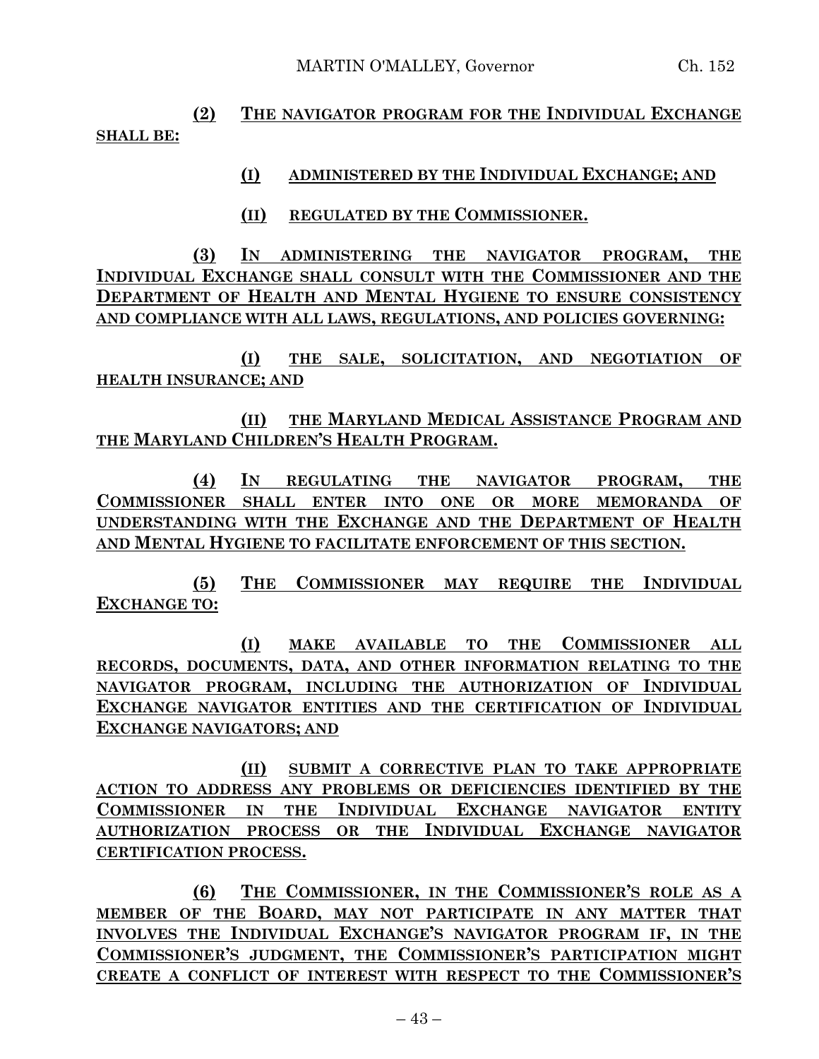**(2) THE NAVIGATOR PROGRAM FOR THE INDIVIDUAL EXCHANGE SHALL BE:**

**(I) ADMINISTERED BY THE INDIVIDUAL EXCHANGE; AND**

**(II) REGULATED BY THE COMMISSIONER.**

**(3) IN ADMINISTERING THE NAVIGATOR PROGRAM, THE INDIVIDUAL EXCHANGE SHALL CONSULT WITH THE COMMISSIONER AND THE DEPARTMENT OF HEALTH AND MENTAL HYGIENE TO ENSURE CONSISTENCY AND COMPLIANCE WITH ALL LAWS, REGULATIONS, AND POLICIES GOVERNING:**

**(I) THE SALE, SOLICITATION, AND NEGOTIATION OF HEALTH INSURANCE; AND**

**(II) THE MARYLAND MEDICAL ASSISTANCE PROGRAM AND THE MARYLAND CHILDREN'S HEALTH PROGRAM.**

**(4) IN REGULATING THE NAVIGATOR PROGRAM, THE COMMISSIONER SHALL ENTER INTO ONE OR MORE MEMORANDA OF UNDERSTANDING WITH THE EXCHANGE AND THE DEPARTMENT OF HEALTH AND MENTAL HYGIENE TO FACILITATE ENFORCEMENT OF THIS SECTION.**

**(5) THE COMMISSIONER MAY REQUIRE THE INDIVIDUAL EXCHANGE TO:**

**(I) MAKE AVAILABLE TO THE COMMISSIONER ALL RECORDS, DOCUMENTS, DATA, AND OTHER INFORMATION RELATING TO THE NAVIGATOR PROGRAM, INCLUDING THE AUTHORIZATION OF INDIVIDUAL EXCHANGE NAVIGATOR ENTITIES AND THE CERTIFICATION OF INDIVIDUAL EXCHANGE NAVIGATORS; AND**

**(II) SUBMIT A CORRECTIVE PLAN TO TAKE APPROPRIATE ACTION TO ADDRESS ANY PROBLEMS OR DEFICIENCIES IDENTIFIED BY THE COMMISSIONER IN THE INDIVIDUAL EXCHANGE NAVIGATOR ENTITY AUTHORIZATION PROCESS OR THE INDIVIDUAL EXCHANGE NAVIGATOR CERTIFICATION PROCESS.**

**(6) THE COMMISSIONER, IN THE COMMISSIONER'S ROLE AS A MEMBER OF THE BOARD, MAY NOT PARTICIPATE IN ANY MATTER THAT INVOLVES THE INDIVIDUAL EXCHANGE'S NAVIGATOR PROGRAM IF, IN THE COMMISSIONER'S JUDGMENT, THE COMMISSIONER'S PARTICIPATION MIGHT CREATE A CONFLICT OF INTEREST WITH RESPECT TO THE COMMISSIONER'S**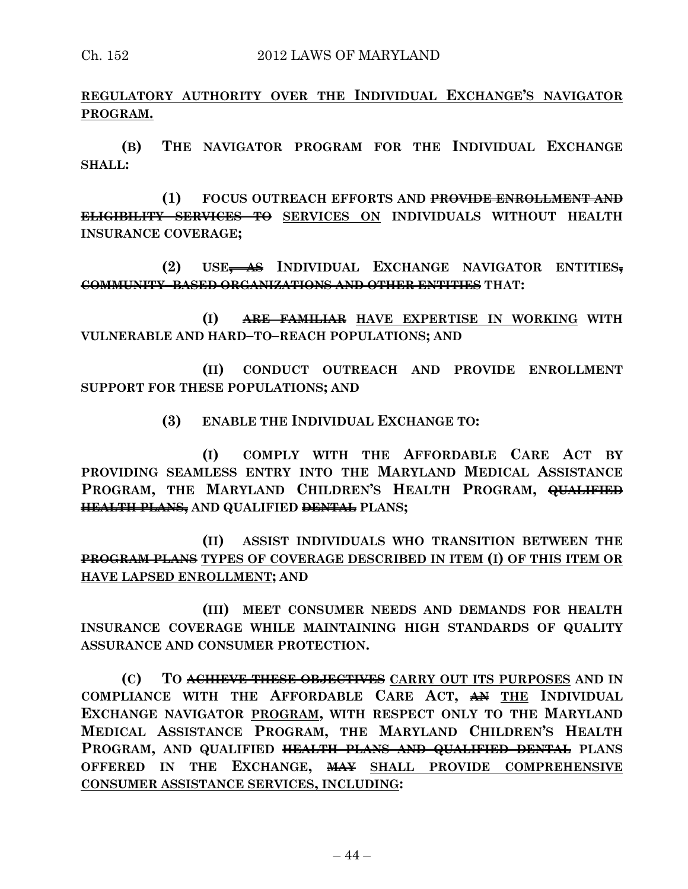<u>**REGULATORY AUTHORITY OVER THE INDIVIDUAL EXCHANGE'S NAVIGATOR PROGRAM.**</u>

**(B) THE NAVIGATOR PROGRAM FOR THE INDIVIDUAL EXCHANGE SHALL:**

**(1) FOCUS OUTREACH EFFORTS AND ~~PROVIDE ENROLLMENT AND ELIGIBILITY SERVICES TO~~ <u>SERVICES ON</u> INDIVIDUALS WITHOUT HEALTH INSURANCE COVERAGE;**

**(2) USE~~, AS~~ INDIVIDUAL EXCHANGE NAVIGATOR ENTITIES~~, COMMUNITY–BASED ORGANIZATIONS AND OTHER ENTITIES~~ THAT:**

**(I) ~~ARE FAMILIAR~~ <u>HAVE EXPERTISE IN WORKING</u> WITH VULNERABLE AND HARD–TO–REACH POPULATIONS; AND**

**(II) CONDUCT OUTREACH AND PROVIDE ENROLLMENT SUPPORT FOR THESE POPULATIONS; AND**

**(3) ENABLE THE INDIVIDUAL EXCHANGE TO:**

**(I) COMPLY WITH THE AFFORDABLE CARE ACT BY PROVIDING SEAMLESS ENTRY INTO THE MARYLAND MEDICAL ASSISTANCE PROGRAM, THE MARYLAND CHILDREN'S HEALTH PROGRAM, ~~QUALIFIED HEALTH PLANS,~~ AND QUALIFIED ~~DENTAL~~ PLANS;**

**(II) ASSIST INDIVIDUALS WHO TRANSITION BETWEEN THE ~~PROGRAM PLANS~~ <u>TYPES OF COVERAGE DESCRIBED IN ITEM (I) OF THIS ITEM OR HAVE LAPSED ENROLLMENT</u>; AND**

**(III) MEET CONSUMER NEEDS AND DEMANDS FOR HEALTH INSURANCE COVERAGE WHILE MAINTAINING HIGH STANDARDS OF QUALITY ASSURANCE AND CONSUMER PROTECTION.**

**(C) TO ~~ACHIEVE THESE OBJECTIVES~~ <u>CARRY OUT ITS PURPOSES</u> AND IN COMPLIANCE WITH THE AFFORDABLE CARE ACT, ~~AN~~ <u>THE</u> INDIVIDUAL EXCHANGE NAVIGATOR <u>PROGRAM</u>, WITH RESPECT ONLY TO THE MARYLAND MEDICAL ASSISTANCE PROGRAM, THE MARYLAND CHILDREN'S HEALTH PROGRAM, AND QUALIFIED ~~HEALTH PLANS AND QUALIFIED DENTAL~~ PLANS OFFERED IN THE EXCHANGE, ~~MAY~~ <u>SHALL PROVIDE COMPREHENSIVE CONSUMER ASSISTANCE SERVICES, INCLUDING</u>:**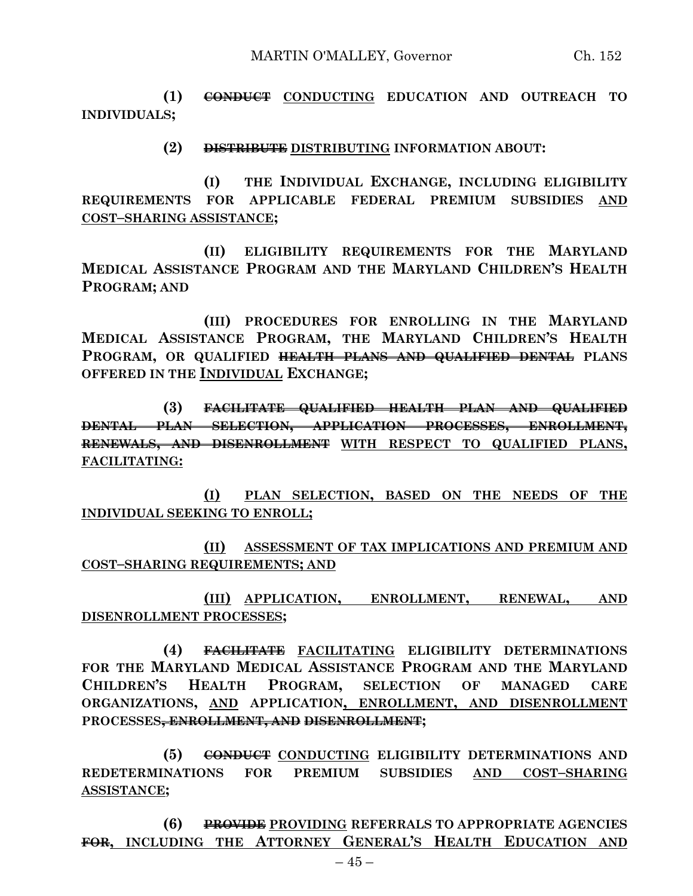**(1) ~~CONDUCT~~ <u>CONDUCTING</u> EDUCATION AND OUTREACH TO INDIVIDUALS;**

**(2) ~~DISTRIBUTE~~ <u>DISTRIBUTING</u> INFORMATION ABOUT:**

**(I) THE INDIVIDUAL EXCHANGE, INCLUDING ELIGIBILITY REQUIREMENTS FOR APPLICABLE FEDERAL PREMIUM SUBSIDIES <u>AND COST–SHARING ASSISTANCE</u>;**

**(II) ELIGIBILITY REQUIREMENTS FOR THE MARYLAND MEDICAL ASSISTANCE PROGRAM AND THE MARYLAND CHILDREN'S HEALTH PROGRAM; AND**

**(III) PROCEDURES FOR ENROLLING IN THE MARYLAND MEDICAL ASSISTANCE PROGRAM, THE MARYLAND CHILDREN'S HEALTH PROGRAM, OR QUALIFIED ~~HEALTH PLANS AND QUALIFIED DENTAL~~ PLANS OFFERED IN THE <u>INDIVIDUAL</u> EXCHANGE;**

**(3) ~~FACILITATE QUALIFIED HEALTH PLAN AND QUALIFIED DENTAL PLAN SELECTION, APPLICATION PROCESSES, ENROLLMENT, RENEWALS, AND DISENROLLMENT~~ <u>WITH RESPECT TO QUALIFIED PLANS, FACILITATING:</u>**

**<u>(I) PLAN SELECTION, BASED ON THE NEEDS OF THE INDIVIDUAL SEEKING TO ENROLL;</u>**

**<u>(II) ASSESSMENT OF TAX IMPLICATIONS AND PREMIUM AND COST–SHARING REQUIREMENTS; AND</u>**

**<u>(III) APPLICATION, ENROLLMENT, RENEWAL, AND DISENROLLMENT PROCESSES</u>;**

**(4) ~~FACILITATE~~ <u>FACILITATING</u> ELIGIBILITY DETERMINATIONS FOR THE MARYLAND MEDICAL ASSISTANCE PROGRAM AND THE MARYLAND CHILDREN'S HEALTH PROGRAM, SELECTION OF MANAGED CARE ORGANIZATIONS, <u>AND</u> APPLICATION<u>, ENROLLMENT, AND DISENROLLMENT</u> PROCESSES~~, ENROLLMENT, AND DISENROLLMENT~~;**

**(5) ~~CONDUCT~~ <u>CONDUCTING</u> ELIGIBILITY DETERMINATIONS AND REDETERMINATIONS FOR PREMIUM SUBSIDIES <u>AND COST–SHARING ASSISTANCE</u>;**

**(6) ~~PROVIDE~~ <u>PROVIDING</u> REFERRALS TO APPROPRIATE AGENCIES ~~FOR~~<u>, INCLUDING THE ATTORNEY GENERAL'S HEALTH EDUCATION AND</u>**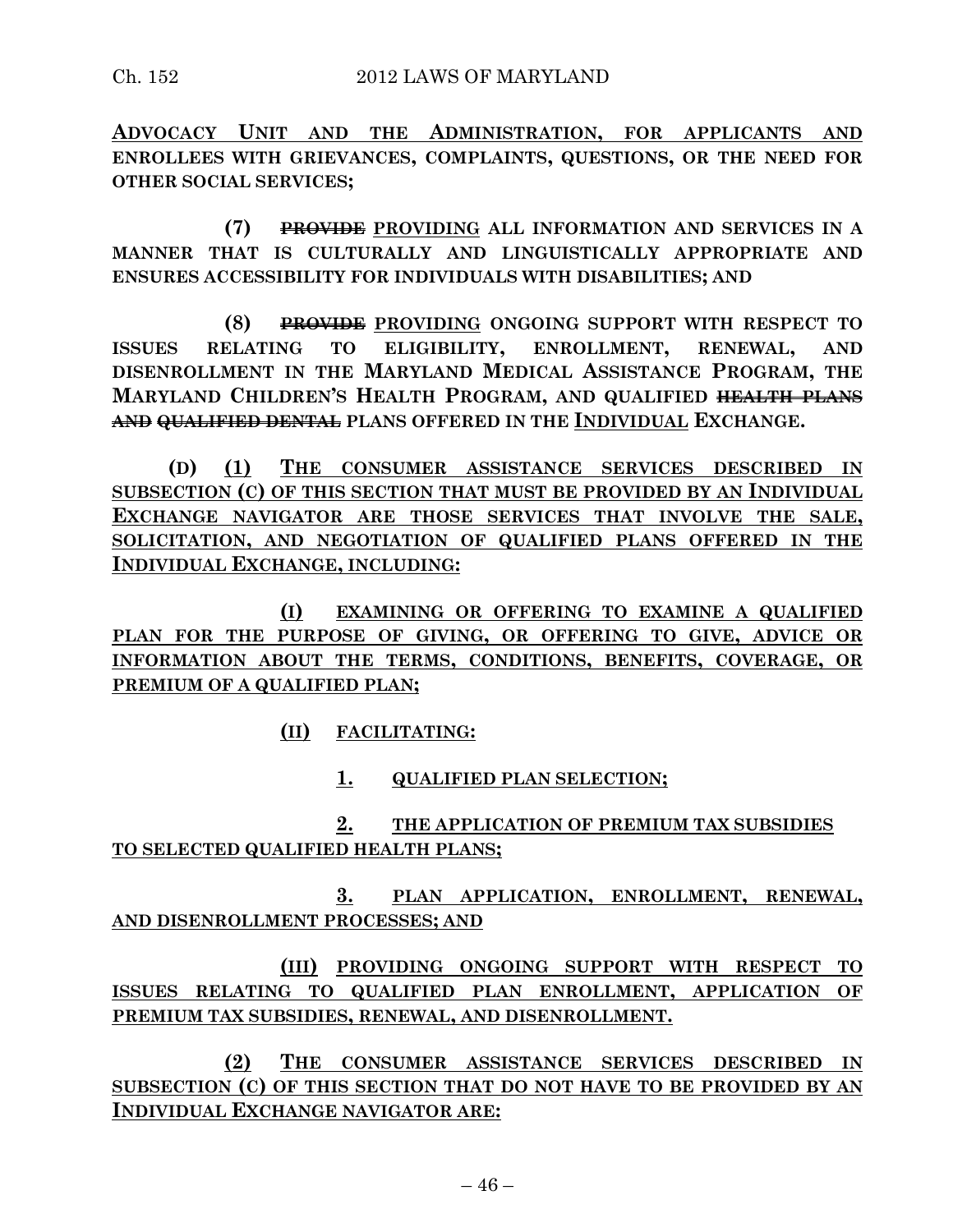**ADVOCACY UNIT AND THE ADMINISTRATION, FOR APPLICANTS AND ENROLLEES WITH GRIEVANCES, COMPLAINTS, QUESTIONS, OR THE NEED FOR OTHER SOCIAL SERVICES;**

**(7) ~~PROVIDE~~ PROVIDING ALL INFORMATION AND SERVICES IN A MANNER THAT IS CULTURALLY AND LINGUISTICALLY APPROPRIATE AND ENSURES ACCESSIBILITY FOR INDIVIDUALS WITH DISABILITIES; AND**

**(8) ~~PROVIDE~~ PROVIDING ONGOING SUPPORT WITH RESPECT TO ISSUES RELATING TO ELIGIBILITY, ENROLLMENT, RENEWAL, AND DISENROLLMENT IN THE MARYLAND MEDICAL ASSISTANCE PROGRAM, THE MARYLAND CHILDREN'S HEALTH PROGRAM, AND QUALIFIED ~~HEALTH PLANS AND QUALIFIED DENTAL~~ PLANS OFFERED IN THE INDIVIDUAL EXCHANGE.**

**(D) (1) THE CONSUMER ASSISTANCE SERVICES DESCRIBED IN SUBSECTION (C) OF THIS SECTION THAT MUST BE PROVIDED BY AN INDIVIDUAL EXCHANGE NAVIGATOR ARE THOSE SERVICES THAT INVOLVE THE SALE, SOLICITATION, AND NEGOTIATION OF QUALIFIED PLANS OFFERED IN THE INDIVIDUAL EXCHANGE, INCLUDING:**

**(I) EXAMINING OR OFFERING TO EXAMINE A QUALIFIED PLAN FOR THE PURPOSE OF GIVING, OR OFFERING TO GIVE, ADVICE OR INFORMATION ABOUT THE TERMS, CONDITIONS, BENEFITS, COVERAGE, OR PREMIUM OF A QUALIFIED PLAN;**

**(II) FACILITATING:**

**1. QUALIFIED PLAN SELECTION;**

**2. THE APPLICATION OF PREMIUM TAX SUBSIDIES TO SELECTED QUALIFIED HEALTH PLANS;**

**3. PLAN APPLICATION, ENROLLMENT, RENEWAL, AND DISENROLLMENT PROCESSES; AND**

**(III) PROVIDING ONGOING SUPPORT WITH RESPECT TO ISSUES RELATING TO QUALIFIED PLAN ENROLLMENT, APPLICATION OF PREMIUM TAX SUBSIDIES, RENEWAL, AND DISENROLLMENT.**

**(2) THE CONSUMER ASSISTANCE SERVICES DESCRIBED IN SUBSECTION (C) OF THIS SECTION THAT DO NOT HAVE TO BE PROVIDED BY AN INDIVIDUAL EXCHANGE NAVIGATOR ARE:**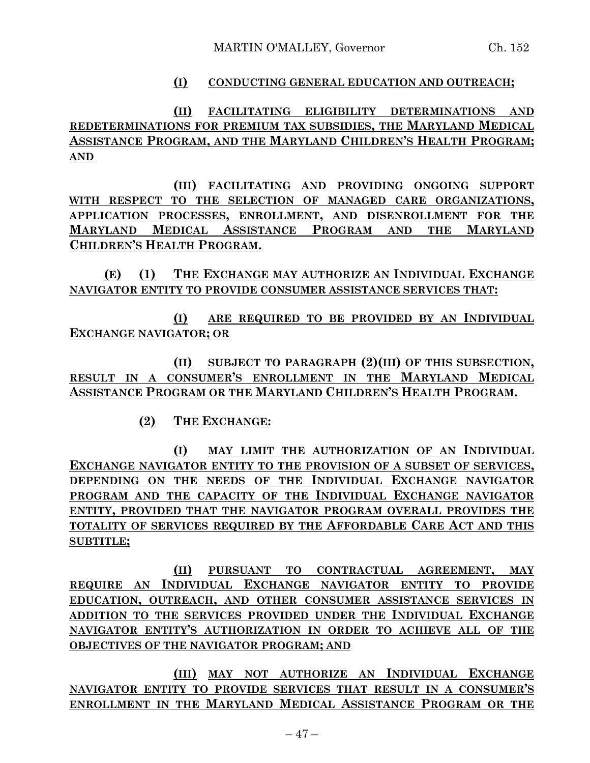(I) CONDUCTING GENERAL EDUCATION AND OUTREACH;

(II) FACILITATING ELIGIBILITY DETERMINATIONS AND REDETERMINATIONS FOR PREMIUM TAX SUBSIDIES, THE MARYLAND MEDICAL ASSISTANCE PROGRAM, AND THE MARYLAND CHILDREN'S HEALTH PROGRAM; AND

(III) FACILITATING AND PROVIDING ONGOING SUPPORT WITH RESPECT TO THE SELECTION OF MANAGED CARE ORGANIZATIONS, APPLICATION PROCESSES, ENROLLMENT, AND DISENROLLMENT FOR THE MARYLAND MEDICAL ASSISTANCE PROGRAM AND THE MARYLAND CHILDREN'S HEALTH PROGRAM.

(E) (1) THE EXCHANGE MAY AUTHORIZE AN INDIVIDUAL EXCHANGE NAVIGATOR ENTITY TO PROVIDE CONSUMER ASSISTANCE SERVICES THAT:

(I) ARE REQUIRED TO BE PROVIDED BY AN INDIVIDUAL EXCHANGE NAVIGATOR; OR

(II) SUBJECT TO PARAGRAPH (2)(III) OF THIS SUBSECTION, RESULT IN A CONSUMER'S ENROLLMENT IN THE MARYLAND MEDICAL ASSISTANCE PROGRAM OR THE MARYLAND CHILDREN'S HEALTH PROGRAM.

(2) THE EXCHANGE:

(I) MAY LIMIT THE AUTHORIZATION OF AN INDIVIDUAL EXCHANGE NAVIGATOR ENTITY TO THE PROVISION OF A SUBSET OF SERVICES, DEPENDING ON THE NEEDS OF THE INDIVIDUAL EXCHANGE NAVIGATOR PROGRAM AND THE CAPACITY OF THE INDIVIDUAL EXCHANGE NAVIGATOR ENTITY, PROVIDED THAT THE NAVIGATOR PROGRAM OVERALL PROVIDES THE TOTALITY OF SERVICES REQUIRED BY THE AFFORDABLE CARE ACT AND THIS SUBTITLE;

(II) PURSUANT TO CONTRACTUAL AGREEMENT, MAY REQUIRE AN INDIVIDUAL EXCHANGE NAVIGATOR ENTITY TO PROVIDE EDUCATION, OUTREACH, AND OTHER CONSUMER ASSISTANCE SERVICES IN ADDITION TO THE SERVICES PROVIDED UNDER THE INDIVIDUAL EXCHANGE NAVIGATOR ENTITY'S AUTHORIZATION IN ORDER TO ACHIEVE ALL OF THE OBJECTIVES OF THE NAVIGATOR PROGRAM; AND

(III) MAY NOT AUTHORIZE AN INDIVIDUAL EXCHANGE NAVIGATOR ENTITY TO PROVIDE SERVICES THAT RESULT IN A CONSUMER'S ENROLLMENT IN THE MARYLAND MEDICAL ASSISTANCE PROGRAM OR THE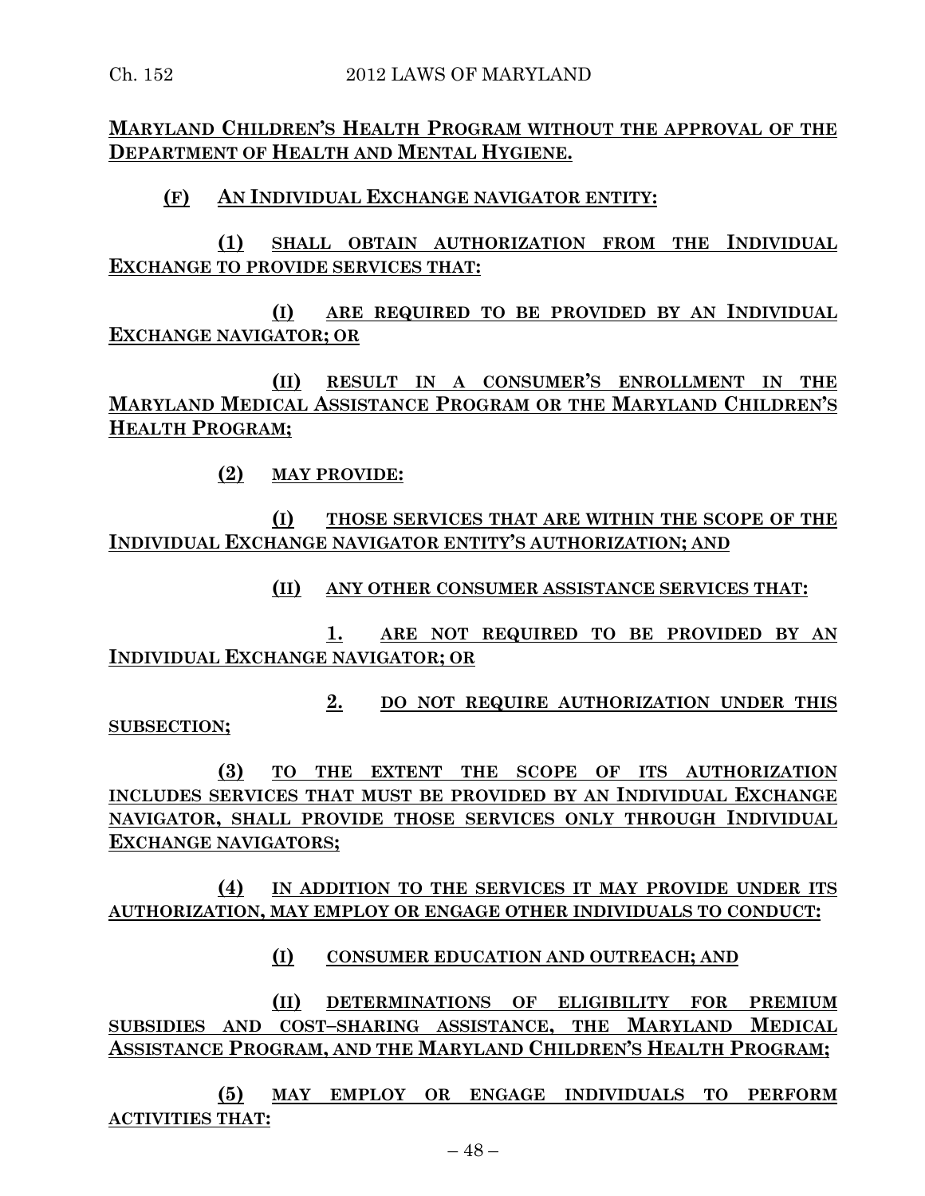MARYLAND CHILDREN'S HEALTH PROGRAM WITHOUT THE APPROVAL OF THE DEPARTMENT OF HEALTH AND MENTAL HYGIENE.

(F) AN INDIVIDUAL EXCHANGE NAVIGATOR ENTITY:

(1) SHALL OBTAIN AUTHORIZATION FROM THE INDIVIDUAL EXCHANGE TO PROVIDE SERVICES THAT:

(I) ARE REQUIRED TO BE PROVIDED BY AN INDIVIDUAL EXCHANGE NAVIGATOR; OR

(II) RESULT IN A CONSUMER'S ENROLLMENT IN THE MARYLAND MEDICAL ASSISTANCE PROGRAM OR THE MARYLAND CHILDREN'S HEALTH PROGRAM;

(2) MAY PROVIDE:

(I) THOSE SERVICES THAT ARE WITHIN THE SCOPE OF THE INDIVIDUAL EXCHANGE NAVIGATOR ENTITY'S AUTHORIZATION; AND

(II) ANY OTHER CONSUMER ASSISTANCE SERVICES THAT:

1. ARE NOT REQUIRED TO BE PROVIDED BY AN INDIVIDUAL EXCHANGE NAVIGATOR; OR

2. DO NOT REQUIRE AUTHORIZATION UNDER THIS SUBSECTION;

(3) TO THE EXTENT THE SCOPE OF ITS AUTHORIZATION INCLUDES SERVICES THAT MUST BE PROVIDED BY AN INDIVIDUAL EXCHANGE NAVIGATOR, SHALL PROVIDE THOSE SERVICES ONLY THROUGH INDIVIDUAL EXCHANGE NAVIGATORS;

(4) IN ADDITION TO THE SERVICES IT MAY PROVIDE UNDER ITS AUTHORIZATION, MAY EMPLOY OR ENGAGE OTHER INDIVIDUALS TO CONDUCT:

(I) CONSUMER EDUCATION AND OUTREACH; AND

(II) DETERMINATIONS OF ELIGIBILITY FOR PREMIUM SUBSIDIES AND COST–SHARING ASSISTANCE, THE MARYLAND MEDICAL ASSISTANCE PROGRAM, AND THE MARYLAND CHILDREN'S HEALTH PROGRAM;

(5) MAY EMPLOY OR ENGAGE INDIVIDUALS TO PERFORM ACTIVITIES THAT: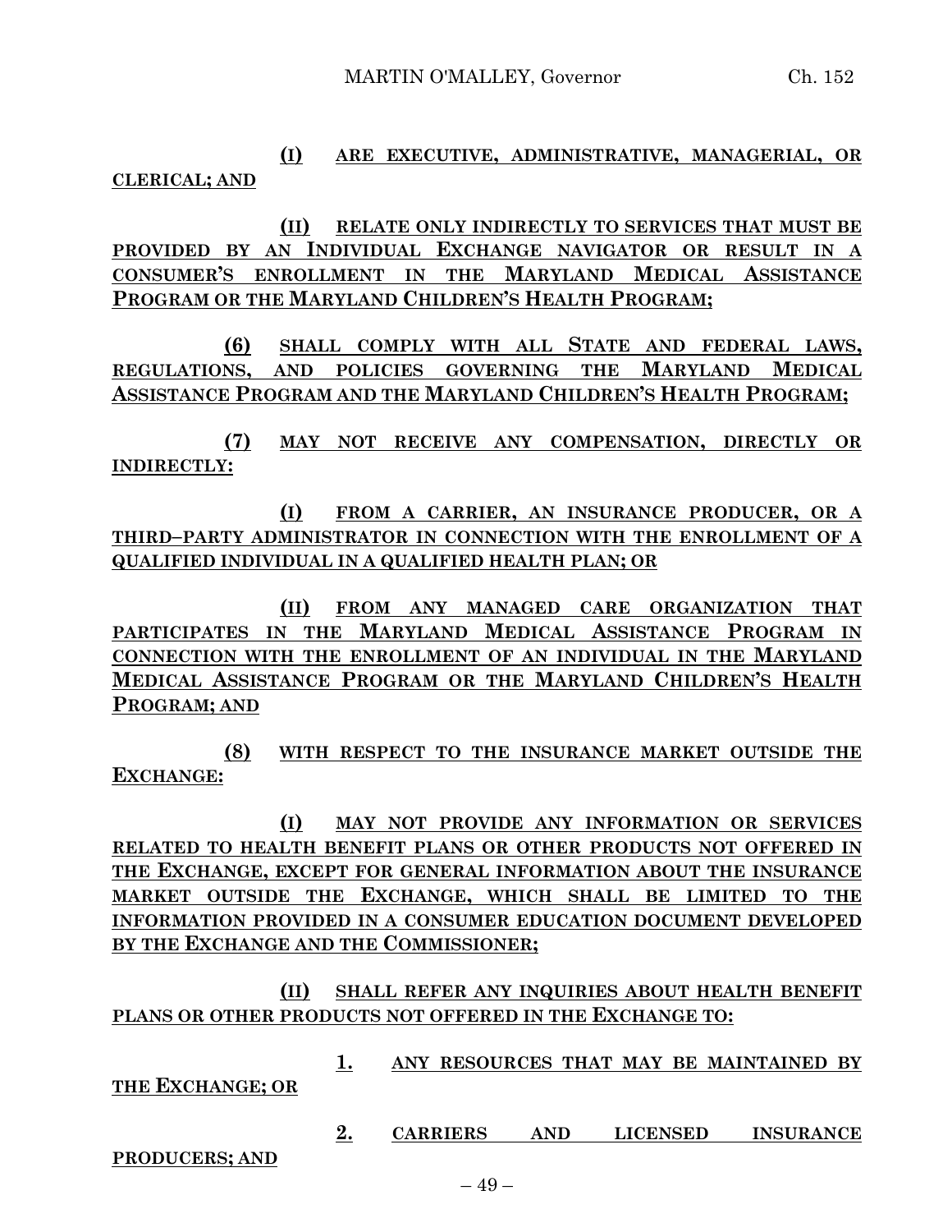(I) ARE EXECUTIVE, ADMINISTRATIVE, MANAGERIAL, OR CLERICAL; AND

(II) RELATE ONLY INDIRECTLY TO SERVICES THAT MUST BE PROVIDED BY AN INDIVIDUAL EXCHANGE NAVIGATOR OR RESULT IN A CONSUMER'S ENROLLMENT IN THE MARYLAND MEDICAL ASSISTANCE PROGRAM OR THE MARYLAND CHILDREN'S HEALTH PROGRAM;

(6) SHALL COMPLY WITH ALL STATE AND FEDERAL LAWS, REGULATIONS, AND POLICIES GOVERNING THE MARYLAND MEDICAL ASSISTANCE PROGRAM AND THE MARYLAND CHILDREN'S HEALTH PROGRAM;

(7) MAY NOT RECEIVE ANY COMPENSATION, DIRECTLY OR INDIRECTLY:

(I) FROM A CARRIER, AN INSURANCE PRODUCER, OR A THIRD–PARTY ADMINISTRATOR IN CONNECTION WITH THE ENROLLMENT OF A QUALIFIED INDIVIDUAL IN A QUALIFIED HEALTH PLAN; OR

(II) FROM ANY MANAGED CARE ORGANIZATION THAT PARTICIPATES IN THE MARYLAND MEDICAL ASSISTANCE PROGRAM IN CONNECTION WITH THE ENROLLMENT OF AN INDIVIDUAL IN THE MARYLAND MEDICAL ASSISTANCE PROGRAM OR THE MARYLAND CHILDREN'S HEALTH PROGRAM; AND

(8) WITH RESPECT TO THE INSURANCE MARKET OUTSIDE THE EXCHANGE:

(I) MAY NOT PROVIDE ANY INFORMATION OR SERVICES RELATED TO HEALTH BENEFIT PLANS OR OTHER PRODUCTS NOT OFFERED IN THE EXCHANGE, EXCEPT FOR GENERAL INFORMATION ABOUT THE INSURANCE MARKET OUTSIDE THE EXCHANGE, WHICH SHALL BE LIMITED TO THE INFORMATION PROVIDED IN A CONSUMER EDUCATION DOCUMENT DEVELOPED BY THE EXCHANGE AND THE COMMISSIONER;

(II) SHALL REFER ANY INQUIRIES ABOUT HEALTH BENEFIT PLANS OR OTHER PRODUCTS NOT OFFERED IN THE EXCHANGE TO:

1. ANY RESOURCES THAT MAY BE MAINTAINED BY THE EXCHANGE; OR

2. CARRIERS AND LICENSED INSURANCE PRODUCERS; AND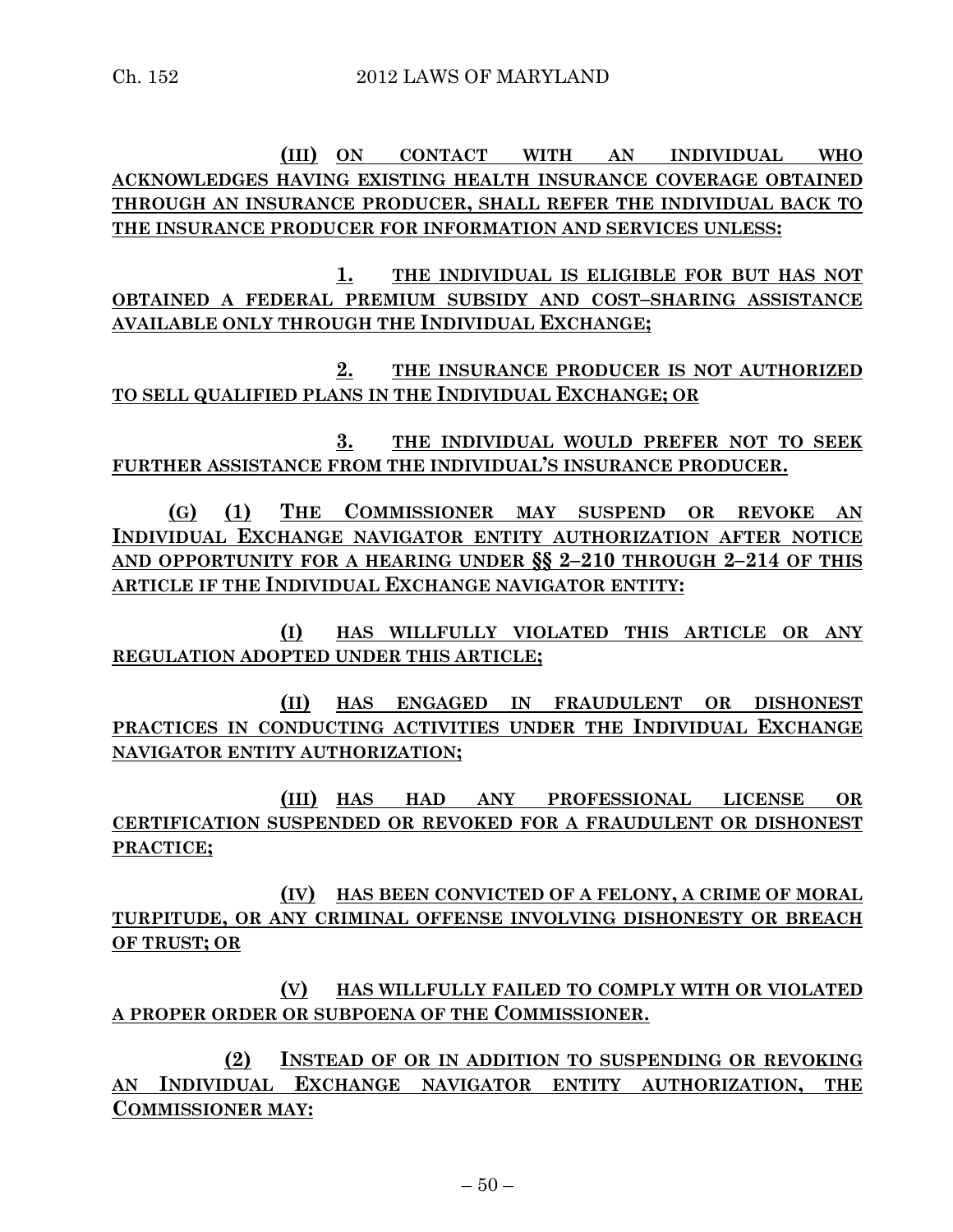**(III)** **ON CONTACT WITH AN INDIVIDUAL WHO ACKNOWLEDGES HAVING EXISTING HEALTH INSURANCE COVERAGE OBTAINED THROUGH AN INSURANCE PRODUCER, SHALL REFER THE INDIVIDUAL BACK TO THE INSURANCE PRODUCER FOR INFORMATION AND SERVICES UNLESS:**

**1.** **THE INDIVIDUAL IS ELIGIBLE FOR BUT HAS NOT OBTAINED A FEDERAL PREMIUM SUBSIDY AND COST–SHARING ASSISTANCE AVAILABLE ONLY THROUGH THE INDIVIDUAL EXCHANGE;**

**2.** **THE INSURANCE PRODUCER IS NOT AUTHORIZED TO SELL QUALIFIED PLANS IN THE INDIVIDUAL EXCHANGE; OR**

**3.** **THE INDIVIDUAL WOULD PREFER NOT TO SEEK FURTHER ASSISTANCE FROM THE INDIVIDUAL'S INSURANCE PRODUCER.**

**(G)** **(1)** **THE COMMISSIONER MAY SUSPEND OR REVOKE AN INDIVIDUAL EXCHANGE NAVIGATOR ENTITY AUTHORIZATION AFTER NOTICE AND OPPORTUNITY FOR A HEARING UNDER §§ 2–210 THROUGH 2–214 OF THIS ARTICLE IF THE INDIVIDUAL EXCHANGE NAVIGATOR ENTITY:**

**(I)** **HAS WILLFULLY VIOLATED THIS ARTICLE OR ANY REGULATION ADOPTED UNDER THIS ARTICLE;**

**(II)** **HAS ENGAGED IN FRAUDULENT OR DISHONEST PRACTICES IN CONDUCTING ACTIVITIES UNDER THE INDIVIDUAL EXCHANGE NAVIGATOR ENTITY AUTHORIZATION;**

**(III)** **HAS HAD ANY PROFESSIONAL LICENSE OR CERTIFICATION SUSPENDED OR REVOKED FOR A FRAUDULENT OR DISHONEST PRACTICE;**

**(IV)** **HAS BEEN CONVICTED OF A FELONY, A CRIME OF MORAL TURPITUDE, OR ANY CRIMINAL OFFENSE INVOLVING DISHONESTY OR BREACH OF TRUST; OR**

**(V)** **HAS WILLFULLY FAILED TO COMPLY WITH OR VIOLATED A PROPER ORDER OR SUBPOENA OF THE COMMISSIONER.**

**(2)** **INSTEAD OF OR IN ADDITION TO SUSPENDING OR REVOKING AN INDIVIDUAL EXCHANGE NAVIGATOR ENTITY AUTHORIZATION, THE COMMISSIONER MAY:**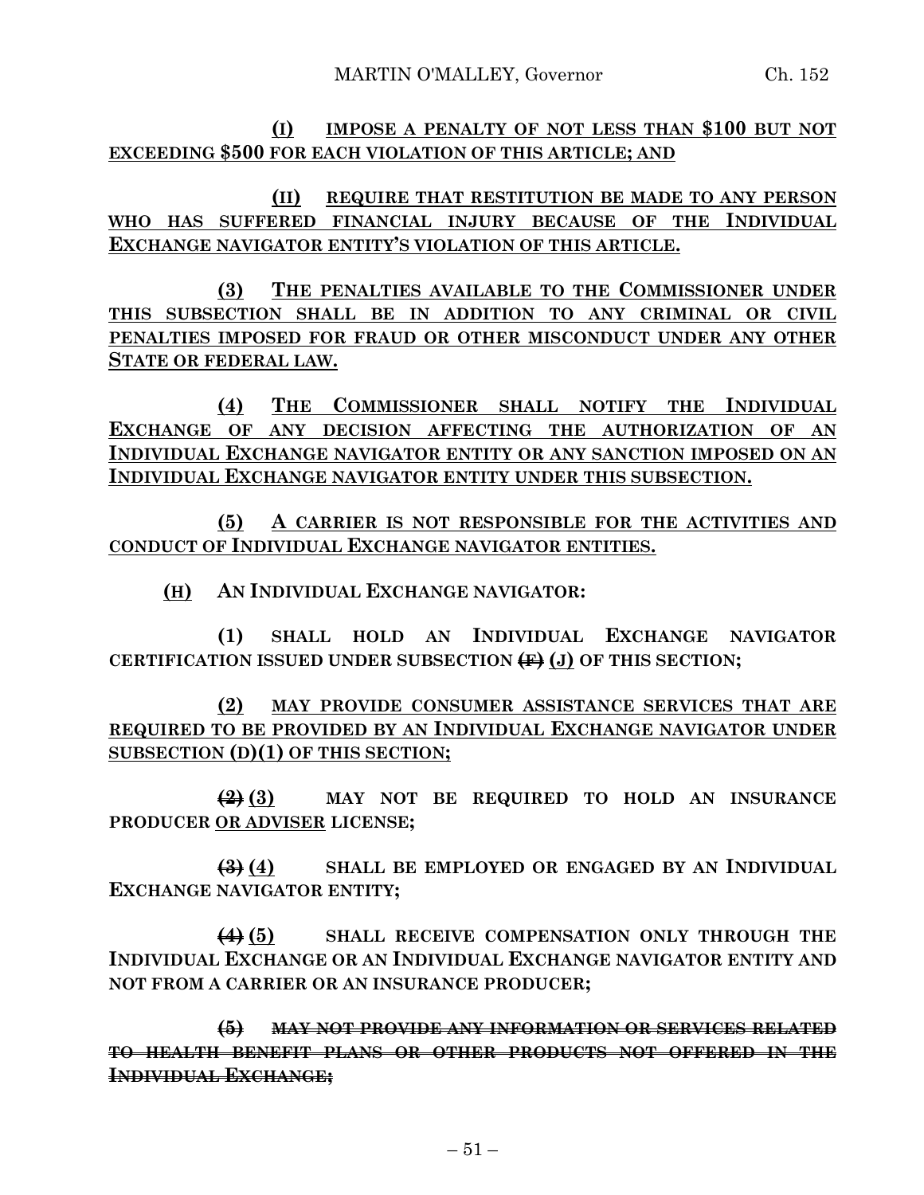(I) IMPOSE A PENALTY OF NOT LESS THAN $100 BUT NOT EXCEEDING $500 FOR EACH VIOLATION OF THIS ARTICLE; AND

(II) REQUIRE THAT RESTITUTION BE MADE TO ANY PERSON WHO HAS SUFFERED FINANCIAL INJURY BECAUSE OF THE INDIVIDUAL EXCHANGE NAVIGATOR ENTITY'S VIOLATION OF THIS ARTICLE.

(3) THE PENALTIES AVAILABLE TO THE COMMISSIONER UNDER THIS SUBSECTION SHALL BE IN ADDITION TO ANY CRIMINAL OR CIVIL PENALTIES IMPOSED FOR FRAUD OR OTHER MISCONDUCT UNDER ANY OTHER STATE OR FEDERAL LAW.

(4) THE COMMISSIONER SHALL NOTIFY THE INDIVIDUAL EXCHANGE OF ANY DECISION AFFECTING THE AUTHORIZATION OF AN INDIVIDUAL EXCHANGE NAVIGATOR ENTITY OR ANY SANCTION IMPOSED ON AN INDIVIDUAL EXCHANGE NAVIGATOR ENTITY UNDER THIS SUBSECTION.

(5) A CARRIER IS NOT RESPONSIBLE FOR THE ACTIVITIES AND CONDUCT OF INDIVIDUAL EXCHANGE NAVIGATOR ENTITIES.

(H) AN INDIVIDUAL EXCHANGE NAVIGATOR:

(1) SHALL HOLD AN INDIVIDUAL EXCHANGE NAVIGATOR CERTIFICATION ISSUED UNDER SUBSECTION ~~(F)~~ (J) OF THIS SECTION;

(2) MAY PROVIDE CONSUMER ASSISTANCE SERVICES THAT ARE REQUIRED TO BE PROVIDED BY AN INDIVIDUAL EXCHANGE NAVIGATOR UNDER SUBSECTION (D)(1) OF THIS SECTION;

~~(2)~~ (3) MAY NOT BE REQUIRED TO HOLD AN INSURANCE PRODUCER OR ADVISER LICENSE;

~~(3)~~ (4) SHALL BE EMPLOYED OR ENGAGED BY AN INDIVIDUAL EXCHANGE NAVIGATOR ENTITY;

~~(4)~~ (5) SHALL RECEIVE COMPENSATION ONLY THROUGH THE INDIVIDUAL EXCHANGE OR AN INDIVIDUAL EXCHANGE NAVIGATOR ENTITY AND NOT FROM A CARRIER OR AN INSURANCE PRODUCER;

~~(5) MAY NOT PROVIDE ANY INFORMATION OR SERVICES RELATED TO HEALTH BENEFIT PLANS OR OTHER PRODUCTS NOT OFFERED IN THE INDIVIDUAL EXCHANGE;~~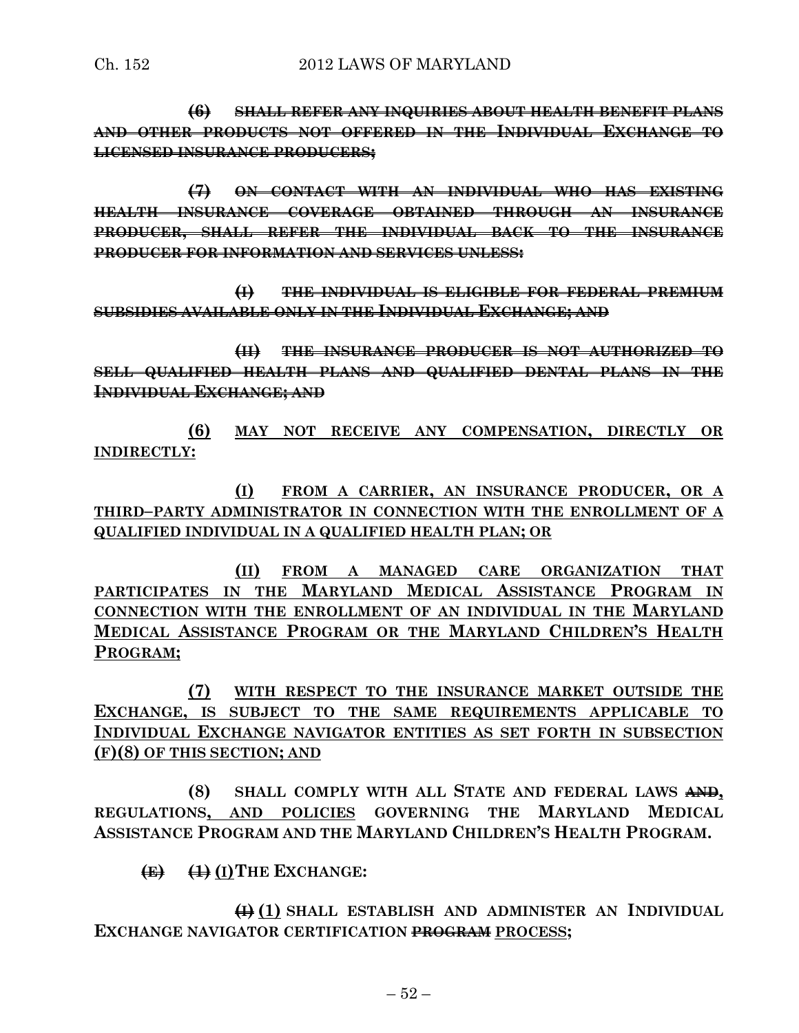~~**(6) SHALL REFER ANY INQUIRIES ABOUT HEALTH BENEFIT PLANS AND OTHER PRODUCTS NOT OFFERED IN THE INDIVIDUAL EXCHANGE TO LICENSED INSURANCE PRODUCERS;**~~

~~**(7) ON CONTACT WITH AN INDIVIDUAL WHO HAS EXISTING HEALTH INSURANCE COVERAGE OBTAINED THROUGH AN INSURANCE PRODUCER, SHALL REFER THE INDIVIDUAL BACK TO THE INSURANCE PRODUCER FOR INFORMATION AND SERVICES UNLESS:**~~

~~**(I) THE INDIVIDUAL IS ELIGIBLE FOR FEDERAL PREMIUM SUBSIDIES AVAILABLE ONLY IN THE INDIVIDUAL EXCHANGE; AND**~~

~~**(II) THE INSURANCE PRODUCER IS NOT AUTHORIZED TO SELL QUALIFIED HEALTH PLANS AND QUALIFIED DENTAL PLANS IN THE INDIVIDUAL EXCHANGE; AND**~~

<u>**(6) MAY NOT RECEIVE ANY COMPENSATION, DIRECTLY OR INDIRECTLY:**</u>

<u>**(I) FROM A CARRIER, AN INSURANCE PRODUCER, OR A THIRD–PARTY ADMINISTRATOR IN CONNECTION WITH THE ENROLLMENT OF A QUALIFIED INDIVIDUAL IN A QUALIFIED HEALTH PLAN; OR**</u>

<u>**(II) FROM A MANAGED CARE ORGANIZATION THAT PARTICIPATES IN THE MARYLAND MEDICAL ASSISTANCE PROGRAM IN CONNECTION WITH THE ENROLLMENT OF AN INDIVIDUAL IN THE MARYLAND MEDICAL ASSISTANCE PROGRAM OR THE MARYLAND CHILDREN'S HEALTH PROGRAM;**</u>

<u>**(7) WITH RESPECT TO THE INSURANCE MARKET OUTSIDE THE EXCHANGE, IS SUBJECT TO THE SAME REQUIREMENTS APPLICABLE TO INDIVIDUAL EXCHANGE NAVIGATOR ENTITIES AS SET FORTH IN SUBSECTION (F)(8) OF THIS SECTION; AND**</u>

**(8) SHALL COMPLY WITH ALL STATE AND FEDERAL LAWS ~~AND~~<u>,</u> REGULATIONS<u>, AND POLICIES</u> GOVERNING THE MARYLAND MEDICAL ASSISTANCE PROGRAM AND THE MARYLAND CHILDREN'S HEALTH PROGRAM.**

**~~(E)~~ ~~(1)~~ <u>(I)</u> THE EXCHANGE:**

**~~(I)~~ <u>(1)</u> SHALL ESTABLISH AND ADMINISTER AN INDIVIDUAL EXCHANGE NAVIGATOR CERTIFICATION ~~PROGRAM~~ <u>PROCESS</u>;**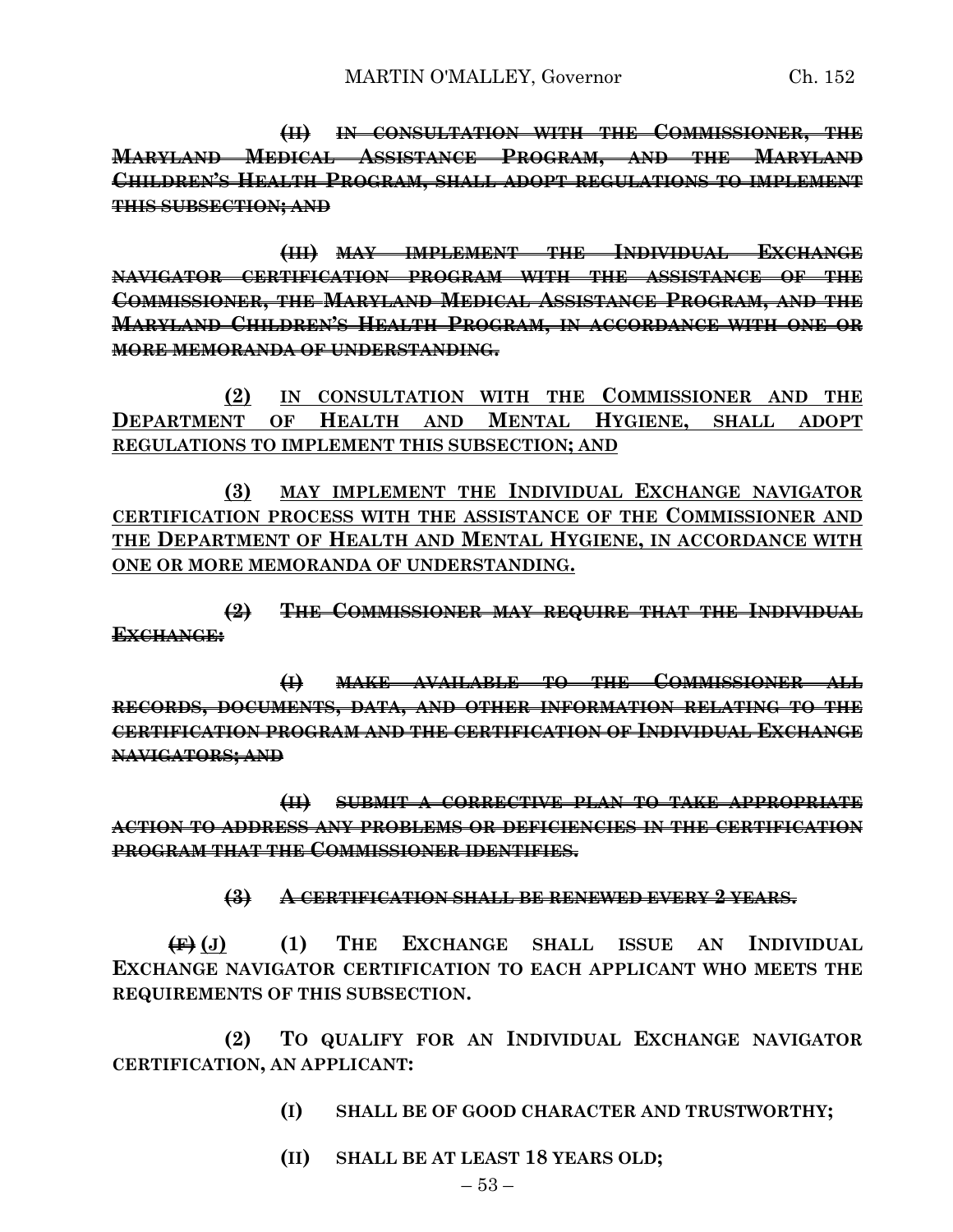~~**(II) IN CONSULTATION WITH THE COMMISSIONER, THE MARYLAND MEDICAL ASSISTANCE PROGRAM, AND THE MARYLAND CHILDREN'S HEALTH PROGRAM, SHALL ADOPT REGULATIONS TO IMPLEMENT THIS SUBSECTION; AND**~~

~~**(III) MAY IMPLEMENT THE INDIVIDUAL EXCHANGE NAVIGATOR CERTIFICATION PROGRAM WITH THE ASSISTANCE OF THE COMMISSIONER, THE MARYLAND MEDICAL ASSISTANCE PROGRAM, AND THE MARYLAND CHILDREN'S HEALTH PROGRAM, IN ACCORDANCE WITH ONE OR MORE MEMORANDA OF UNDERSTANDING.**~~

<u>**(2) IN CONSULTATION WITH THE COMMISSIONER AND THE DEPARTMENT OF HEALTH AND MENTAL HYGIENE, SHALL ADOPT REGULATIONS TO IMPLEMENT THIS SUBSECTION; AND**</u>

<u>**(3) MAY IMPLEMENT THE INDIVIDUAL EXCHANGE NAVIGATOR CERTIFICATION PROCESS WITH THE ASSISTANCE OF THE COMMISSIONER AND THE DEPARTMENT OF HEALTH AND MENTAL HYGIENE, IN ACCORDANCE WITH ONE OR MORE MEMORANDA OF UNDERSTANDING.**</u>

~~**(2) THE COMMISSIONER MAY REQUIRE THAT THE INDIVIDUAL EXCHANGE:**~~

~~**(I) MAKE AVAILABLE TO THE COMMISSIONER ALL RECORDS, DOCUMENTS, DATA, AND OTHER INFORMATION RELATING TO THE CERTIFICATION PROGRAM AND THE CERTIFICATION OF INDIVIDUAL EXCHANGE NAVIGATORS; AND**~~

~~**(II) SUBMIT A CORRECTIVE PLAN TO TAKE APPROPRIATE ACTION TO ADDRESS ANY PROBLEMS OR DEFICIENCIES IN THE CERTIFICATION PROGRAM THAT THE COMMISSIONER IDENTIFIES.**~~

~~**(3) A CERTIFICATION SHALL BE RENEWED EVERY 2 YEARS.**~~

~~**(F)**~~ <u>**(J)**</u> **(1) THE EXCHANGE SHALL ISSUE AN INDIVIDUAL EXCHANGE NAVIGATOR CERTIFICATION TO EACH APPLICANT WHO MEETS THE REQUIREMENTS OF THIS SUBSECTION.**

**(2) TO QUALIFY FOR AN INDIVIDUAL EXCHANGE NAVIGATOR CERTIFICATION, AN APPLICANT:**

**(I) SHALL BE OF GOOD CHARACTER AND TRUSTWORTHY;**

**(II) SHALL BE AT LEAST 18 YEARS OLD;**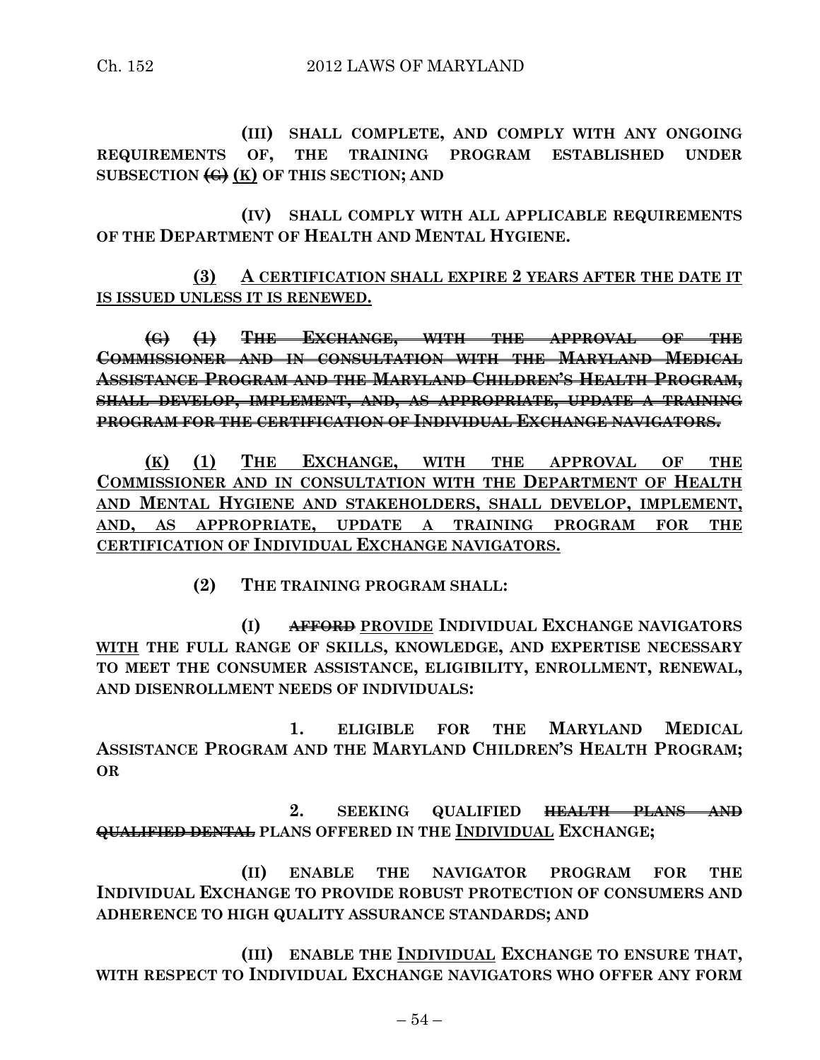**(III) SHALL COMPLETE, AND COMPLY WITH ANY ONGOING REQUIREMENTS OF, THE TRAINING PROGRAM ESTABLISHED UNDER SUBSECTION ~~(G)~~ <u>(K)</u> OF THIS SECTION; AND**

**(IV) SHALL COMPLY WITH ALL APPLICABLE REQUIREMENTS OF THE DEPARTMENT OF HEALTH AND MENTAL HYGIENE.**

<u>**(3) A CERTIFICATION SHALL EXPIRE 2 YEARS AFTER THE DATE IT IS ISSUED UNLESS IT IS RENEWED.**</u>

~~**(G) (1) THE EXCHANGE, WITH THE APPROVAL OF THE COMMISSIONER AND IN CONSULTATION WITH THE MARYLAND MEDICAL ASSISTANCE PROGRAM AND THE MARYLAND CHILDREN'S HEALTH PROGRAM, SHALL DEVELOP, IMPLEMENT, AND, AS APPROPRIATE, UPDATE A TRAINING PROGRAM FOR THE CERTIFICATION OF INDIVIDUAL EXCHANGE NAVIGATORS.**~~

<u>**(K) (1) THE EXCHANGE, WITH THE APPROVAL OF THE COMMISSIONER AND IN CONSULTATION WITH THE DEPARTMENT OF HEALTH AND MENTAL HYGIENE AND STAKEHOLDERS, SHALL DEVELOP, IMPLEMENT, AND, AS APPROPRIATE, UPDATE A TRAINING PROGRAM FOR THE CERTIFICATION OF INDIVIDUAL EXCHANGE NAVIGATORS.**</u>

**(2) THE TRAINING PROGRAM SHALL:**

**(I) ~~AFFORD~~ <u>PROVIDE</u> INDIVIDUAL EXCHANGE NAVIGATORS <u>WITH</u> THE FULL RANGE OF SKILLS, KNOWLEDGE, AND EXPERTISE NECESSARY TO MEET THE CONSUMER ASSISTANCE, ELIGIBILITY, ENROLLMENT, RENEWAL, AND DISENROLLMENT NEEDS OF INDIVIDUALS:**

**1. ELIGIBLE FOR THE MARYLAND MEDICAL ASSISTANCE PROGRAM AND THE MARYLAND CHILDREN'S HEALTH PROGRAM; OR**

**2. SEEKING QUALIFIED ~~HEALTH PLANS AND QUALIFIED DENTAL~~ PLANS OFFERED IN THE <u>INDIVIDUAL</u> EXCHANGE;**

**(II) ENABLE THE NAVIGATOR PROGRAM FOR THE INDIVIDUAL EXCHANGE TO PROVIDE ROBUST PROTECTION OF CONSUMERS AND ADHERENCE TO HIGH QUALITY ASSURANCE STANDARDS; AND**

**(III) ENABLE THE <u>INDIVIDUAL</u> EXCHANGE TO ENSURE THAT, WITH RESPECT TO INDIVIDUAL EXCHANGE NAVIGATORS WHO OFFER ANY FORM**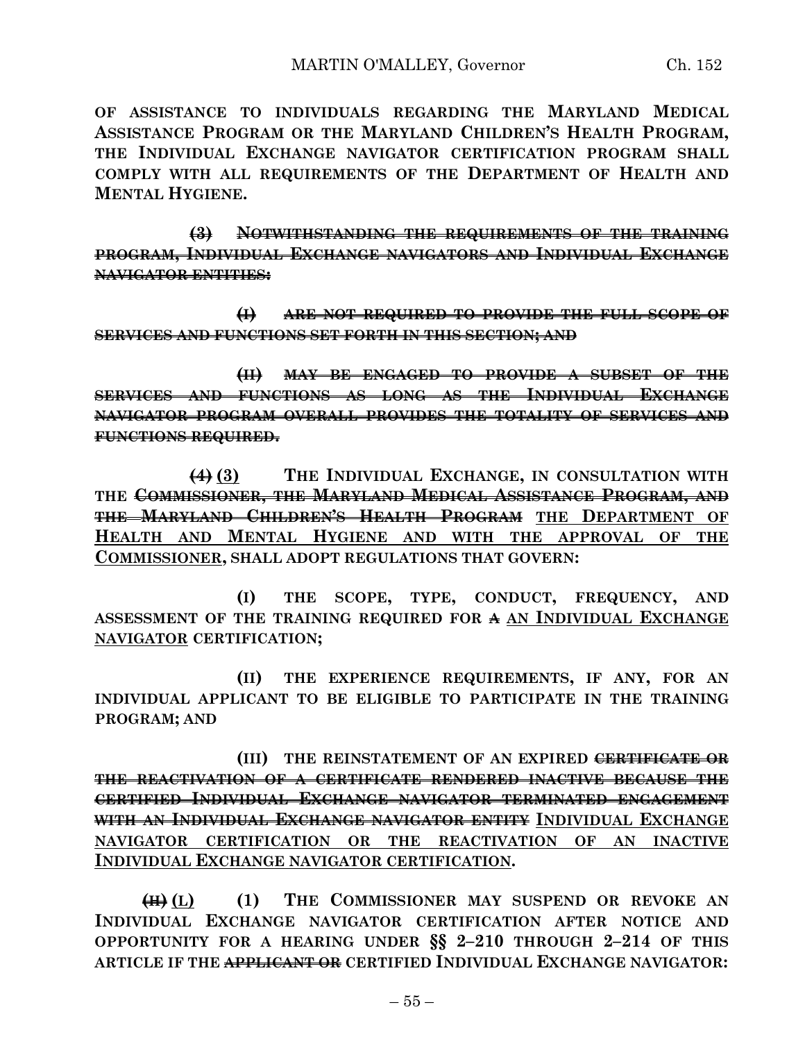**OF ASSISTANCE TO INDIVIDUALS REGARDING THE MARYLAND MEDICAL ASSISTANCE PROGRAM OR THE MARYLAND CHILDREN'S HEALTH PROGRAM, THE INDIVIDUAL EXCHANGE NAVIGATOR CERTIFICATION PROGRAM SHALL COMPLY WITH ALL REQUIREMENTS OF THE DEPARTMENT OF HEALTH AND MENTAL HYGIENE.**

~~**(3) NOTWITHSTANDING THE REQUIREMENTS OF THE TRAINING PROGRAM, INDIVIDUAL EXCHANGE NAVIGATORS AND INDIVIDUAL EXCHANGE NAVIGATOR ENTITIES:**~~

~~**(I) ARE NOT REQUIRED TO PROVIDE THE FULL SCOPE OF SERVICES AND FUNCTIONS SET FORTH IN THIS SECTION; AND**~~

~~**(II) MAY BE ENGAGED TO PROVIDE A SUBSET OF THE SERVICES AND FUNCTIONS AS LONG AS THE INDIVIDUAL EXCHANGE NAVIGATOR PROGRAM OVERALL PROVIDES THE TOTALITY OF SERVICES AND FUNCTIONS REQUIRED.**~~

~~**(4)**~~ <u>**(3)**</u> **THE INDIVIDUAL EXCHANGE, IN CONSULTATION WITH THE** ~~**COMMISSIONER, THE MARYLAND MEDICAL ASSISTANCE PROGRAM, AND THE MARYLAND CHILDREN'S HEALTH PROGRAM**~~ <u>**THE DEPARTMENT OF HEALTH AND MENTAL HYGIENE AND WITH THE APPROVAL OF THE COMMISSIONER**</u>**, SHALL ADOPT REGULATIONS THAT GOVERN:**

**(I) THE SCOPE, TYPE, CONDUCT, FREQUENCY, AND ASSESSMENT OF THE TRAINING REQUIRED FOR** ~~**A**~~ <u>**AN INDIVIDUAL EXCHANGE NAVIGATOR**</u> **CERTIFICATION;**

**(II) THE EXPERIENCE REQUIREMENTS, IF ANY, FOR AN INDIVIDUAL APPLICANT TO BE ELIGIBLE TO PARTICIPATE IN THE TRAINING PROGRAM; AND**

**(III) THE REINSTATEMENT OF AN EXPIRED** ~~**CERTIFICATE OR THE REACTIVATION OF A CERTIFICATE RENDERED INACTIVE BECAUSE THE CERTIFIED INDIVIDUAL EXCHANGE NAVIGATOR TERMINATED ENGAGEMENT WITH AN INDIVIDUAL EXCHANGE NAVIGATOR ENTITY**~~ <u>**INDIVIDUAL EXCHANGE NAVIGATOR CERTIFICATION OR THE REACTIVATION OF AN INACTIVE INDIVIDUAL EXCHANGE NAVIGATOR CERTIFICATION**</u>**.**

~~**(H)**~~ <u>**(L)**</u> **(1) THE COMMISSIONER MAY SUSPEND OR REVOKE AN INDIVIDUAL EXCHANGE NAVIGATOR CERTIFICATION AFTER NOTICE AND OPPORTUNITY FOR A HEARING UNDER §§ 2–210 THROUGH 2–214 OF THIS ARTICLE IF THE** ~~**APPLICANT OR**~~ **CERTIFIED INDIVIDUAL EXCHANGE NAVIGATOR:**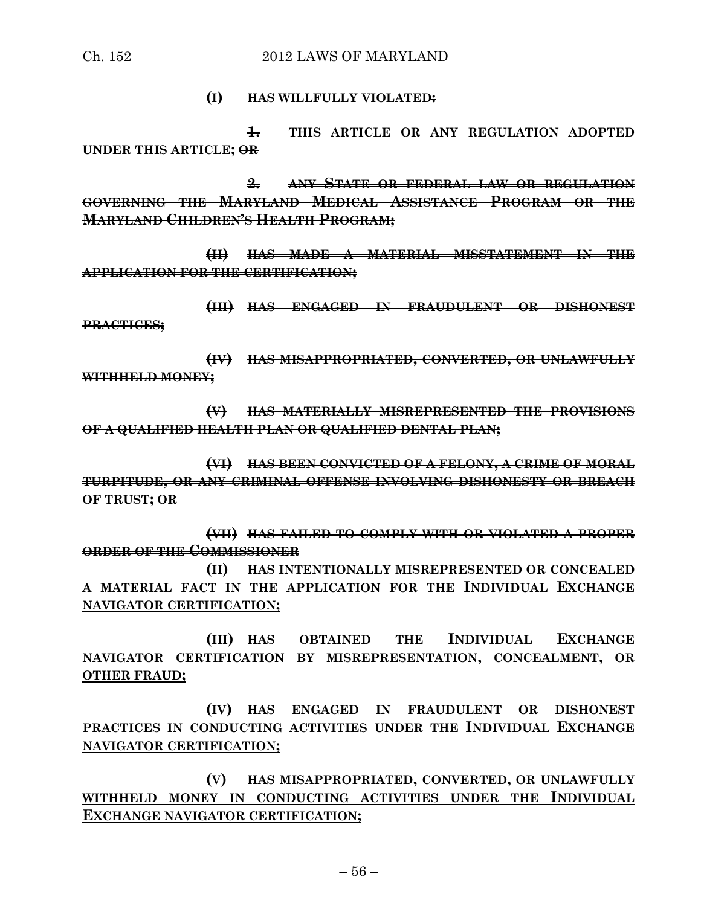(I) HAS <u>WILLFULLY</u> VIOLATED~~:~~

~~1.~~ THIS ARTICLE OR ANY REGULATION ADOPTED UNDER THIS ARTICLE; ~~OR~~

~~2. ANY STATE OR FEDERAL LAW OR REGULATION GOVERNING THE MARYLAND MEDICAL ASSISTANCE PROGRAM OR THE MARYLAND CHILDREN'S HEALTH PROGRAM;~~

~~(II) HAS MADE A MATERIAL MISSTATEMENT IN THE APPLICATION FOR THE CERTIFICATION;~~

~~(III) HAS ENGAGED IN FRAUDULENT OR DISHONEST PRACTICES;~~

~~(IV) HAS MISAPPROPRIATED, CONVERTED, OR UNLAWFULLY WITHHELD MONEY;~~

~~(V) HAS MATERIALLY MISREPRESENTED THE PROVISIONS OF A QUALIFIED HEALTH PLAN OR QUALIFIED DENTAL PLAN;~~

~~(VI) HAS BEEN CONVICTED OF A FELONY, A CRIME OF MORAL TURPITUDE, OR ANY CRIMINAL OFFENSE INVOLVING DISHONESTY OR BREACH OF TRUST; OR~~

~~(VII) HAS FAILED TO COMPLY WITH OR VIOLATED A PROPER ORDER OF THE COMMISSIONER~~

<u>(II) HAS INTENTIONALLY MISREPRESENTED OR CONCEALED A MATERIAL FACT IN THE APPLICATION FOR THE INDIVIDUAL EXCHANGE NAVIGATOR CERTIFICATION;</u>

<u>(III) HAS OBTAINED THE INDIVIDUAL EXCHANGE NAVIGATOR CERTIFICATION BY MISREPRESENTATION, CONCEALMENT, OR OTHER FRAUD;</u>

<u>(IV) HAS ENGAGED IN FRAUDULENT OR DISHONEST PRACTICES IN CONDUCTING ACTIVITIES UNDER THE INDIVIDUAL EXCHANGE NAVIGATOR CERTIFICATION;</u>

<u>(V) HAS MISAPPROPRIATED, CONVERTED, OR UNLAWFULLY WITHHELD MONEY IN CONDUCTING ACTIVITIES UNDER THE INDIVIDUAL EXCHANGE NAVIGATOR CERTIFICATION;</u>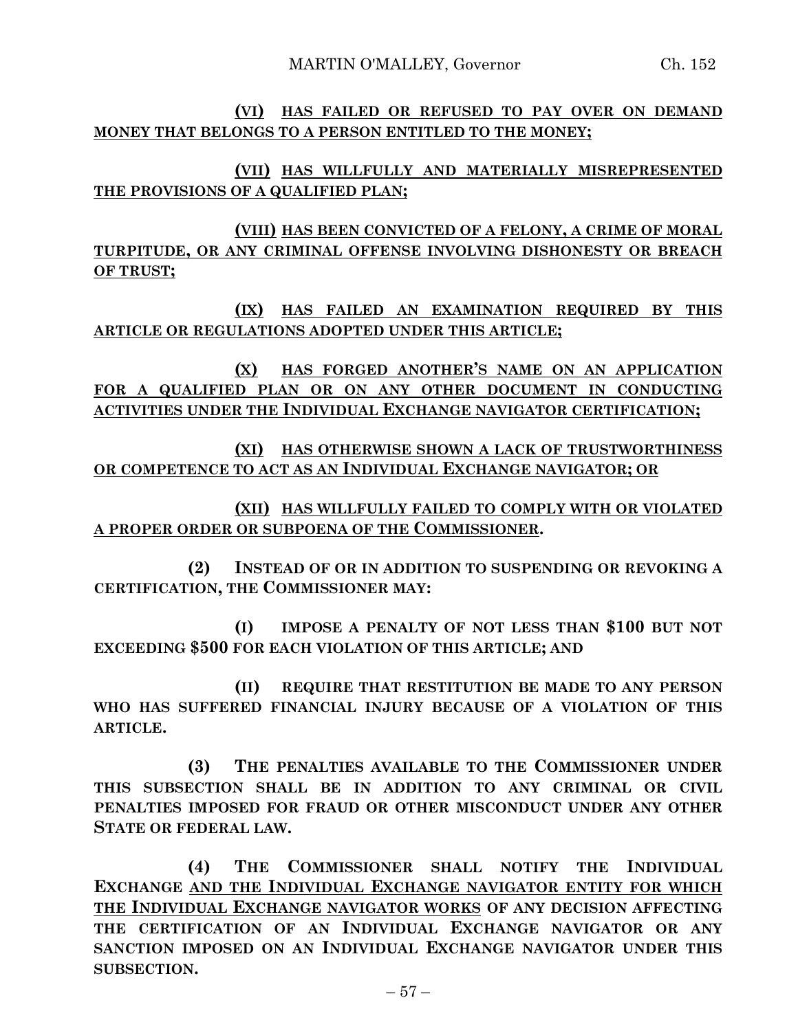**(VI) HAS FAILED OR REFUSED TO PAY OVER ON DEMAND MONEY THAT BELONGS TO A PERSON ENTITLED TO THE MONEY;**

**(VII) HAS WILLFULLY AND MATERIALLY MISREPRESENTED THE PROVISIONS OF A QUALIFIED PLAN;**

**(VIII) HAS BEEN CONVICTED OF A FELONY, A CRIME OF MORAL TURPITUDE, OR ANY CRIMINAL OFFENSE INVOLVING DISHONESTY OR BREACH OF TRUST;**

**(IX) HAS FAILED AN EXAMINATION REQUIRED BY THIS ARTICLE OR REGULATIONS ADOPTED UNDER THIS ARTICLE;**

**(X) HAS FORGED ANOTHER'S NAME ON AN APPLICATION FOR A QUALIFIED PLAN OR ON ANY OTHER DOCUMENT IN CONDUCTING ACTIVITIES UNDER THE INDIVIDUAL EXCHANGE NAVIGATOR CERTIFICATION;**

**(XI) HAS OTHERWISE SHOWN A LACK OF TRUSTWORTHINESS OR COMPETENCE TO ACT AS AN INDIVIDUAL EXCHANGE NAVIGATOR; OR**

**(XII) HAS WILLFULLY FAILED TO COMPLY WITH OR VIOLATED A PROPER ORDER OR SUBPOENA OF THE COMMISSIONER.**

**(2) INSTEAD OF OR IN ADDITION TO SUSPENDING OR REVOKING A CERTIFICATION, THE COMMISSIONER MAY:**

**(I) IMPOSE A PENALTY OF NOT LESS THAN $100 BUT NOT EXCEEDING $500 FOR EACH VIOLATION OF THIS ARTICLE; AND**

**(II) REQUIRE THAT RESTITUTION BE MADE TO ANY PERSON WHO HAS SUFFERED FINANCIAL INJURY BECAUSE OF A VIOLATION OF THIS ARTICLE.**

**(3) THE PENALTIES AVAILABLE TO THE COMMISSIONER UNDER THIS SUBSECTION SHALL BE IN ADDITION TO ANY CRIMINAL OR CIVIL PENALTIES IMPOSED FOR FRAUD OR OTHER MISCONDUCT UNDER ANY OTHER STATE OR FEDERAL LAW.**

**(4) THE COMMISSIONER SHALL NOTIFY THE INDIVIDUAL EXCHANGE AND THE INDIVIDUAL EXCHANGE NAVIGATOR ENTITY FOR WHICH THE INDIVIDUAL EXCHANGE NAVIGATOR WORKS OF ANY DECISION AFFECTING THE CERTIFICATION OF AN INDIVIDUAL EXCHANGE NAVIGATOR OR ANY SANCTION IMPOSED ON AN INDIVIDUAL EXCHANGE NAVIGATOR UNDER THIS SUBSECTION.**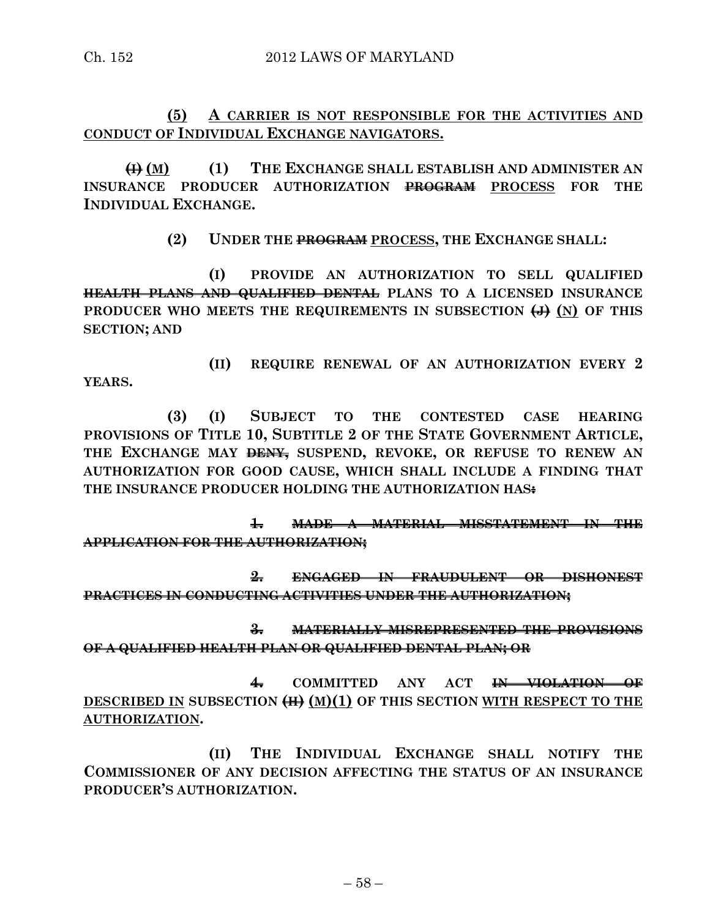**(5) A CARRIER IS NOT RESPONSIBLE FOR THE ACTIVITIES AND CONDUCT OF INDIVIDUAL EXCHANGE NAVIGATORS.**

~~**(I)**~~ **(M) (1) THE EXCHANGE SHALL ESTABLISH AND ADMINISTER AN INSURANCE PRODUCER AUTHORIZATION** ~~**PROGRAM**~~ **PROCESS FOR THE INDIVIDUAL EXCHANGE.**

**(2) UNDER THE** ~~**PROGRAM**~~ **PROCESS, THE EXCHANGE SHALL:**

**(I) PROVIDE AN AUTHORIZATION TO SELL QUALIFIED** ~~**HEALTH PLANS AND QUALIFIED DENTAL**~~ **PLANS TO A LICENSED INSURANCE PRODUCER WHO MEETS THE REQUIREMENTS IN SUBSECTION** ~~**(J)**~~ **(N) OF THIS SECTION; AND**

**(II) REQUIRE RENEWAL OF AN AUTHORIZATION EVERY 2 YEARS.**

**(3) (I) SUBJECT TO THE CONTESTED CASE HEARING PROVISIONS OF TITLE 10, SUBTITLE 2 OF THE STATE GOVERNMENT ARTICLE, THE EXCHANGE MAY** ~~**DENY,**~~ **SUSPEND, REVOKE, OR REFUSE TO RENEW AN AUTHORIZATION FOR GOOD CAUSE, WHICH SHALL INCLUDE A FINDING THAT THE INSURANCE PRODUCER HOLDING THE AUTHORIZATION HAS**~~**:**~~

~~**1. MADE A MATERIAL MISSTATEMENT IN THE APPLICATION FOR THE AUTHORIZATION;**~~

~~**2. ENGAGED IN FRAUDULENT OR DISHONEST PRACTICES IN CONDUCTING ACTIVITIES UNDER THE AUTHORIZATION;**~~

~~**3. MATERIALLY MISREPRESENTED THE PROVISIONS OF A QUALIFIED HEALTH PLAN OR QUALIFIED DENTAL PLAN; OR**~~

~~**4.**~~ **COMMITTED ANY ACT** ~~**IN VIOLATION OF**~~ **DESCRIBED IN SUBSECTION** ~~**(H)**~~ **(M)(1) OF THIS SECTION WITH RESPECT TO THE AUTHORIZATION.**

**(II) THE INDIVIDUAL EXCHANGE SHALL NOTIFY THE COMMISSIONER OF ANY DECISION AFFECTING THE STATUS OF AN INSURANCE PRODUCER'S AUTHORIZATION.**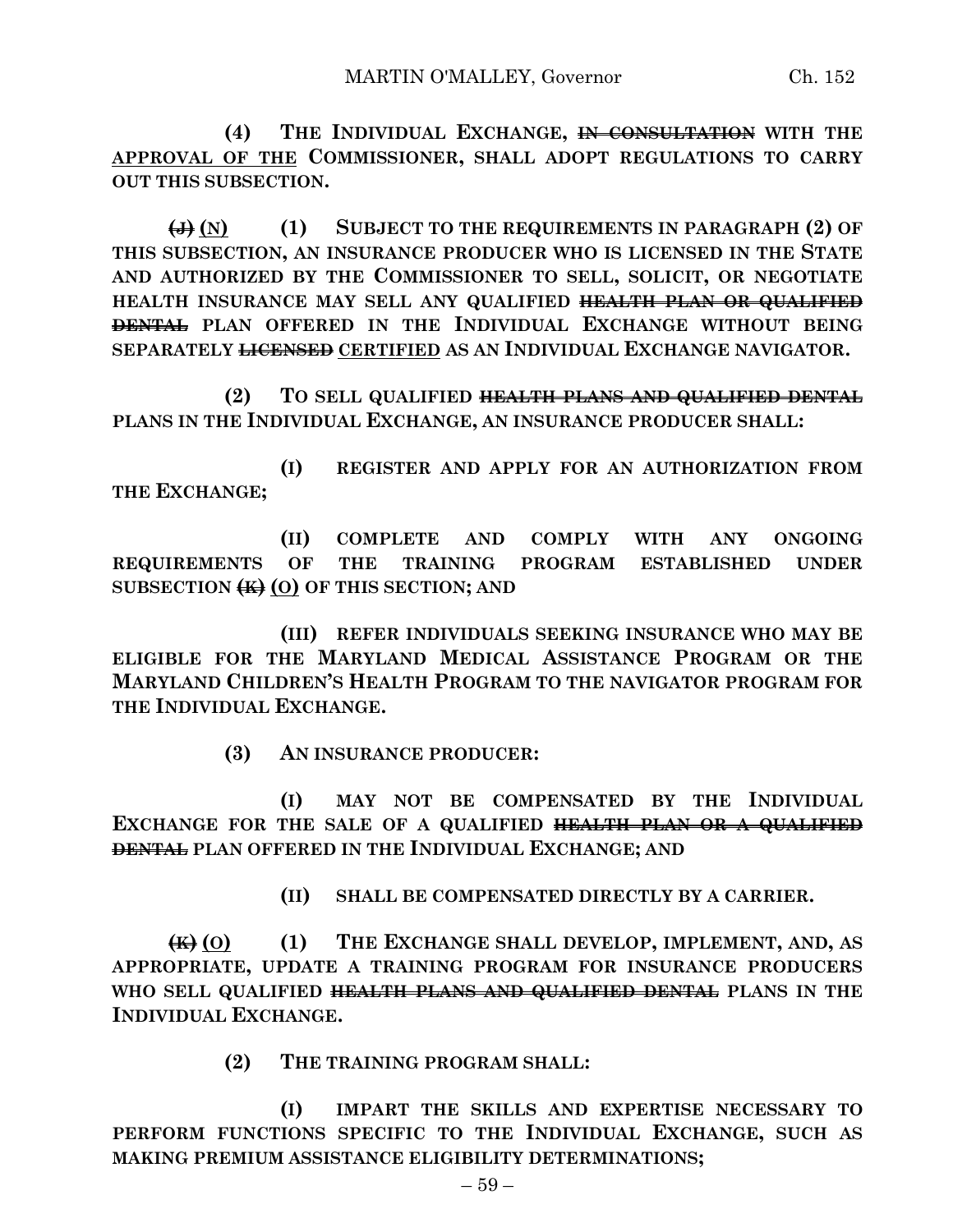(4) **THE INDIVIDUAL EXCHANGE, ~~IN CONSULTATION~~ WITH THE** <u>APPROVAL OF THE</u> **COMMISSIONER, SHALL ADOPT REGULATIONS TO CARRY OUT THIS SUBSECTION.**

~~(J)~~ <u>(N)</u> (1) **SUBJECT TO THE REQUIREMENTS IN PARAGRAPH (2) OF THIS SUBSECTION, AN INSURANCE PRODUCER WHO IS LICENSED IN THE STATE AND AUTHORIZED BY THE COMMISSIONER TO SELL, SOLICIT, OR NEGOTIATE HEALTH INSURANCE MAY SELL ANY QUALIFIED ~~HEALTH PLAN OR QUALIFIED DENTAL~~ PLAN OFFERED IN THE INDIVIDUAL EXCHANGE WITHOUT BEING SEPARATELY ~~LICENSED~~** <u>CERTIFIED</u> **AS AN INDIVIDUAL EXCHANGE NAVIGATOR.**

(2) **TO SELL QUALIFIED ~~HEALTH PLANS AND QUALIFIED DENTAL~~ PLANS IN THE INDIVIDUAL EXCHANGE, AN INSURANCE PRODUCER SHALL:**

(I) **REGISTER AND APPLY FOR AN AUTHORIZATION FROM THE EXCHANGE;**

(II) **COMPLETE AND COMPLY WITH ANY ONGOING REQUIREMENTS OF THE TRAINING PROGRAM ESTABLISHED UNDER SUBSECTION ~~(K)~~** <u>(O)</u> **OF THIS SECTION; AND**

(III) **REFER INDIVIDUALS SEEKING INSURANCE WHO MAY BE ELIGIBLE FOR THE MARYLAND MEDICAL ASSISTANCE PROGRAM OR THE MARYLAND CHILDREN'S HEALTH PROGRAM TO THE NAVIGATOR PROGRAM FOR THE INDIVIDUAL EXCHANGE.**

(3) **AN INSURANCE PRODUCER:**

(I) **MAY NOT BE COMPENSATED BY THE INDIVIDUAL EXCHANGE FOR THE SALE OF A QUALIFIED ~~HEALTH PLAN OR A QUALIFIED DENTAL~~ PLAN OFFERED IN THE INDIVIDUAL EXCHANGE; AND**

(II) **SHALL BE COMPENSATED DIRECTLY BY A CARRIER.**

~~(K)~~ <u>(O)</u> (1) **THE EXCHANGE SHALL DEVELOP, IMPLEMENT, AND, AS APPROPRIATE, UPDATE A TRAINING PROGRAM FOR INSURANCE PRODUCERS WHO SELL QUALIFIED ~~HEALTH PLANS AND QUALIFIED DENTAL~~ PLANS IN THE INDIVIDUAL EXCHANGE.**

(2) **THE TRAINING PROGRAM SHALL:**

(I) **IMPART THE SKILLS AND EXPERTISE NECESSARY TO PERFORM FUNCTIONS SPECIFIC TO THE INDIVIDUAL EXCHANGE, SUCH AS MAKING PREMIUM ASSISTANCE ELIGIBILITY DETERMINATIONS;**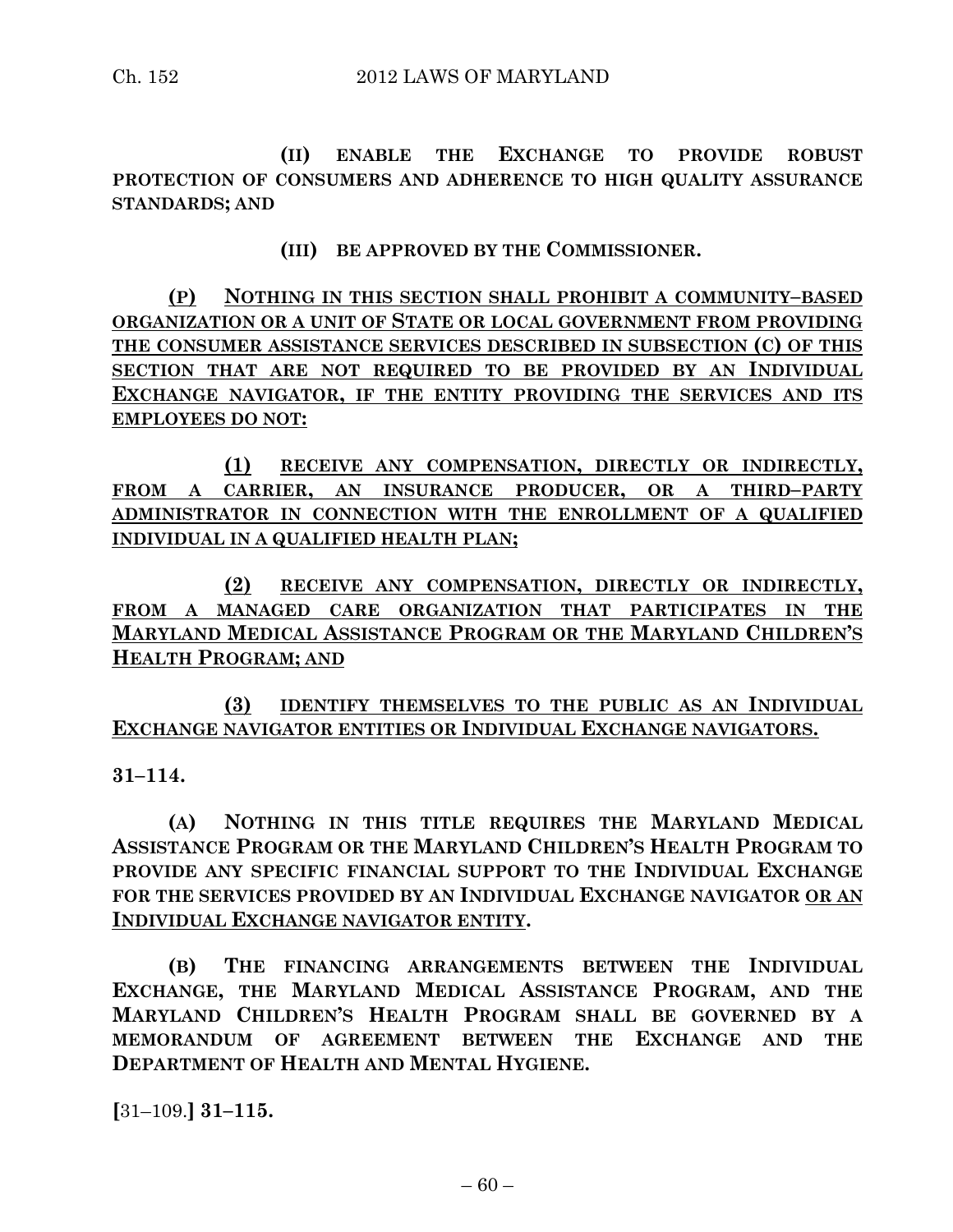**(II) ENABLE THE EXCHANGE TO PROVIDE ROBUST PROTECTION OF CONSUMERS AND ADHERENCE TO HIGH QUALITY ASSURANCE STANDARDS; AND**

**(III) BE APPROVED BY THE COMMISSIONER.**

**(P) NOTHING IN THIS SECTION SHALL PROHIBIT A COMMUNITY–BASED ORGANIZATION OR A UNIT OF STATE OR LOCAL GOVERNMENT FROM PROVIDING THE CONSUMER ASSISTANCE SERVICES DESCRIBED IN SUBSECTION (C) OF THIS SECTION THAT ARE NOT REQUIRED TO BE PROVIDED BY AN INDIVIDUAL EXCHANGE NAVIGATOR, IF THE ENTITY PROVIDING THE SERVICES AND ITS EMPLOYEES DO NOT:**

**(1) RECEIVE ANY COMPENSATION, DIRECTLY OR INDIRECTLY, FROM A CARRIER, AN INSURANCE PRODUCER, OR A THIRD–PARTY ADMINISTRATOR IN CONNECTION WITH THE ENROLLMENT OF A QUALIFIED INDIVIDUAL IN A QUALIFIED HEALTH PLAN;**

**(2) RECEIVE ANY COMPENSATION, DIRECTLY OR INDIRECTLY, FROM A MANAGED CARE ORGANIZATION THAT PARTICIPATES IN THE MARYLAND MEDICAL ASSISTANCE PROGRAM OR THE MARYLAND CHILDREN'S HEALTH PROGRAM; AND**

**(3) IDENTIFY THEMSELVES TO THE PUBLIC AS AN INDIVIDUAL EXCHANGE NAVIGATOR ENTITIES OR INDIVIDUAL EXCHANGE NAVIGATORS.**

**31–114.**

**(A) NOTHING IN THIS TITLE REQUIRES THE MARYLAND MEDICAL ASSISTANCE PROGRAM OR THE MARYLAND CHILDREN'S HEALTH PROGRAM TO PROVIDE ANY SPECIFIC FINANCIAL SUPPORT TO THE INDIVIDUAL EXCHANGE FOR THE SERVICES PROVIDED BY AN INDIVIDUAL EXCHANGE NAVIGATOR OR AN INDIVIDUAL EXCHANGE NAVIGATOR ENTITY.**

**(B) THE FINANCING ARRANGEMENTS BETWEEN THE INDIVIDUAL EXCHANGE, THE MARYLAND MEDICAL ASSISTANCE PROGRAM, AND THE MARYLAND CHILDREN'S HEALTH PROGRAM SHALL BE GOVERNED BY A MEMORANDUM OF AGREEMENT BETWEEN THE EXCHANGE AND THE DEPARTMENT OF HEALTH AND MENTAL HYGIENE.**

**[**31–109.**] 31–115.**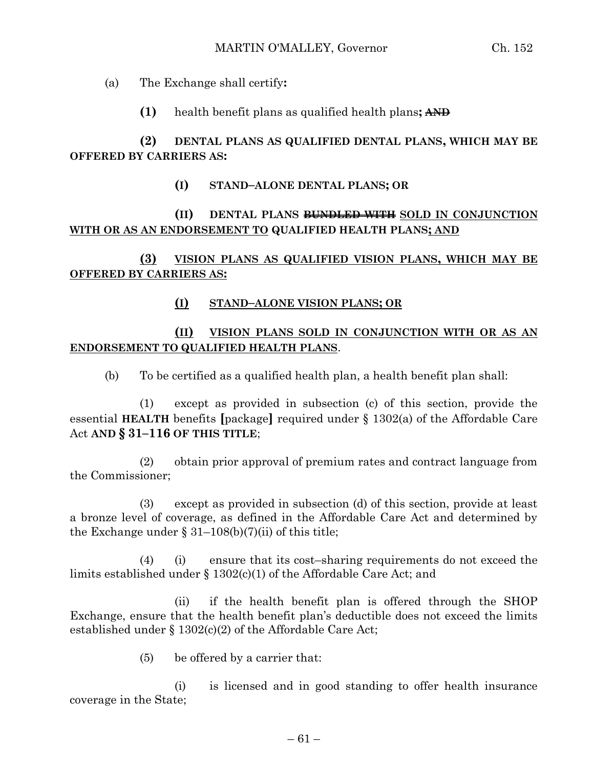(a) The Exchange shall certify**:**

**(1)** health benefit plans as qualified health plans**;** ~~**AND**~~

**(2) DENTAL PLANS AS QUALIFIED DENTAL PLANS, WHICH MAY BE OFFERED BY CARRIERS AS:**

**(I) STAND–ALONE DENTAL PLANS; OR**

**(II) DENTAL PLANS** ~~**BUNDLED WITH**~~ <u>**SOLD IN CONJUNCTION WITH OR AS AN ENDORSEMENT TO**</u> **QUALIFIED HEALTH PLANS**<u>**; AND**</u>

<u>**(3) VISION PLANS AS QUALIFIED VISION PLANS, WHICH MAY BE OFFERED BY CARRIERS AS:**</u>

<u>**(I) STAND–ALONE VISION PLANS; OR**</u>

<u>**(II) VISION PLANS SOLD IN CONJUNCTION WITH OR AS AN ENDORSEMENT TO QUALIFIED HEALTH PLANS**</u>.

(b) To be certified as a qualified health plan, a health benefit plan shall:

(1) except as provided in subsection (c) of this section, provide the essential **HEALTH** benefits **[**package**]** required under § 1302(a) of the Affordable Care Act **AND § 31–116 OF THIS TITLE**;

(2) obtain prior approval of premium rates and contract language from the Commissioner;

(3) except as provided in subsection (d) of this section, provide at least a bronze level of coverage, as defined in the Affordable Care Act and determined by the Exchange under § 31–108(b)(7)(ii) of this title;

(4) (i) ensure that its cost–sharing requirements do not exceed the limits established under § 1302(c)(1) of the Affordable Care Act; and

(ii) if the health benefit plan is offered through the SHOP Exchange, ensure that the health benefit plan's deductible does not exceed the limits established under § 1302(c)(2) of the Affordable Care Act;

(5) be offered by a carrier that:

(i) is licensed and in good standing to offer health insurance coverage in the State;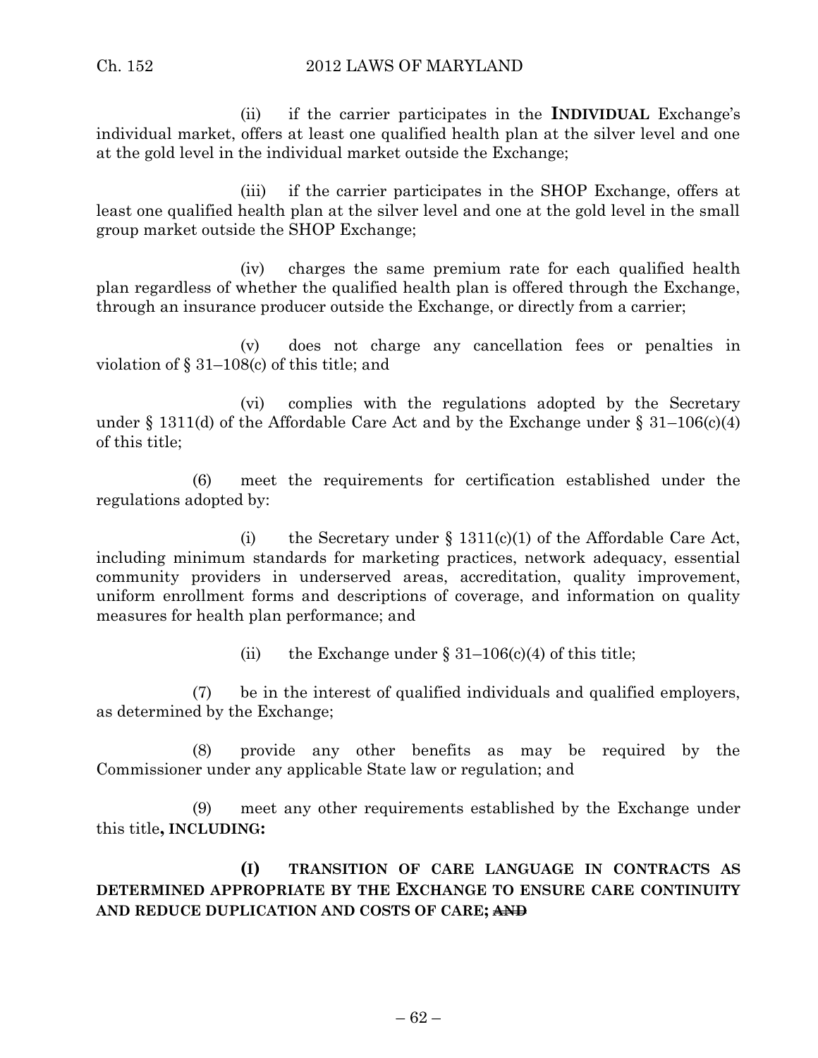(ii) if the carrier participates in the **INDIVIDUAL** Exchange's individual market, offers at least one qualified health plan at the silver level and one at the gold level in the individual market outside the Exchange;

(iii) if the carrier participates in the SHOP Exchange, offers at least one qualified health plan at the silver level and one at the gold level in the small group market outside the SHOP Exchange;

(iv) charges the same premium rate for each qualified health plan regardless of whether the qualified health plan is offered through the Exchange, through an insurance producer outside the Exchange, or directly from a carrier;

(v) does not charge any cancellation fees or penalties in violation of § 31–108(c) of this title; and

(vi) complies with the regulations adopted by the Secretary under § 1311(d) of the Affordable Care Act and by the Exchange under § 31–106(c)(4) of this title;

(6) meet the requirements for certification established under the regulations adopted by:

(i) the Secretary under § 1311(c)(1) of the Affordable Care Act, including minimum standards for marketing practices, network adequacy, essential community providers in underserved areas, accreditation, quality improvement, uniform enrollment forms and descriptions of coverage, and information on quality measures for health plan performance; and

(ii) the Exchange under § 31–106(c)(4) of this title;

(7) be in the interest of qualified individuals and qualified employers, as determined by the Exchange;

(8) provide any other benefits as may be required by the Commissioner under any applicable State law or regulation; and

(9) meet any other requirements established by the Exchange under this title**, INCLUDING:**

**(I) TRANSITION OF CARE LANGUAGE IN CONTRACTS AS DETERMINED APPROPRIATE BY THE EXCHANGE TO ENSURE CARE CONTINUITY AND REDUCE DUPLICATION AND COSTS OF CARE;** ~~**AND**~~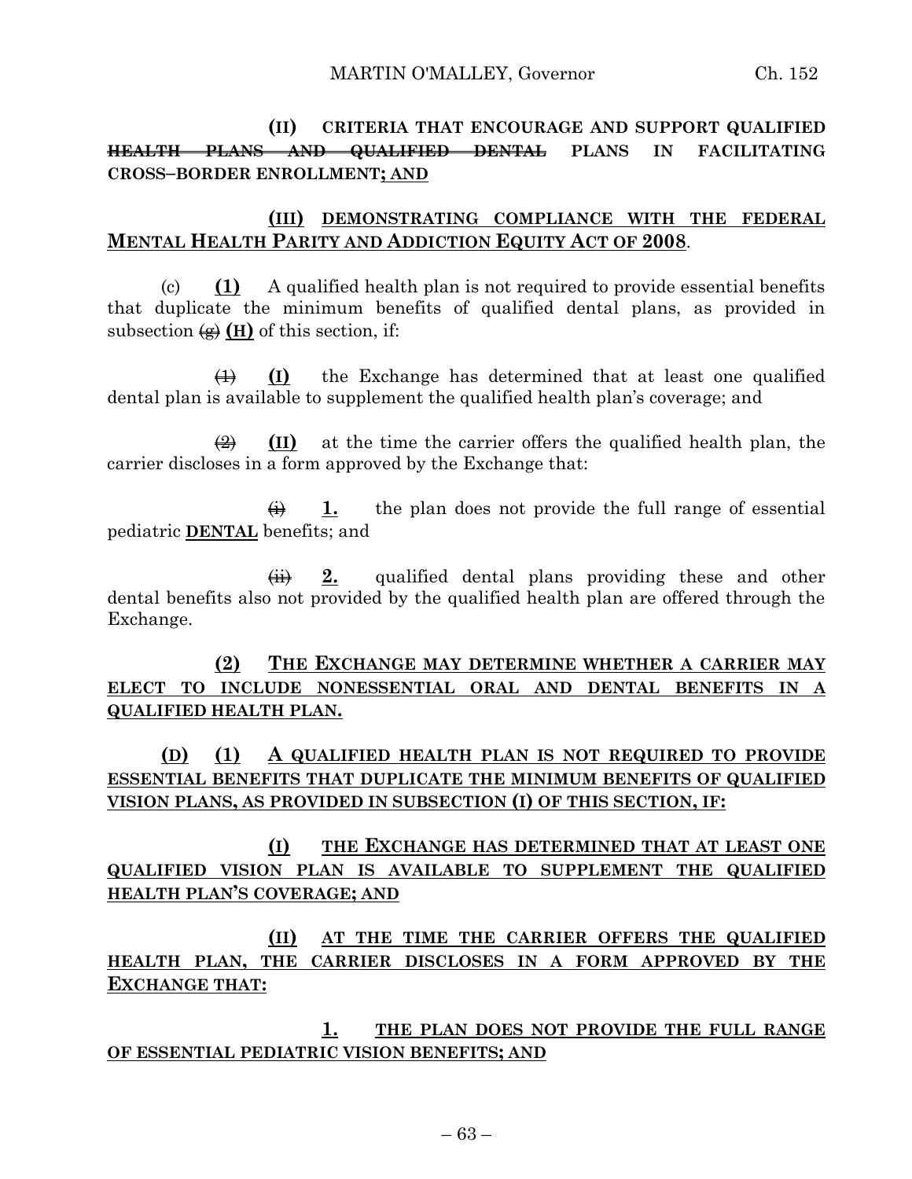**(II) CRITERIA THAT ENCOURAGE AND SUPPORT QUALIFIED ~~HEALTH PLANS AND QUALIFIED DENTAL~~ PLANS IN FACILITATING CROSS–BORDER ENROLLMENT<u>; AND</u>**

<u>**(III) DEMONSTRATING COMPLIANCE WITH THE FEDERAL MENTAL HEALTH PARITY AND ADDICTION EQUITY ACT OF 2008**</u>.

(c) <u>**(1)**</u> A qualified health plan is not required to provide essential benefits that duplicate the minimum benefits of qualified dental plans, as provided in subsection ~~(g)~~ <u>**(H)**</u> of this section, if:

~~(1)~~ <u>**(I)**</u> the Exchange has determined that at least one qualified dental plan is available to supplement the qualified health plan's coverage; and

~~(2)~~ <u>**(II)**</u> at the time the carrier offers the qualified health plan, the carrier discloses in a form approved by the Exchange that:

~~(i)~~ <u>**1.**</u> the plan does not provide the full range of essential pediatric <u>**DENTAL**</u> benefits; and

~~(ii)~~ <u>**2.**</u> qualified dental plans providing these and other dental benefits also not provided by the qualified health plan are offered through the Exchange.

<u>**(2) THE EXCHANGE MAY DETERMINE WHETHER A CARRIER MAY ELECT TO INCLUDE NONESSENTIAL ORAL AND DENTAL BENEFITS IN A QUALIFIED HEALTH PLAN.**</u>

<u>**(D) (1) A QUALIFIED HEALTH PLAN IS NOT REQUIRED TO PROVIDE ESSENTIAL BENEFITS THAT DUPLICATE THE MINIMUM BENEFITS OF QUALIFIED VISION PLANS, AS PROVIDED IN SUBSECTION (I) OF THIS SECTION, IF:**</u>

<u>**(I) THE EXCHANGE HAS DETERMINED THAT AT LEAST ONE QUALIFIED VISION PLAN IS AVAILABLE TO SUPPLEMENT THE QUALIFIED HEALTH PLAN'S COVERAGE; AND**</u>

<u>**(II) AT THE TIME THE CARRIER OFFERS THE QUALIFIED HEALTH PLAN, THE CARRIER DISCLOSES IN A FORM APPROVED BY THE EXCHANGE THAT:**</u>

<u>**1. THE PLAN DOES NOT PROVIDE THE FULL RANGE OF ESSENTIAL PEDIATRIC VISION BENEFITS; AND**</u>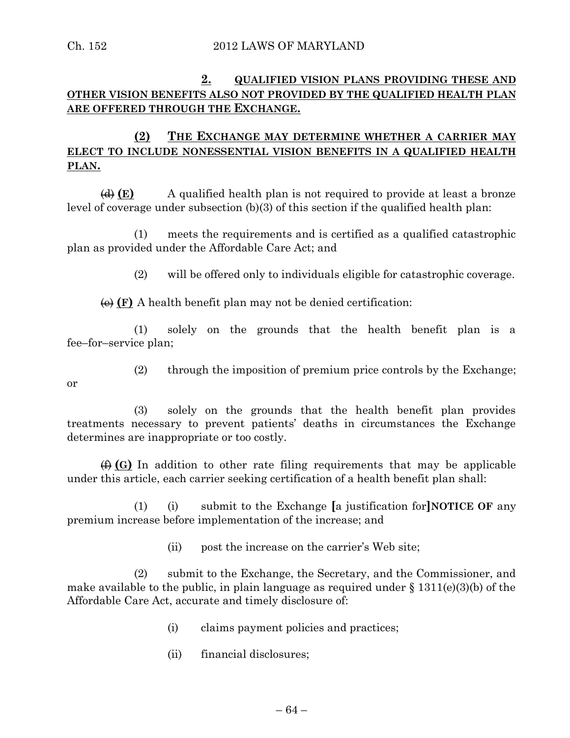**2. QUALIFIED VISION PLANS PROVIDING THESE AND OTHER VISION BENEFITS ALSO NOT PROVIDED BY THE QUALIFIED HEALTH PLAN ARE OFFERED THROUGH THE EXCHANGE.**

**(2) THE EXCHANGE MAY DETERMINE WHETHER A CARRIER MAY ELECT TO INCLUDE NONESSENTIAL VISION BENEFITS IN A QUALIFIED HEALTH PLAN.**

~~(d)~~ **(E)** A qualified health plan is not required to provide at least a bronze level of coverage under subsection (b)(3) of this section if the qualified health plan:

(1) meets the requirements and is certified as a qualified catastrophic plan as provided under the Affordable Care Act; and

(2) will be offered only to individuals eligible for catastrophic coverage.

~~(e)~~ **(F)** A health benefit plan may not be denied certification:

(1) solely on the grounds that the health benefit plan is a fee–for–service plan;

(2) through the imposition of premium price controls by the Exchange; or

(3) solely on the grounds that the health benefit plan provides treatments necessary to prevent patients' deaths in circumstances the Exchange determines are inappropriate or too costly.

~~(f)~~ **(G)** In addition to other rate filing requirements that may be applicable under this article, each carrier seeking certification of a health benefit plan shall:

(1) (i) submit to the Exchange **[**a justification for**]** **NOTICE OF** any premium increase before implementation of the increase; and

(ii) post the increase on the carrier's Web site;

(2) submit to the Exchange, the Secretary, and the Commissioner, and make available to the public, in plain language as required under § 1311(e)(3)(b) of the Affordable Care Act, accurate and timely disclosure of:

(i) claims payment policies and practices;

(ii) financial disclosures;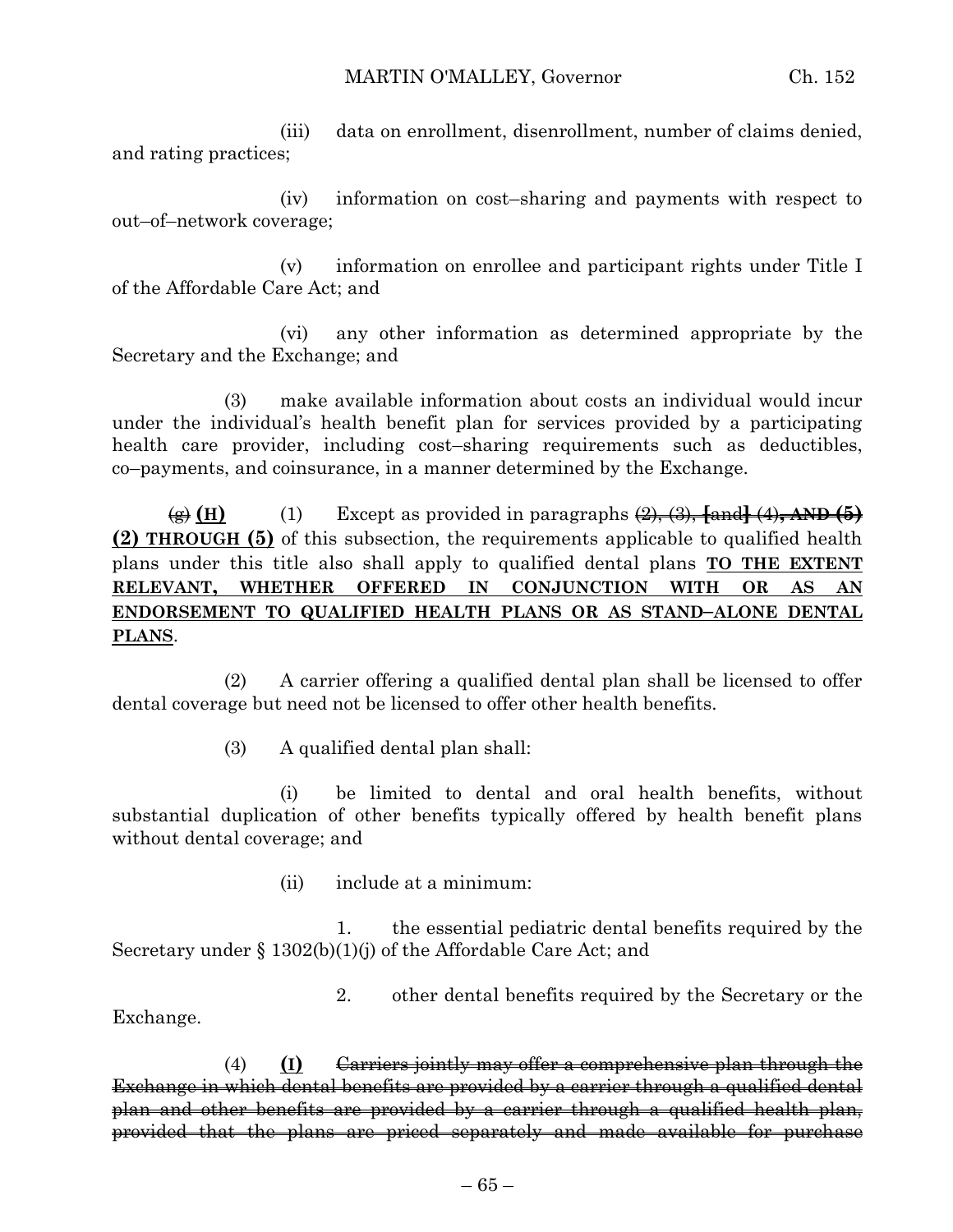(iii) data on enrollment, disenrollment, number of claims denied, and rating practices;

(iv) information on cost–sharing and payments with respect to out–of–network coverage;

(v) information on enrollee and participant rights under Title I of the Affordable Care Act; and

(vi) any other information as determined appropriate by the Secretary and the Exchange; and

(3) make available information about costs an individual would incur under the individual's health benefit plan for services provided by a participating health care provider, including cost–sharing requirements such as deductibles, co–payments, and coinsurance, in a manner determined by the Exchange.

~~(g)~~ **(H)** (1) Except as provided in paragraphs ~~(2), (3),~~ **[**~~and~~**]** ~~(4)~~**~~, AND (5)~~** **(2) THROUGH (5)** of this subsection, the requirements applicable to qualified health plans under this title also shall apply to qualified dental plans **TO THE EXTENT RELEVANT, WHETHER OFFERED IN CONJUNCTION WITH OR AS AN ENDORSEMENT TO QUALIFIED HEALTH PLANS OR AS STAND–ALONE DENTAL PLANS**.

(2) A carrier offering a qualified dental plan shall be licensed to offer dental coverage but need not be licensed to offer other health benefits.

(3) A qualified dental plan shall:

(i) be limited to dental and oral health benefits, without substantial duplication of other benefits typically offered by health benefit plans without dental coverage; and

(ii) include at a minimum:

1. the essential pediatric dental benefits required by the Secretary under § 1302(b)(1)(j) of the Affordable Care Act; and

2. other dental benefits required by the Secretary or the Exchange.

(4) **(I)** ~~Carriers jointly may offer a comprehensive plan through the Exchange in which dental benefits are provided by a carrier through a qualified dental plan and other benefits are provided by a carrier through a qualified health plan, provided that the plans are priced separately and made available for purchase~~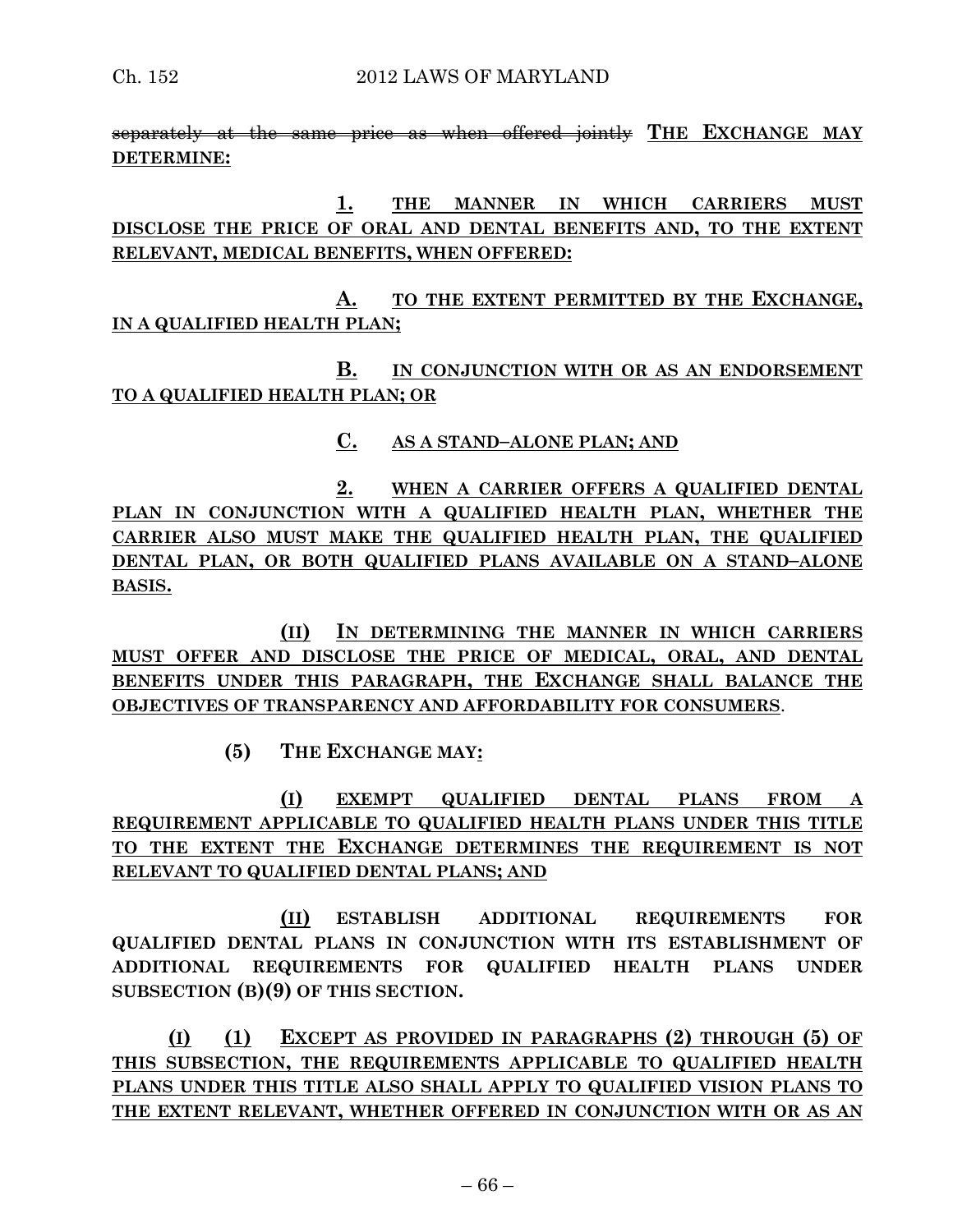~~separately at the same price as when offered jointly~~ **<u>THE EXCHANGE MAY DETERMINE:</u>**

**<u>1. THE MANNER IN WHICH CARRIERS MUST DISCLOSE THE PRICE OF ORAL AND DENTAL BENEFITS AND, TO THE EXTENT RELEVANT, MEDICAL BENEFITS, WHEN OFFERED:</u>**

**<u>A. TO THE EXTENT PERMITTED BY THE EXCHANGE, IN A QUALIFIED HEALTH PLAN;</u>**

**<u>B. IN CONJUNCTION WITH OR AS AN ENDORSEMENT TO A QUALIFIED HEALTH PLAN; OR</u>**

**<u>C. AS A STAND–ALONE PLAN; AND</u>**

**<u>2. WHEN A CARRIER OFFERS A QUALIFIED DENTAL PLAN IN CONJUNCTION WITH A QUALIFIED HEALTH PLAN, WHETHER THE CARRIER ALSO MUST MAKE THE QUALIFIED HEALTH PLAN, THE QUALIFIED DENTAL PLAN, OR BOTH QUALIFIED PLANS AVAILABLE ON A STAND–ALONE BASIS.</u>**

**<u>(II) IN DETERMINING THE MANNER IN WHICH CARRIERS MUST OFFER AND DISCLOSE THE PRICE OF MEDICAL, ORAL, AND DENTAL BENEFITS UNDER THIS PARAGRAPH, THE EXCHANGE SHALL BALANCE THE OBJECTIVES OF TRANSPARENCY AND AFFORDABILITY FOR CONSUMERS</u>**.

**(5) THE EXCHANGE MAY<u>:</u>**

**<u>(I) EXEMPT QUALIFIED DENTAL PLANS FROM A REQUIREMENT APPLICABLE TO QUALIFIED HEALTH PLANS UNDER THIS TITLE TO THE EXTENT THE EXCHANGE DETERMINES THE REQUIREMENT IS NOT RELEVANT TO QUALIFIED DENTAL PLANS; AND</u>**

**<u>(II)</u> ESTABLISH ADDITIONAL REQUIREMENTS FOR QUALIFIED DENTAL PLANS IN CONJUNCTION WITH ITS ESTABLISHMENT OF ADDITIONAL REQUIREMENTS FOR QUALIFIED HEALTH PLANS UNDER SUBSECTION (B)(9) OF THIS SECTION.**

**<u>(I) (1) EXCEPT AS PROVIDED IN PARAGRAPHS (2) THROUGH (5) OF THIS SUBSECTION, THE REQUIREMENTS APPLICABLE TO QUALIFIED HEALTH PLANS UNDER THIS TITLE ALSO SHALL APPLY TO QUALIFIED VISION PLANS TO THE EXTENT RELEVANT, WHETHER OFFERED IN CONJUNCTION WITH OR AS AN</u>**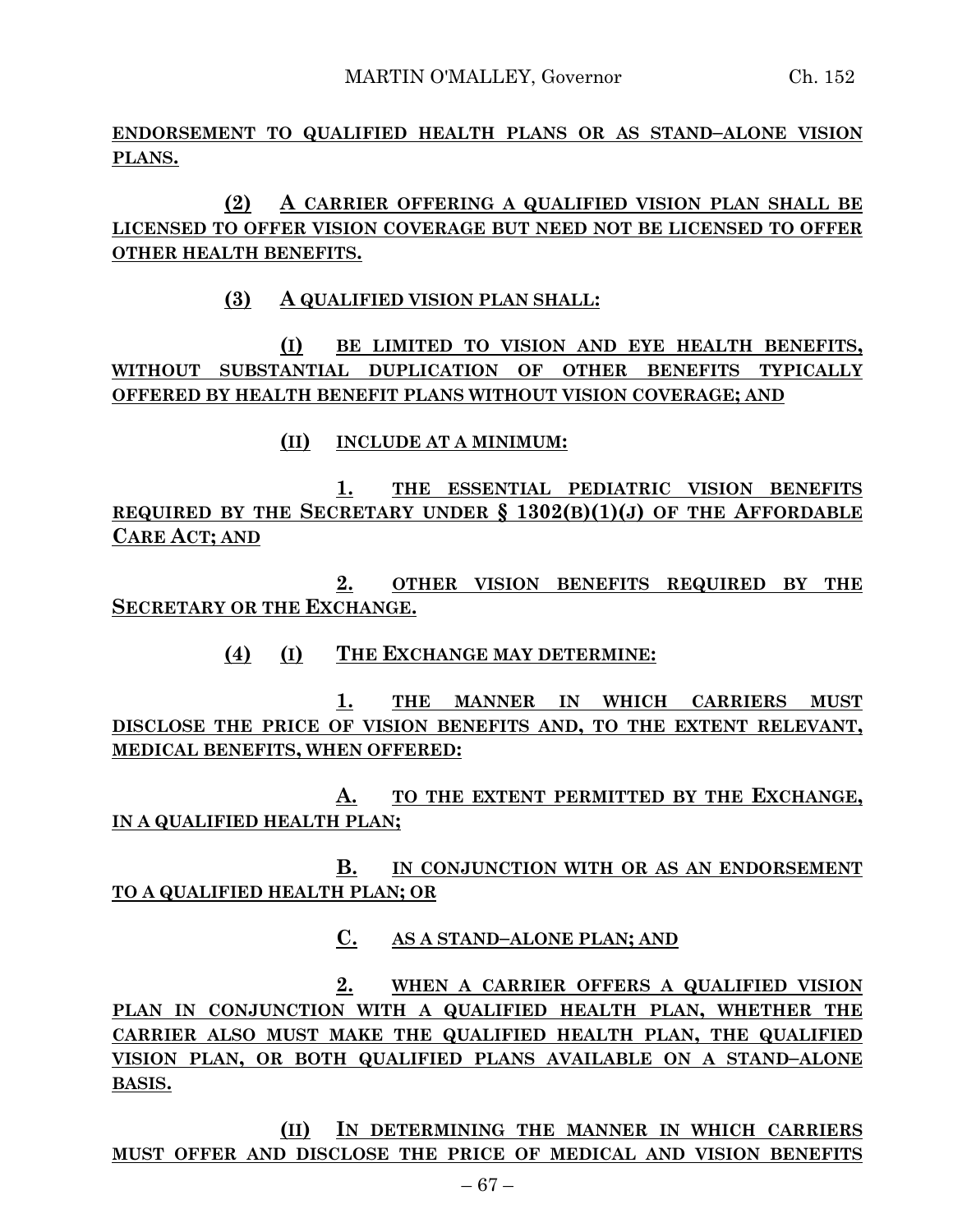**ENDORSEMENT TO QUALIFIED HEALTH PLANS OR AS STAND–ALONE VISION PLANS.**

**(2) A CARRIER OFFERING A QUALIFIED VISION PLAN SHALL BE LICENSED TO OFFER VISION COVERAGE BUT NEED NOT BE LICENSED TO OFFER OTHER HEALTH BENEFITS.**

**(3) A QUALIFIED VISION PLAN SHALL:**

**(I) BE LIMITED TO VISION AND EYE HEALTH BENEFITS, WITHOUT SUBSTANTIAL DUPLICATION OF OTHER BENEFITS TYPICALLY OFFERED BY HEALTH BENEFIT PLANS WITHOUT VISION COVERAGE; AND**

**(II) INCLUDE AT A MINIMUM:**

**1. THE ESSENTIAL PEDIATRIC VISION BENEFITS REQUIRED BY THE SECRETARY UNDER § 1302(B)(1)(J) OF THE AFFORDABLE CARE ACT; AND**

**2. OTHER VISION BENEFITS REQUIRED BY THE SECRETARY OR THE EXCHANGE.**

**(4) (I) THE EXCHANGE MAY DETERMINE:**

**1. THE MANNER IN WHICH CARRIERS MUST DISCLOSE THE PRICE OF VISION BENEFITS AND, TO THE EXTENT RELEVANT, MEDICAL BENEFITS, WHEN OFFERED:**

**A. TO THE EXTENT PERMITTED BY THE EXCHANGE, IN A QUALIFIED HEALTH PLAN;**

**B. IN CONJUNCTION WITH OR AS AN ENDORSEMENT TO A QUALIFIED HEALTH PLAN; OR**

**C. AS A STAND–ALONE PLAN; AND**

**2. WHEN A CARRIER OFFERS A QUALIFIED VISION PLAN IN CONJUNCTION WITH A QUALIFIED HEALTH PLAN, WHETHER THE CARRIER ALSO MUST MAKE THE QUALIFIED HEALTH PLAN, THE QUALIFIED VISION PLAN, OR BOTH QUALIFIED PLANS AVAILABLE ON A STAND–ALONE BASIS.**

**(II) IN DETERMINING THE MANNER IN WHICH CARRIERS MUST OFFER AND DISCLOSE THE PRICE OF MEDICAL AND VISION BENEFITS**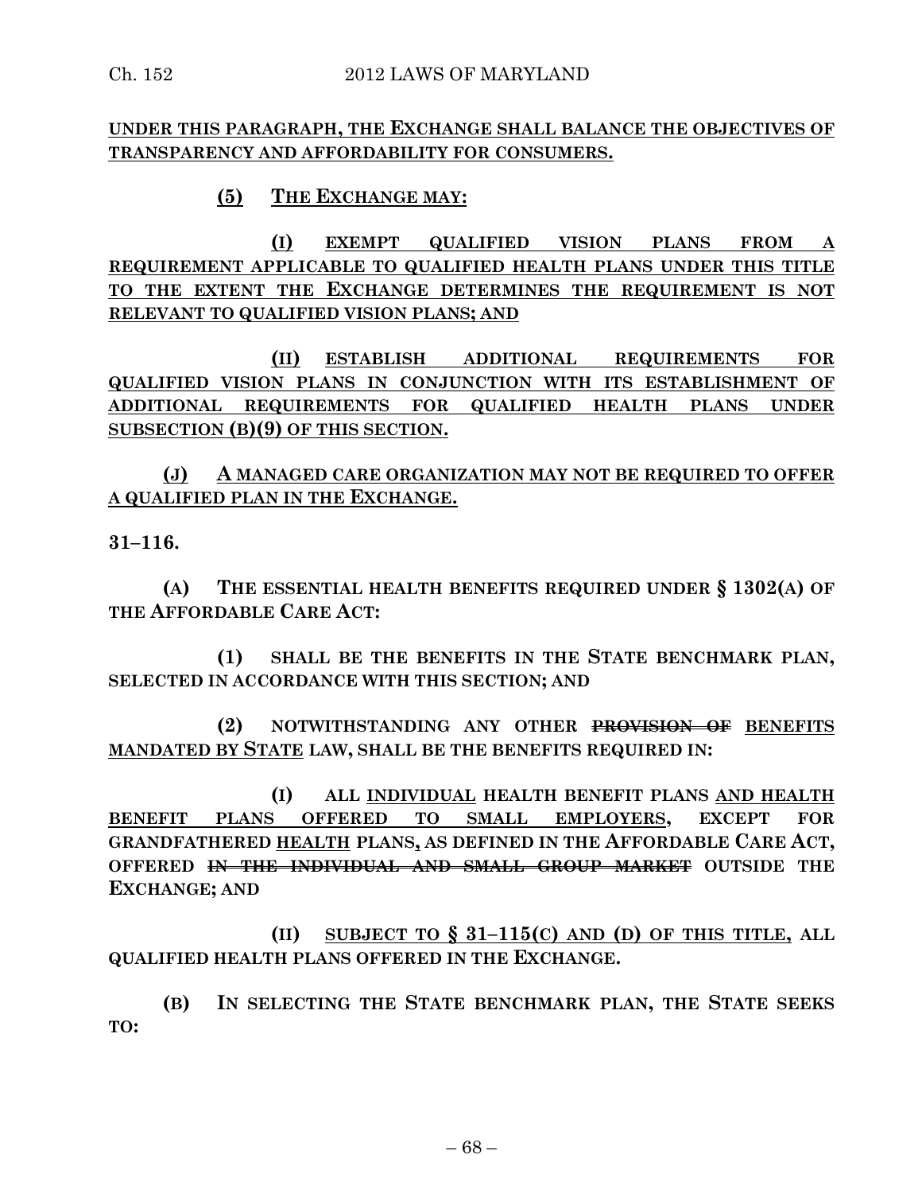**UNDER THIS PARAGRAPH, THE EXCHANGE SHALL BALANCE THE OBJECTIVES OF TRANSPARENCY AND AFFORDABILITY FOR CONSUMERS.**

**(5) THE EXCHANGE MAY:**

**(I) EXEMPT QUALIFIED VISION PLANS FROM A REQUIREMENT APPLICABLE TO QUALIFIED HEALTH PLANS UNDER THIS TITLE TO THE EXTENT THE EXCHANGE DETERMINES THE REQUIREMENT IS NOT RELEVANT TO QUALIFIED VISION PLANS; AND**

**(II) ESTABLISH ADDITIONAL REQUIREMENTS FOR QUALIFIED VISION PLANS IN CONJUNCTION WITH ITS ESTABLISHMENT OF ADDITIONAL REQUIREMENTS FOR QUALIFIED HEALTH PLANS UNDER SUBSECTION (B)(9) OF THIS SECTION.**

**(J) A MANAGED CARE ORGANIZATION MAY NOT BE REQUIRED TO OFFER A QUALIFIED PLAN IN THE EXCHANGE.**

**31–116.**

**(A) THE ESSENTIAL HEALTH BENEFITS REQUIRED UNDER § 1302(A) OF THE AFFORDABLE CARE ACT:**

**(1) SHALL BE THE BENEFITS IN THE STATE BENCHMARK PLAN, SELECTED IN ACCORDANCE WITH THIS SECTION; AND**

**(2) NOTWITHSTANDING ANY OTHER ~~PROVISION OF~~ BENEFITS MANDATED BY STATE LAW, SHALL BE THE BENEFITS REQUIRED IN:**

**(I) ALL INDIVIDUAL HEALTH BENEFIT PLANS AND HEALTH BENEFIT PLANS OFFERED TO SMALL EMPLOYERS, EXCEPT FOR GRANDFATHERED HEALTH PLANS, AS DEFINED IN THE AFFORDABLE CARE ACT, OFFERED ~~IN THE INDIVIDUAL AND SMALL GROUP MARKET~~ OUTSIDE THE EXCHANGE; AND**

**(II) SUBJECT TO § 31–115(C) AND (D) OF THIS TITLE, ALL QUALIFIED HEALTH PLANS OFFERED IN THE EXCHANGE.**

**(B) IN SELECTING THE STATE BENCHMARK PLAN, THE STATE SEEKS TO:**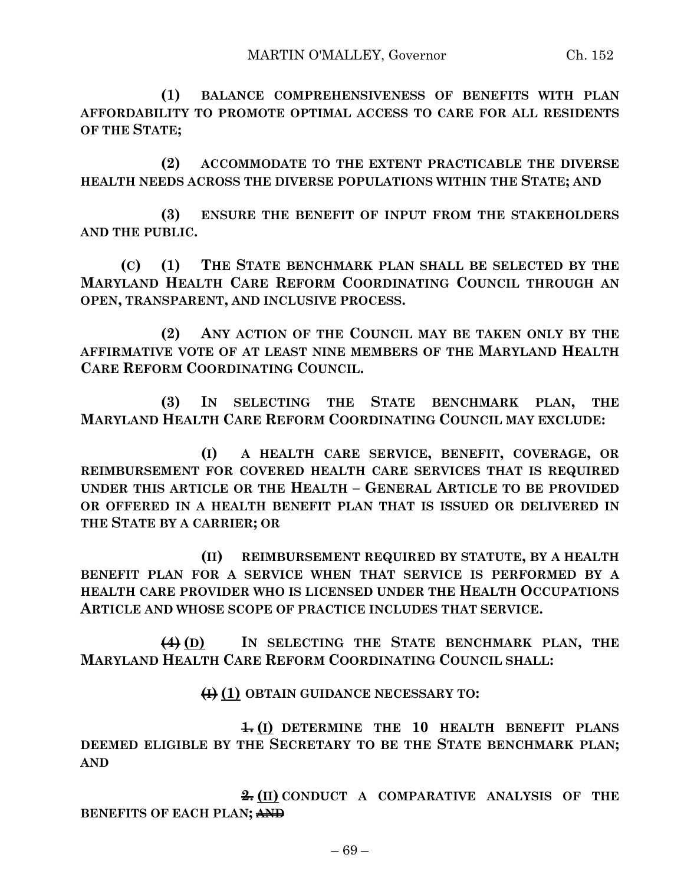**(1) BALANCE COMPREHENSIVENESS OF BENEFITS WITH PLAN AFFORDABILITY TO PROMOTE OPTIMAL ACCESS TO CARE FOR ALL RESIDENTS OF THE STATE;**

**(2) ACCOMMODATE TO THE EXTENT PRACTICABLE THE DIVERSE HEALTH NEEDS ACROSS THE DIVERSE POPULATIONS WITHIN THE STATE; AND**

**(3) ENSURE THE BENEFIT OF INPUT FROM THE STAKEHOLDERS AND THE PUBLIC.**

**(C) (1) THE STATE BENCHMARK PLAN SHALL BE SELECTED BY THE MARYLAND HEALTH CARE REFORM COORDINATING COUNCIL THROUGH AN OPEN, TRANSPARENT, AND INCLUSIVE PROCESS.**

**(2) ANY ACTION OF THE COUNCIL MAY BE TAKEN ONLY BY THE AFFIRMATIVE VOTE OF AT LEAST NINE MEMBERS OF THE MARYLAND HEALTH CARE REFORM COORDINATING COUNCIL.**

**(3) IN SELECTING THE STATE BENCHMARK PLAN, THE MARYLAND HEALTH CARE REFORM COORDINATING COUNCIL MAY EXCLUDE:**

**(I) A HEALTH CARE SERVICE, BENEFIT, COVERAGE, OR REIMBURSEMENT FOR COVERED HEALTH CARE SERVICES THAT IS REQUIRED UNDER THIS ARTICLE OR THE HEALTH – GENERAL ARTICLE TO BE PROVIDED OR OFFERED IN A HEALTH BENEFIT PLAN THAT IS ISSUED OR DELIVERED IN THE STATE BY A CARRIER; OR**

**(II) REIMBURSEMENT REQUIRED BY STATUTE, BY A HEALTH BENEFIT PLAN FOR A SERVICE WHEN THAT SERVICE IS PERFORMED BY A HEALTH CARE PROVIDER WHO IS LICENSED UNDER THE HEALTH OCCUPATIONS ARTICLE AND WHOSE SCOPE OF PRACTICE INCLUDES THAT SERVICE.**

~~**(4)**~~ **(D)** **IN SELECTING THE STATE BENCHMARK PLAN, THE MARYLAND HEALTH CARE REFORM COORDINATING COUNCIL SHALL:**

~~**(I)**~~ **(1) OBTAIN GUIDANCE NECESSARY TO:**

~~**1.**~~ **(I) DETERMINE THE 10 HEALTH BENEFIT PLANS DEEMED ELIGIBLE BY THE SECRETARY TO BE THE STATE BENCHMARK PLAN; AND**

~~**2.**~~ **(II) CONDUCT A COMPARATIVE ANALYSIS OF THE BENEFITS OF EACH PLAN;** ~~**AND**~~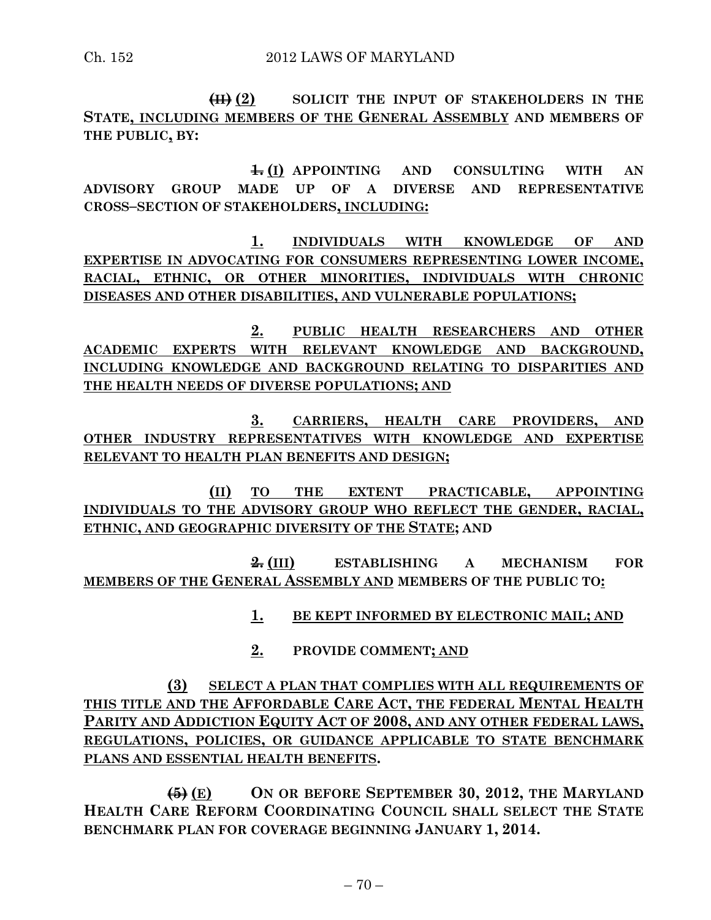~~(II)~~ (2) SOLICIT THE INPUT OF STAKEHOLDERS IN THE STATE, INCLUDING MEMBERS OF THE GENERAL ASSEMBLY AND MEMBERS OF THE PUBLIC, BY:

~~1.~~ (I) APPOINTING AND CONSULTING WITH AN ADVISORY GROUP MADE UP OF A DIVERSE AND REPRESENTATIVE CROSS–SECTION OF STAKEHOLDERS, INCLUDING:

1. INDIVIDUALS WITH KNOWLEDGE OF AND EXPERTISE IN ADVOCATING FOR CONSUMERS REPRESENTING LOWER INCOME, RACIAL, ETHNIC, OR OTHER MINORITIES, INDIVIDUALS WITH CHRONIC DISEASES AND OTHER DISABILITIES, AND VULNERABLE POPULATIONS;

2. PUBLIC HEALTH RESEARCHERS AND OTHER ACADEMIC EXPERTS WITH RELEVANT KNOWLEDGE AND BACKGROUND, INCLUDING KNOWLEDGE AND BACKGROUND RELATING TO DISPARITIES AND THE HEALTH NEEDS OF DIVERSE POPULATIONS; AND

3. CARRIERS, HEALTH CARE PROVIDERS, AND OTHER INDUSTRY REPRESENTATIVES WITH KNOWLEDGE AND EXPERTISE RELEVANT TO HEALTH PLAN BENEFITS AND DESIGN;

(II) TO THE EXTENT PRACTICABLE, APPOINTING INDIVIDUALS TO THE ADVISORY GROUP WHO REFLECT THE GENDER, RACIAL, ETHNIC, AND GEOGRAPHIC DIVERSITY OF THE STATE; AND

~~2.~~ (III) ESTABLISHING A MECHANISM FOR MEMBERS OF THE GENERAL ASSEMBLY AND MEMBERS OF THE PUBLIC TO:

1. BE KEPT INFORMED BY ELECTRONIC MAIL; AND

2. PROVIDE COMMENT; AND

(3) SELECT A PLAN THAT COMPLIES WITH ALL REQUIREMENTS OF THIS TITLE AND THE AFFORDABLE CARE ACT, THE FEDERAL MENTAL HEALTH PARITY AND ADDICTION EQUITY ACT OF 2008, AND ANY OTHER FEDERAL LAWS, REGULATIONS, POLICIES, OR GUIDANCE APPLICABLE TO STATE BENCHMARK PLANS AND ESSENTIAL HEALTH BENEFITS.

~~(5)~~ (E) ON OR BEFORE SEPTEMBER 30, 2012, THE MARYLAND HEALTH CARE REFORM COORDINATING COUNCIL SHALL SELECT THE STATE BENCHMARK PLAN FOR COVERAGE BEGINNING JANUARY 1, 2014.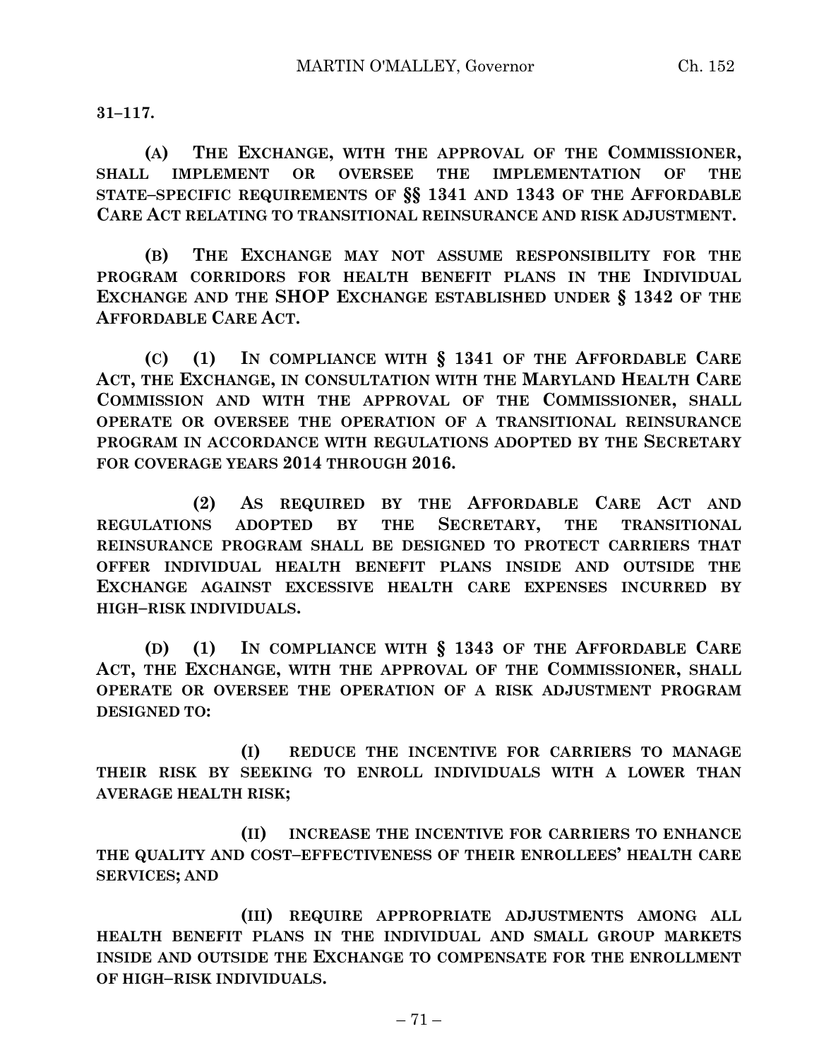**31–117.**

**(A) THE EXCHANGE, WITH THE APPROVAL OF THE COMMISSIONER, SHALL IMPLEMENT OR OVERSEE THE IMPLEMENTATION OF THE STATE–SPECIFIC REQUIREMENTS OF §§ 1341 AND 1343 OF THE AFFORDABLE CARE ACT RELATING TO TRANSITIONAL REINSURANCE AND RISK ADJUSTMENT.**

**(B) THE EXCHANGE MAY NOT ASSUME RESPONSIBILITY FOR THE PROGRAM CORRIDORS FOR HEALTH BENEFIT PLANS IN THE INDIVIDUAL EXCHANGE AND THE SHOP EXCHANGE ESTABLISHED UNDER § 1342 OF THE AFFORDABLE CARE ACT.**

**(C) (1) IN COMPLIANCE WITH § 1341 OF THE AFFORDABLE CARE ACT, THE EXCHANGE, IN CONSULTATION WITH THE MARYLAND HEALTH CARE COMMISSION AND WITH THE APPROVAL OF THE COMMISSIONER, SHALL OPERATE OR OVERSEE THE OPERATION OF A TRANSITIONAL REINSURANCE PROGRAM IN ACCORDANCE WITH REGULATIONS ADOPTED BY THE SECRETARY FOR COVERAGE YEARS 2014 THROUGH 2016.**

**(2) AS REQUIRED BY THE AFFORDABLE CARE ACT AND REGULATIONS ADOPTED BY THE SECRETARY, THE TRANSITIONAL REINSURANCE PROGRAM SHALL BE DESIGNED TO PROTECT CARRIERS THAT OFFER INDIVIDUAL HEALTH BENEFIT PLANS INSIDE AND OUTSIDE THE EXCHANGE AGAINST EXCESSIVE HEALTH CARE EXPENSES INCURRED BY HIGH–RISK INDIVIDUALS.**

**(D) (1) IN COMPLIANCE WITH § 1343 OF THE AFFORDABLE CARE ACT, THE EXCHANGE, WITH THE APPROVAL OF THE COMMISSIONER, SHALL OPERATE OR OVERSEE THE OPERATION OF A RISK ADJUSTMENT PROGRAM DESIGNED TO:**

**(I) REDUCE THE INCENTIVE FOR CARRIERS TO MANAGE THEIR RISK BY SEEKING TO ENROLL INDIVIDUALS WITH A LOWER THAN AVERAGE HEALTH RISK;**

**(II) INCREASE THE INCENTIVE FOR CARRIERS TO ENHANCE THE QUALITY AND COST–EFFECTIVENESS OF THEIR ENROLLEES' HEALTH CARE SERVICES; AND**

**(III) REQUIRE APPROPRIATE ADJUSTMENTS AMONG ALL HEALTH BENEFIT PLANS IN THE INDIVIDUAL AND SMALL GROUP MARKETS INSIDE AND OUTSIDE THE EXCHANGE TO COMPENSATE FOR THE ENROLLMENT OF HIGH–RISK INDIVIDUALS.**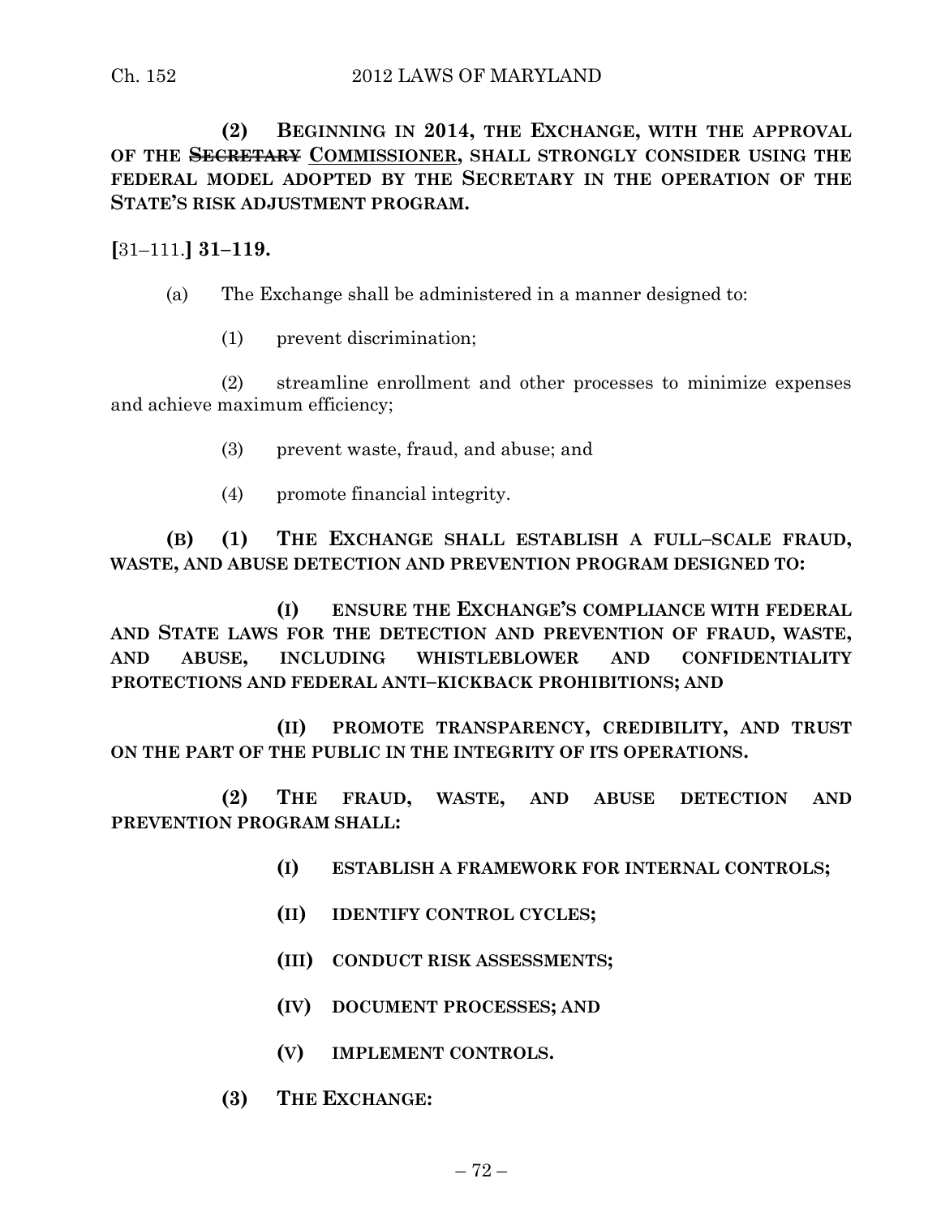**(2) BEGINNING IN 2014, THE EXCHANGE, WITH THE APPROVAL OF THE ~~SECRETARY~~ COMMISSIONER, SHALL STRONGLY CONSIDER USING THE FEDERAL MODEL ADOPTED BY THE SECRETARY IN THE OPERATION OF THE STATE'S RISK ADJUSTMENT PROGRAM.**

[31–111.] **31–119.**

(a) The Exchange shall be administered in a manner designed to:

(1) prevent discrimination;

(2) streamline enrollment and other processes to minimize expenses and achieve maximum efficiency;

(3) prevent waste, fraud, and abuse; and

(4) promote financial integrity.

**(B) (1) THE EXCHANGE SHALL ESTABLISH A FULL–SCALE FRAUD, WASTE, AND ABUSE DETECTION AND PREVENTION PROGRAM DESIGNED TO:**

**(I) ENSURE THE EXCHANGE'S COMPLIANCE WITH FEDERAL AND STATE LAWS FOR THE DETECTION AND PREVENTION OF FRAUD, WASTE, AND ABUSE, INCLUDING WHISTLEBLOWER AND CONFIDENTIALITY PROTECTIONS AND FEDERAL ANTI–KICKBACK PROHIBITIONS; AND**

**(II) PROMOTE TRANSPARENCY, CREDIBILITY, AND TRUST ON THE PART OF THE PUBLIC IN THE INTEGRITY OF ITS OPERATIONS.**

**(2) THE FRAUD, WASTE, AND ABUSE DETECTION AND PREVENTION PROGRAM SHALL:**

**(I) ESTABLISH A FRAMEWORK FOR INTERNAL CONTROLS;**

**(II) IDENTIFY CONTROL CYCLES;**

**(III) CONDUCT RISK ASSESSMENTS;**

**(IV) DOCUMENT PROCESSES; AND**

**(V) IMPLEMENT CONTROLS.**

**(3) THE EXCHANGE:**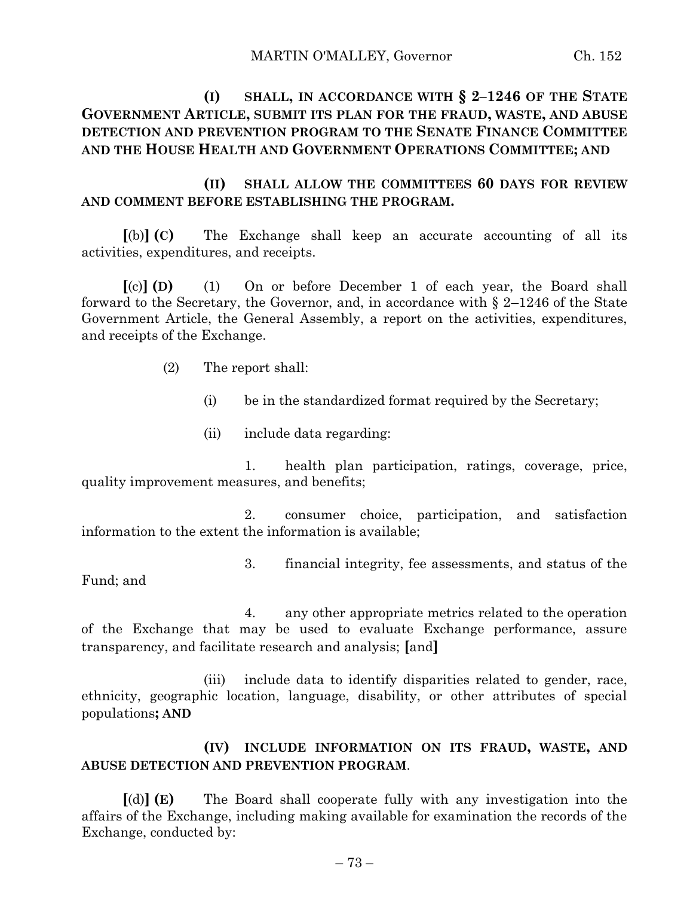**(I) SHALL, IN ACCORDANCE WITH § 2–1246 OF THE STATE GOVERNMENT ARTICLE, SUBMIT ITS PLAN FOR THE FRAUD, WASTE, AND ABUSE DETECTION AND PREVENTION PROGRAM TO THE SENATE FINANCE COMMITTEE AND THE HOUSE HEALTH AND GOVERNMENT OPERATIONS COMMITTEE; AND**

**(II) SHALL ALLOW THE COMMITTEES 60 DAYS FOR REVIEW AND COMMENT BEFORE ESTABLISHING THE PROGRAM.**

**[**(b)**] (C)** The Exchange shall keep an accurate accounting of all its activities, expenditures, and receipts.

**[**(c)**] (D)** (1) On or before December 1 of each year, the Board shall forward to the Secretary, the Governor, and, in accordance with § 2–1246 of the State Government Article, the General Assembly, a report on the activities, expenditures, and receipts of the Exchange.

(2) The report shall:

(i) be in the standardized format required by the Secretary;

(ii) include data regarding:

1. health plan participation, ratings, coverage, price, quality improvement measures, and benefits;

2. consumer choice, participation, and satisfaction information to the extent the information is available;

3. financial integrity, fee assessments, and status of the Fund; and

4. any other appropriate metrics related to the operation of the Exchange that may be used to evaluate Exchange performance, assure transparency, and facilitate research and analysis; **[**and**]**

(iii) include data to identify disparities related to gender, race, ethnicity, geographic location, language, disability, or other attributes of special populations**; AND**

**(IV) INCLUDE INFORMATION ON ITS FRAUD, WASTE, AND ABUSE DETECTION AND PREVENTION PROGRAM**.

**[**(d)**] (E)** The Board shall cooperate fully with any investigation into the affairs of the Exchange, including making available for examination the records of the Exchange, conducted by: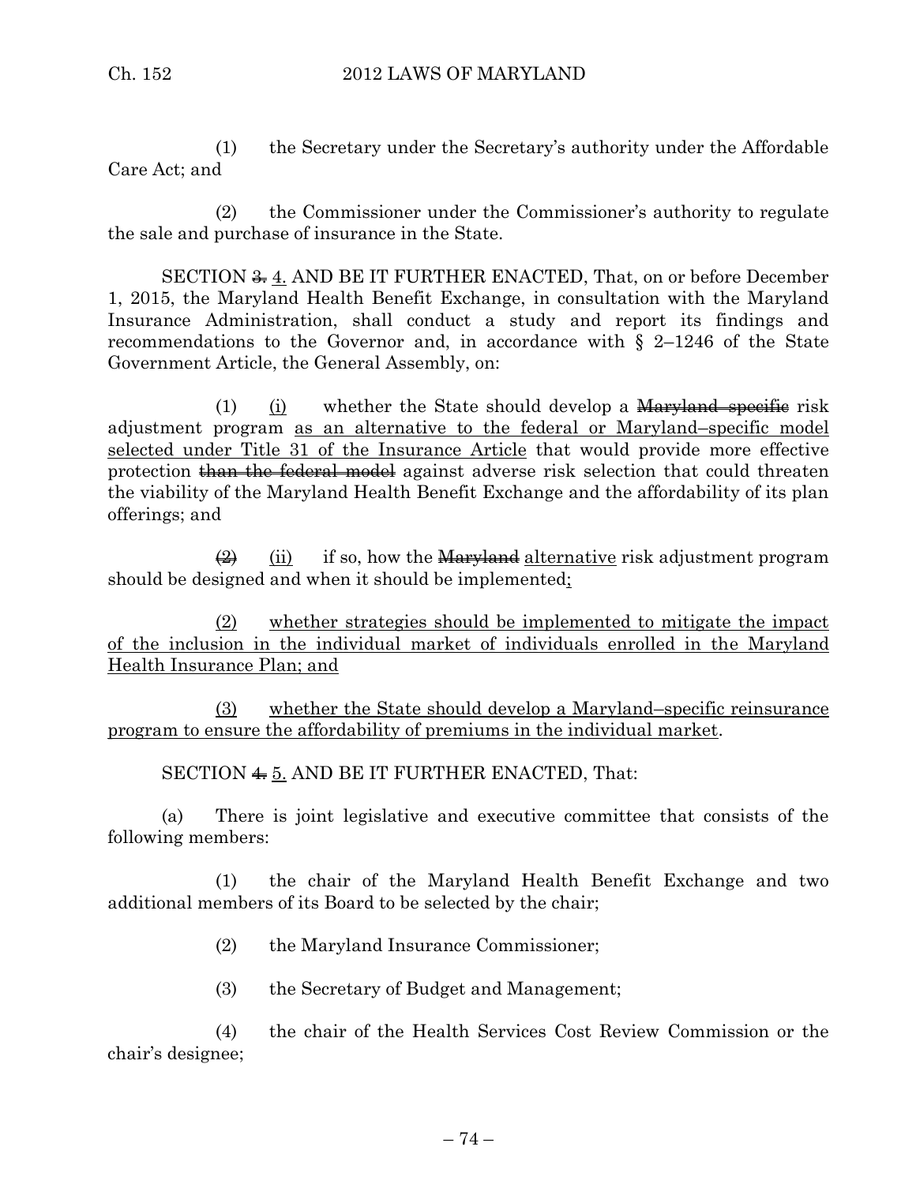(1) the Secretary under the Secretary's authority under the Affordable Care Act; and

(2) the Commissioner under the Commissioner's authority to regulate the sale and purchase of insurance in the State.

SECTION ~~3.~~ 4. AND BE IT FURTHER ENACTED, That, on or before December 1, 2015, the Maryland Health Benefit Exchange, in consultation with the Maryland Insurance Administration, shall conduct a study and report its findings and recommendations to the Governor and, in accordance with § 2–1246 of the State Government Article, the General Assembly, on:

(1) (i) whether the State should develop a ~~Maryland–specific~~ risk adjustment program as an alternative to the federal or Maryland–specific model selected under Title 31 of the Insurance Article that would provide more effective protection ~~than the federal model~~ against adverse risk selection that could threaten the viability of the Maryland Health Benefit Exchange and the affordability of its plan offerings; and

~~(2)~~ (ii) if so, how the ~~Maryland~~ alternative risk adjustment program should be designed and when it should be implemented;

(2) whether strategies should be implemented to mitigate the impact of the inclusion in the individual market of individuals enrolled in the Maryland Health Insurance Plan; and

(3) whether the State should develop a Maryland–specific reinsurance program to ensure the affordability of premiums in the individual market.

SECTION ~~4.~~ 5. AND BE IT FURTHER ENACTED, That:

(a) There is joint legislative and executive committee that consists of the following members:

(1) the chair of the Maryland Health Benefit Exchange and two additional members of its Board to be selected by the chair;

(2) the Maryland Insurance Commissioner;

(3) the Secretary of Budget and Management;

(4) the chair of the Health Services Cost Review Commission or the chair's designee;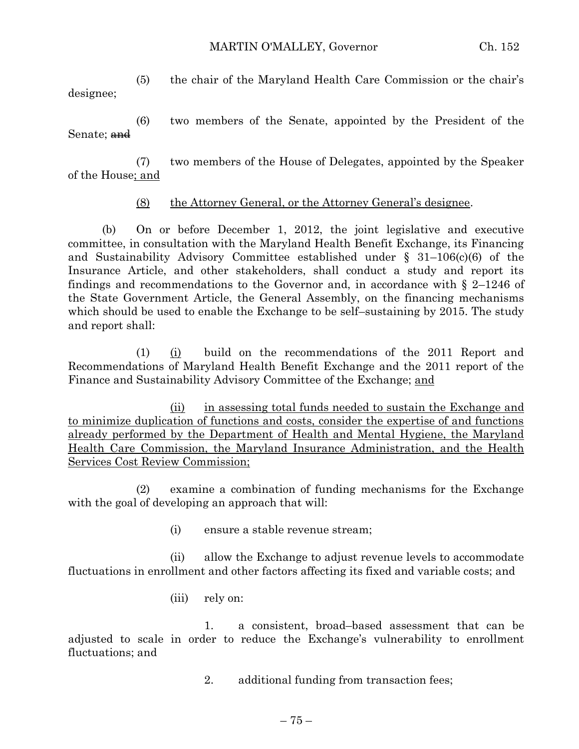(5) the chair of the Maryland Health Care Commission or the chair's designee;

(6) two members of the Senate, appointed by the President of the Senate; ~~and~~

(7) two members of the House of Delegates, appointed by the Speaker of the House<u>; and</u>

<u>(8) the Attorney General, or the Attorney General's designee</u>.

(b) On or before December 1, 2012, the joint legislative and executive committee, in consultation with the Maryland Health Benefit Exchange, its Financing and Sustainability Advisory Committee established under § 31–106(c)(6) of the Insurance Article, and other stakeholders, shall conduct a study and report its findings and recommendations to the Governor and, in accordance with § 2–1246 of the State Government Article, the General Assembly, on the financing mechanisms which should be used to enable the Exchange to be self–sustaining by 2015. The study and report shall:

(1) <u>(i)</u> build on the recommendations of the 2011 Report and Recommendations of Maryland Health Benefit Exchange and the 2011 report of the Finance and Sustainability Advisory Committee of the Exchange; <u>and</u>

<u>(ii) in assessing total funds needed to sustain the Exchange and to minimize duplication of functions and costs, consider the expertise of and functions already performed by the Department of Health and Mental Hygiene, the Maryland Health Care Commission, the Maryland Insurance Administration, and the Health Services Cost Review Commission;</u>

(2) examine a combination of funding mechanisms for the Exchange with the goal of developing an approach that will:

(i) ensure a stable revenue stream;

(ii) allow the Exchange to adjust revenue levels to accommodate fluctuations in enrollment and other factors affecting its fixed and variable costs; and

(iii) rely on:

1. a consistent, broad–based assessment that can be adjusted to scale in order to reduce the Exchange's vulnerability to enrollment fluctuations; and

2. additional funding from transaction fees;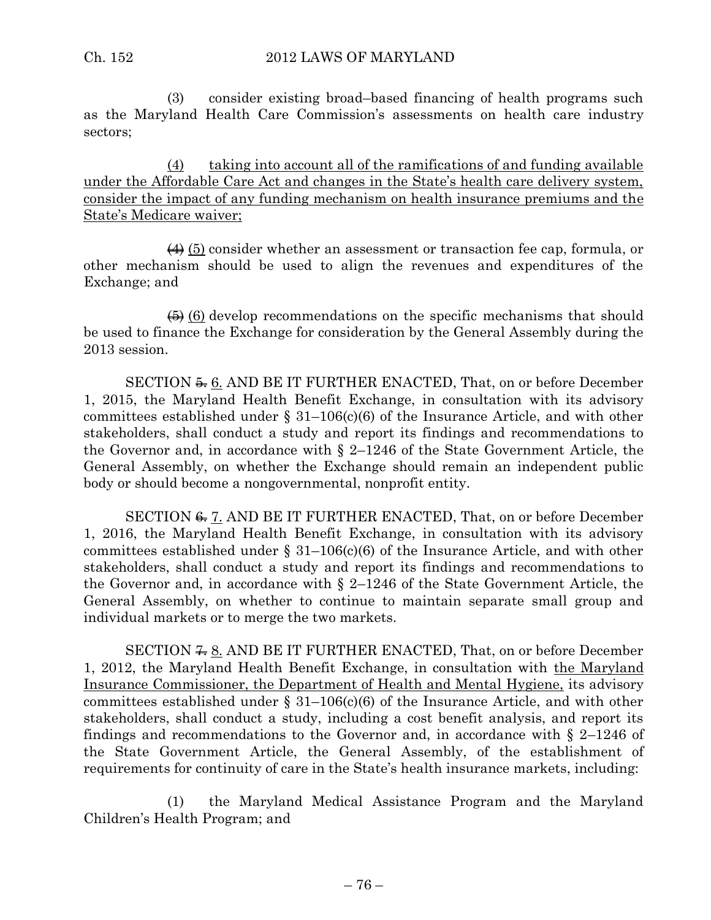(3) consider existing broad–based financing of health programs such as the Maryland Health Care Commission's assessments on health care industry sectors;

<u>(4) taking into account all of the ramifications of and funding available under the Affordable Care Act and changes in the State's health care delivery system, consider the impact of any funding mechanism on health insurance premiums and the State's Medicare waiver;</u>

~~(4)~~ <u>(5)</u> consider whether an assessment or transaction fee cap, formula, or other mechanism should be used to align the revenues and expenditures of the Exchange; and

~~(5)~~ <u>(6)</u> develop recommendations on the specific mechanisms that should be used to finance the Exchange for consideration by the General Assembly during the 2013 session.

SECTION ~~5.~~ <u>6.</u> AND BE IT FURTHER ENACTED, That, on or before December 1, 2015, the Maryland Health Benefit Exchange, in consultation with its advisory committees established under § 31–106(c)(6) of the Insurance Article, and with other stakeholders, shall conduct a study and report its findings and recommendations to the Governor and, in accordance with § 2–1246 of the State Government Article, the General Assembly, on whether the Exchange should remain an independent public body or should become a nongovernmental, nonprofit entity.

SECTION ~~6.~~ <u>7.</u> AND BE IT FURTHER ENACTED, That, on or before December 1, 2016, the Maryland Health Benefit Exchange, in consultation with its advisory committees established under § 31–106(c)(6) of the Insurance Article, and with other stakeholders, shall conduct a study and report its findings and recommendations to the Governor and, in accordance with § 2–1246 of the State Government Article, the General Assembly, on whether to continue to maintain separate small group and individual markets or to merge the two markets.

SECTION ~~7.~~ <u>8.</u> AND BE IT FURTHER ENACTED, That, on or before December 1, 2012, the Maryland Health Benefit Exchange, in consultation with <u>the Maryland Insurance Commissioner, the Department of Health and Mental Hygiene,</u> its advisory committees established under § 31–106(c)(6) of the Insurance Article, and with other stakeholders, shall conduct a study, including a cost benefit analysis, and report its findings and recommendations to the Governor and, in accordance with § 2–1246 of the State Government Article, the General Assembly, of the establishment of requirements for continuity of care in the State's health insurance markets, including:

(1) the Maryland Medical Assistance Program and the Maryland Children's Health Program; and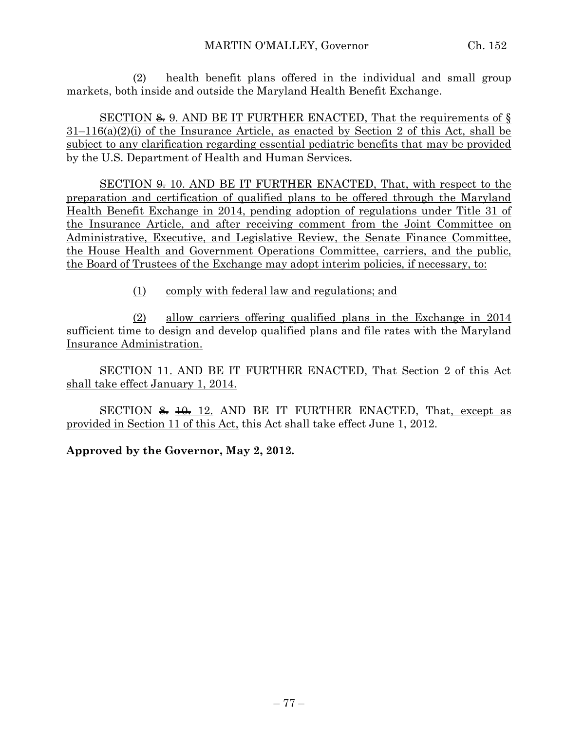(2) health benefit plans offered in the individual and small group markets, both inside and outside the Maryland Health Benefit Exchange.

SECTION ~~8.~~ 9. AND BE IT FURTHER ENACTED, That the requirements of § 31–116(a)(2)(i) of the Insurance Article, as enacted by Section 2 of this Act, shall be subject to any clarification regarding essential pediatric benefits that may be provided by the U.S. Department of Health and Human Services.

SECTION ~~9.~~ 10. AND BE IT FURTHER ENACTED, That, with respect to the preparation and certification of qualified plans to be offered through the Maryland Health Benefit Exchange in 2014, pending adoption of regulations under Title 31 of the Insurance Article, and after receiving comment from the Joint Committee on Administrative, Executive, and Legislative Review, the Senate Finance Committee, the House Health and Government Operations Committee, carriers, and the public, the Board of Trustees of the Exchange may adopt interim policies, if necessary, to:

(1) comply with federal law and regulations; and

(2) allow carriers offering qualified plans in the Exchange in 2014 sufficient time to design and develop qualified plans and file rates with the Maryland Insurance Administration.

SECTION 11. AND BE IT FURTHER ENACTED, That Section 2 of this Act shall take effect January 1, 2014.

SECTION ~~8.~~ ~~10.~~ 12. AND BE IT FURTHER ENACTED, That, except as provided in Section 11 of this Act, this Act shall take effect June 1, 2012.

**Approved by the Governor, May 2, 2012.**